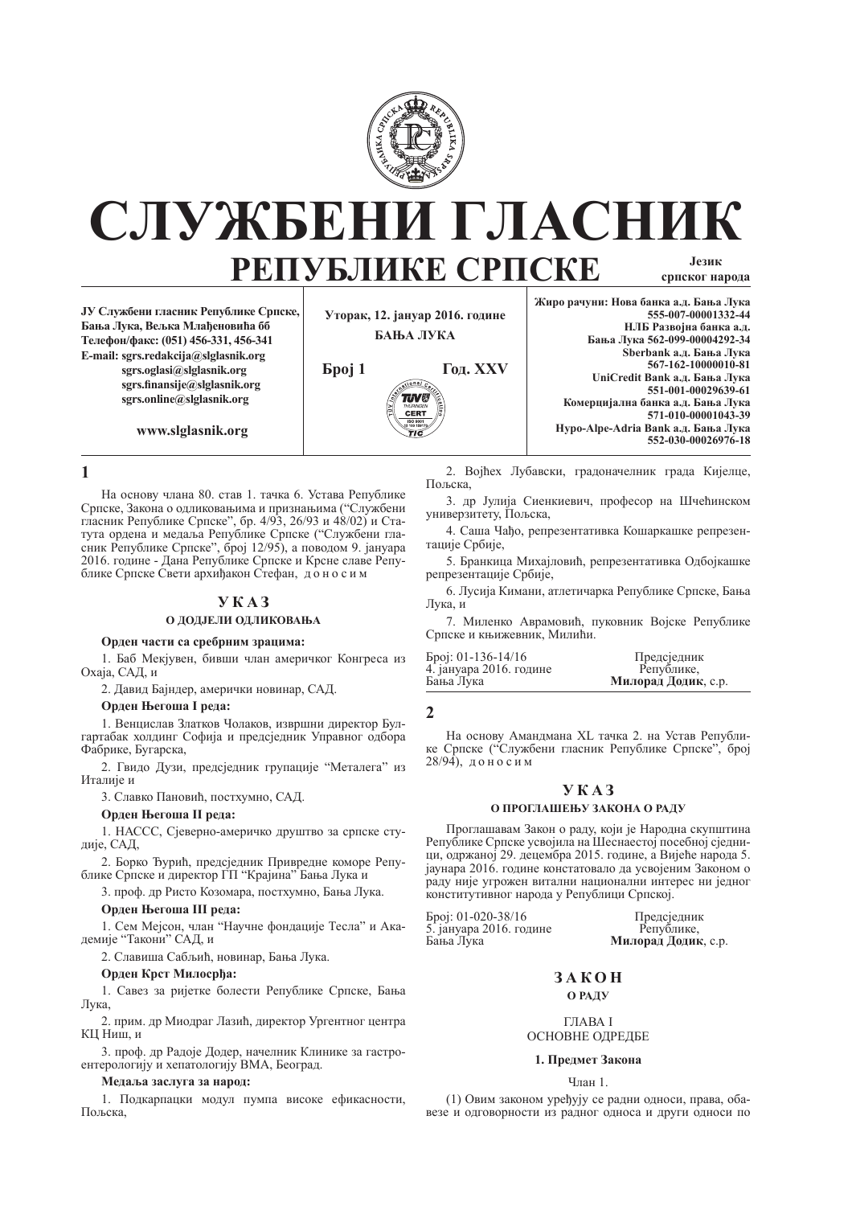# СЛУЖБЕНИ ГЛАСНИК
## РЕПУБЛИКЕ СРПСКЕ

**Језик српског народа**

**ЈУ Службени гласник Републике Српске, Бања Лука, Вељка Млађеновића бб**
**Телефон/факс: (051) 456-331, 456-341**
**E-mail: sgrs.redakcija@slglasnik.org**
**sgrs.oglasi@slglasnik.org**
**sgrs.finansije@slglasnik.org**
**sgrs.online@slglasnik.org**

**www.slglasnik.org**

**Уторак, 12. јануар 2016. године**
**БАЊА ЛУКА**

**Број 1** **Год. XXV**

**Жиро рачуни: Нова банка а.д. Бања Лука 555-007-00001332-44**
**НЛБ Развојна банка а.д. Бања Лука 562-099-00004292-34**
**Sberbank а.д. Бања Лука 567-162-10000010-81**
**UniCredit Bank а.д. Бања Лука 551-001-00029639-61**
**Комерцијална банка а.д. Бања Лука 571-010-00001043-39**
**Hypo-Alpe-Adria Bank а.д. Бања Лука 552-030-00026976-18**

**1**

На основу члана 80. став 1. тачка 6. Устава Републике Српске, Закона о одликовањима и признањима ("Службени гласник Републике Српске", бр. 4/93, 26/93 и 48/02) и Статута ордена и медаља Републике Српске ("Службени гласник Републике Српске", број 12/95), а поводом 9. јануара 2016. године - Дана Републике Српске и Крсне славе Републике Српске Свети архиђакон Стефан, доносим

### УКАЗ
#### О ДОДЈЕЛИ ОДЛИКОВАЊА

**Орден части са сребрним зрацима:**

1. Баб Мекјувен, бивши члан америчког Конгреса из Охаја, САД, и
2. Давид Бајндер, амерички новинар, САД.

**Орден Његоша I реда:**

1. Венцислав Златков Чолаков, извршни директор Булгартабак холдинг Софија и предсједник Управног одбора Фабрике, Бугарска,
2. Гвидо Дузи, предсједник групације "Металега" из Италије и
3. Славко Пановић, постхумно, САД.

**Орден Његоша II реда:**

1. НАССС, Сјеверно-америчко друштво за српске студије, САД,
2. Борко Ђурић, предсједник Привредне коморе Републике Српске и директор ГП "Крајина" Бања Лука и
3. проф. др Ристо Козомара, постхумно, Бања Лука.

**Орден Његоша III реда:**

1. Сем Мејсон, члан "Научне фондације Тесла" и Академије "Такони" САД, и
2. Славиша Сабљић, новинар, Бања Лука.

**Орден Крст Милосрђа:**

1. Савез за ријетке болести Републике Српске, Бања Лука,
2. прим. др Миодраг Лазић, директор Ургентног центра КЦ Ниш, и
3. проф. др Радоје Додер, начелник Клинике за гастроентерологију и хепатологију ВМА, Београд.

**Медаља заслуга за народ:**

1. Подкарпацки модул пумпа високе ефикасности, Пољска,
2. Војћех Лубавски, градоначелник града Кијелце, Пољска,
3. др Јулија Сиенкиевич, професор на Шчећинском универзитету, Пољска,
4. Саша Чађо, репрезентативка Кошаркашке репрезентације Србије,
5. Бранкица Михајловић, репрезентативка Одбојкашке репрезентације Србије,
6. Лусија Кимани, атлетичарка Републике Српске, Бања Лука, и
7. Миленко Аврамовић, пуковник Војске Републике Српске и књижевник, Милићи.

Број: 01-136-14/16
4. јануара 2016. године
Бања Лука

Предсједник Републике,
**Милорад Додик**, с.р.

**2**

На основу Амандмана XL тачка 2. на Устав Републике Српске ("Службени гласник Републике Српске", број 28/94), доносим

### УКАЗ
#### О ПРОГЛАШЕЊУ ЗАКОНА О РАДУ

Проглашавам Закон о раду, који је Народна скупштина Републике Српске усвојила на Шеснаестој посебној сједници, одржаној 29. децембра 2015. године, а Вијеће народа 5. јаунара 2016. године констатовало да усвојеним Законом о раду није угрожен витални национални интерес ни једног конститутивног народа у Републици Српској.

Број: 01-020-38/16
5. јануара 2016. године
Бања Лука

Предсједник Републике,
**Милорад Додик**, с.р.

### ЗАКОН
#### О РАДУ

ГЛАВА I
ОСНОВНЕ ОДРЕДБЕ

**1. Предмет Закона**

Члан 1.

(1) Овим законом уређују се радни односи, права, обавезе и одговорности из радног односа и други односи по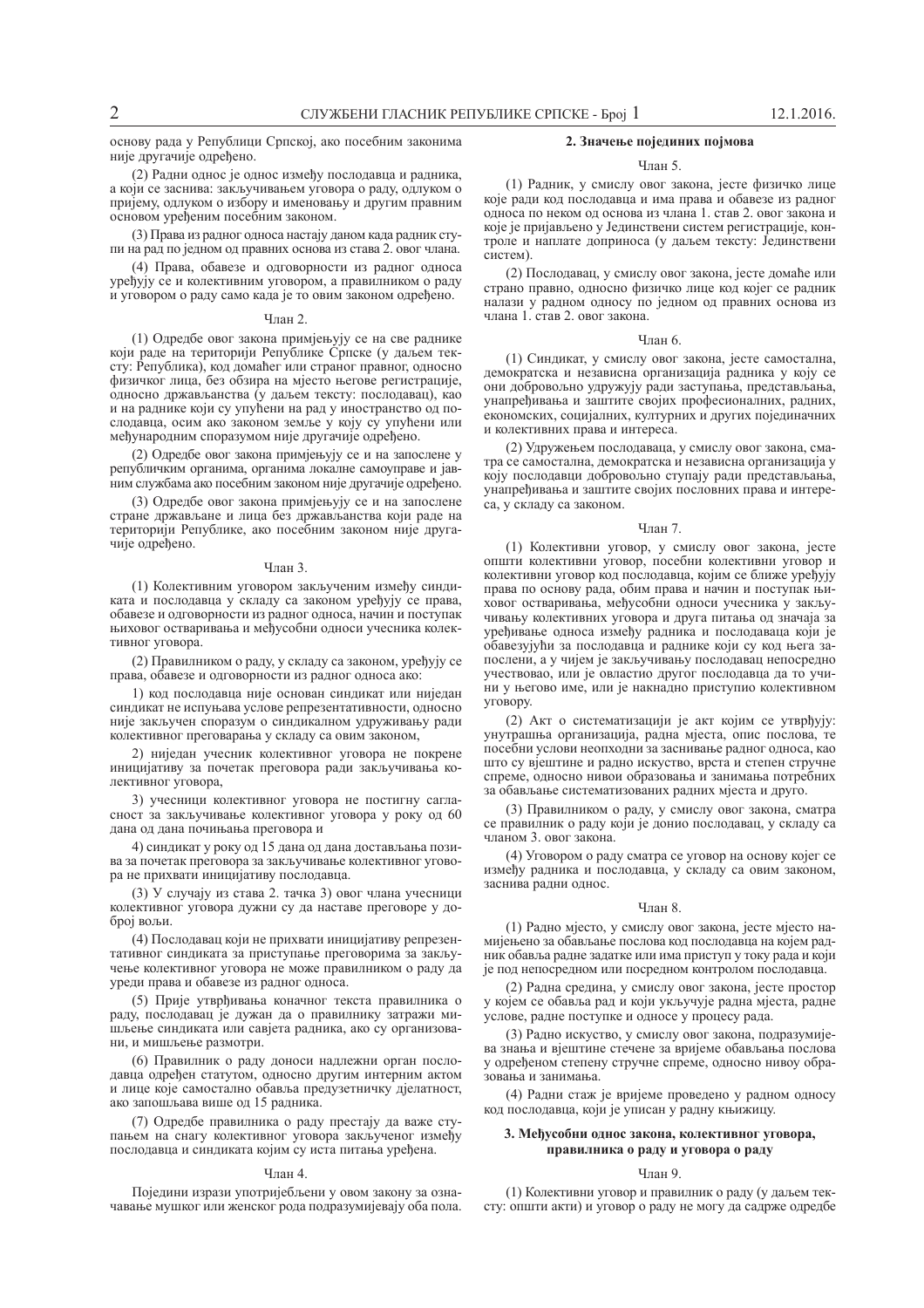основу рада у Републици Српској, ако посебним законима није другачије одређено.

(2) Радни однос је однос између послодавца и радника, а који се заснива: закључивањем уговора о раду, одлуком о пријему, одлуком о избору и именовању и другим правним основом уређеним посебним законом.

(3) Права из радног односа настају даном када радник ступи на рад по једном од правних основа из става 2. овог члана.

(4) Права, обавезе и одговорности из радног односа уређују се и колективним уговором, а правилником о раду и уговором о раду само када је то овим законом одређено.

Члан 2.

(1) Одредбе овог закона примјењују се на све раднике који раде на територији Републике Српске (у даљем тексту: Република), код домаћег или страног правног, односно физичког лица, без обзира на мјесто његове регистрације, односно држављанства (у даљем тексту: послодавац), као и на раднике који су упућени на рад у иностранство од послодавца, осим ако законом земље у коју су упућени или међународним споразумом није другачије одређено.

(2) Одредбе овог закона примјењују се и на запослене у републичким органима, органима локалне самоуправе и јавним службама ако посебним законом није другачије одређено.

(3) Одредбе овог закона примјењују се и на запослене стране држављане и лица без држављанства који раде на територији Републике, ако посебним законом није другачије одређено.

Члан 3.

(1) Колективним уговором закљученим између синдиката и послодавца у складу са законом уређују се права, обавезе и одговорности из радног односа, начин и поступак њиховог остваривања и међусобни односи учесника колективног уговора.

(2) Правилником о раду, у складу са законом, уређују се права, обавезе и одговорности из радног односа ако:

1) код послодавца није основан синдикат или ниједан синдикат не испуњава услове репрезентативности, односно није закључен споразум о синдикалном удруживању ради колективног преговарања у складу са овим законом,

2) ниједан учесник колективног уговора не покрене иницијативу за почетак преговора ради закључивања колективног уговора,

3) учесници колективног уговора не постигну сагласност за закључивање колективног уговора у року од 60 дана од дана почињања преговора и

4) синдикат у року од 15 дана од дана достављања позива за почетак преговора за закључивање колективног уговора не прихвати иницијативу послодавца.

(3) У случају из става 2. тачка 3) овог члана учесници колективног уговора дужни су да наставе преговоре у доброј вољи.

(4) Послодавац који не прихвати иницијативу репрезентативног синдиката за приступање преговорима за закључење колективног уговора не може правилником о раду да уреди права и обавезе из радног односа.

(5) Прије утврђивања коначног текста правилника о раду, послодавац је дужан да о правилнику затражи мишљење синдиката или савјета радника, ако су организовани, и мишљење размотри.

(6) Правилник о раду доноси надлежни орган послодавца одређен статутом, односно другим интерним актом и лице које самостално обавља предузетничку дјелатност, ако запошљава више од 15 радника.

(7) Одредбе правилника о раду престају да важе ступањем на снагу колективног уговора закљученог између послодавца и синдиката којим су иста питања уређена.

Члан 4.

Поједини изрази употријебљени у овом закону за означавање мушког или женског рода подразумијевају оба пола.

**2. Значење појединих појмова**

Члан 5.

(1) Радник, у смислу овог закона, јесте физичко лице које ради код послодавца и има права и обавезе из радног односа по неком од основа из члана 1. став 2. овог закона и које је пријављено у Јединствени систем регистрације, контроле и наплате доприноса (у даљем тексту: Јединствени систем).

(2) Послодавац, у смислу овог закона, јесте домаће или страно правно, односно физичко лице код којег се радник налази у радном односу по једном од правних основа из члана 1. став 2. овог закона.

Члан 6.

(1) Синдикат, у смислу овог закона, јесте самостална, демократска и независна организација радника у коју се они добровољно удружују ради заступања, представљања, унапређивања и заштите својих професионалних, радних, економских, социјалних, културних и других појединачних и колективних права и интереса.

(2) Удружењем послодаваца, у смислу овог закона, сматра се самостална, демократска и независна организација у коју послодавци добровољно ступају ради представљања, унапређивања и заштите својих пословних права и интереса, у складу са законом.

Члан 7.

(1) Колективни уговор, у смислу овог закона, јесте општи колективни уговор, посебни колективни уговор и колективни уговор код послодавца, којим се ближе уређују права по основу рада, обим права и начин и поступак њиховог остваривања, међусобни односи учесника у закључивању колективних уговора и друга питања од значаја за уређивање односа између радника и послодаваца који је обавезујући за послодавца и раднике који су код њега запослени, а у чијем је закључивању послодавац непосредно учествовао, или је овластио другог послодавца да то учини у његово име, или је накнадно приступио колективном уговору.

(2) Акт о систематизацији је акт којим се утврђују: унутрашња организација, радна мјеста, опис послова, те посебни услови неопходни за заснивање радног односа, као што су вјештине и радно искуство, врста и степен стручне спреме, односно нивои образовања и занимања потребних за обављање систематизованих радних мјеста и друго.

(3) Правилником о раду, у смислу овог закона, сматра се правилник о раду који је донио послодавац, у складу са чланом 3. овог закона.

(4) Уговором о раду сматра се уговор на основу којег се између радника и послодавца, у складу са овим законом, заснива радни однос.

Члан 8.

(1) Радно мјесто, у смислу овог закона, јесте мјесто намијењено за обављање послова код послодавца на којем радник обавља радне задатке или има приступ у току рада и који је под непосредном или посредном контролом послодавца.

(2) Радна средина, у смислу овог закона, јесте простор у којем се обавља рад и који укључује радна мјеста, радне услове, радне поступке и односе у процесу рада.

(3) Радно искуство, у смислу овог закона, подразумијева знања и вјештине стечене за вријеме обављања послова у одређеном степену стручне спреме, односно нивоу образовања и занимања.

(4) Радни стаж је вријеме проведено у радном односу код послодавца, који је уписан у радну књижицу.

**3. Међусобни однос закона, колективног уговора, правилника о раду и уговора о раду**

Члан 9.

(1) Колективни уговор и правилник о раду (у даљем тексту: општи акти) и уговор о раду не могу да садрже одредбе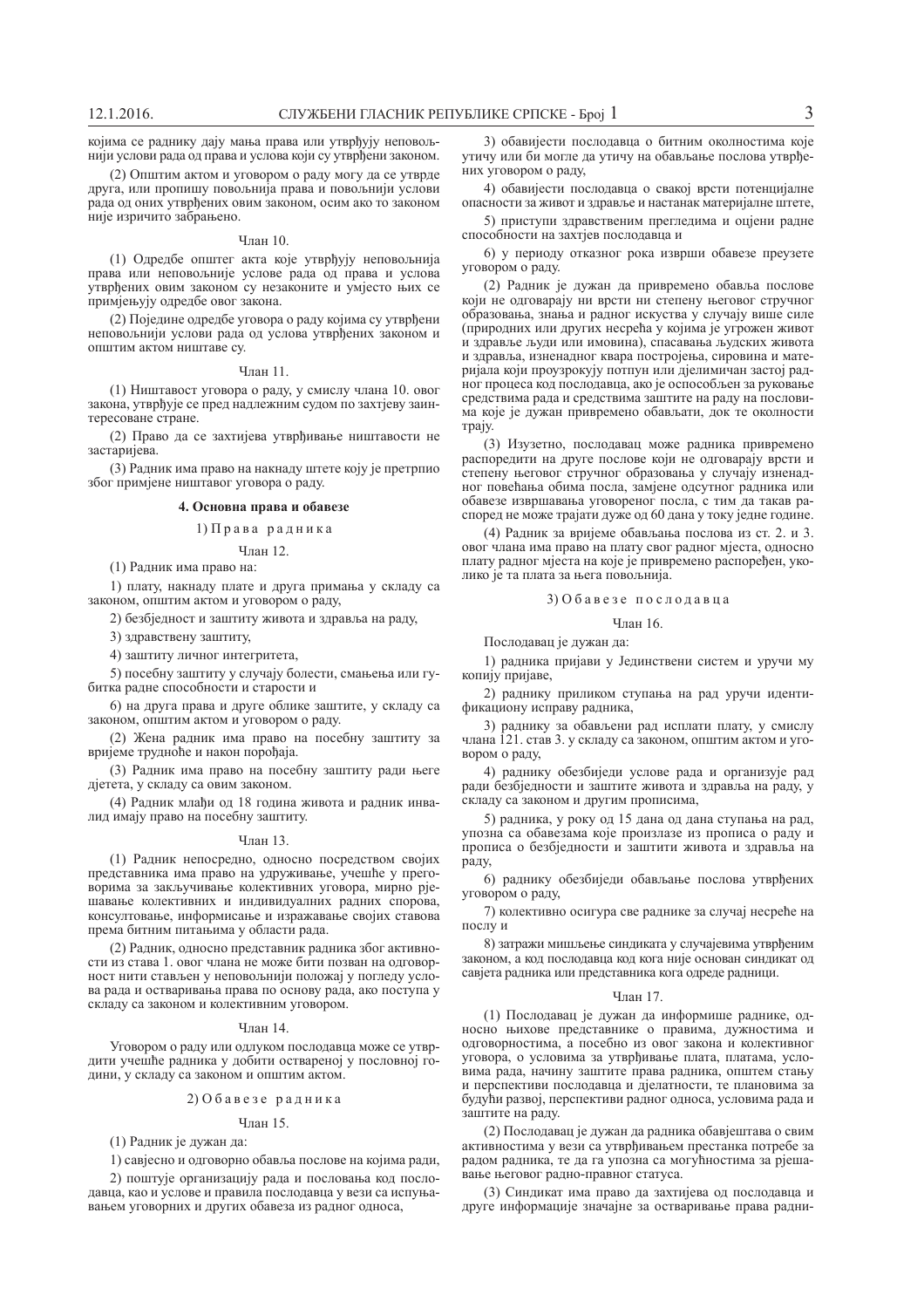којима се раднику дају мања права или утврђују неповољнији услови рада од права и услова који су утврђени законом.

(2) Општим актом и уговором о раду могу да се утврде друга, или пропишу повољнија права и повољнији услови рада од оних утврђених овим законом, осим ако то законом није изричито забрањено.

Члан 10.

(1) Одредбе општег акта које утврђују неповољнија права или неповољније услове рада од права и услова утврђених овим законом су незаконите и умјесто њих се примјењују одредбе овог закона.

(2) Поједине одредбе уговора о раду којима су утврђени неповољнији услови рада од услова утврђених законом и општим актом ништаве су.

Члан 11.

(1) Ништавост уговора о раду, у смислу члана 10. овог закона, утврђује се пред надлежним судом по захтјеву заинтересоване стране.

(2) Право да се захтијева утврђивање ништавости не застаријева.

(3) Радник има право на накнаду штете коју је претрпио због примјене ништавог уговора о раду.

**4. Основна права и обавезе**

1) Права радника

Члан 12.

(1) Радник има право на:

1) плату, накнаду плате и друга примања у складу са законом, општим актом и уговором о раду,

2) безбједност и заштиту живота и здравља на раду,

3) здравствену заштиту,

4) заштиту личног интегритета,

5) посебну заштиту у случају болести, смањења или губитка радне способности и старости и

6) на друга права и друге облике заштите, у складу са законом, општим актом и уговором о раду.

(2) Жена радник има право на посебну заштиту за вријеме трудноће и након порођаја.

(3) Радник има право на посебну заштиту ради његе дјетета, у складу са овим законом.

(4) Радник млађи од 18 година живота и радник инвалид имају право на посебну заштиту.

Члан 13.

(1) Радник непосредно, односно посредством својих представника има право на удруживање, учешће у преговорима за закључивање колективних уговора, мирно рјешавање колективних и индивидуалних радних спорова, консултовање, информисање и изражавање својих ставова према битним питањима у области рада.

(2) Радник, односно представник радника због активности из става 1. овог члана не може бити позван на одговорност нити стављен у неповољнији положај у погледу услова рада и остваривања права по основу рада, ако поступа у складу са законом и колективним уговором.

Члан 14.

Уговором о раду или одлуком послодавца може се утврдити учешће радника у добити оствареној у пословној години, у складу са законом и општим актом.

2) Обавезе радника

Члан 15.

(1) Радник је дужан да:

1) савјесно и одговорно обавља послове на којима ради,

2) поштује организацију рада и пословања код послодавца, као и услове и правила послодавца у вези са испуњавањем уговорних и других обавеза из радног односа,

3) обавијести послодавца о битним околностима које утичу или би могле да утичу на обављање послова утврђених уговором о раду,

4) обавијести послодавца о свакој врсти потенцијалне опасности за живот и здравље и настанак материјалне штете,

5) приступи здравственим прегледима и оцјени радне способности на захтјев послодавца и

6) у периоду отказног рока изврши обавезе преузете уговором о раду.

(2) Радник је дужан да привремено обавља послове који не одговарају ни врсти ни степену његовог стручног образовања, знања и радног искуства у случају више силе (природних или других несрећа у којима је угрожен живот и здравље људи или имовина), спасавања људских живота и здравља, изненадног квара постројења, сировина и материјала који проузрокују потпун или дјелимичан застој радног процеса код послодавца, ако је оспособљен за руковање средствима рада и средствима заштите на раду на пословима које је дужан привремено обављати, док те околности трају.

(3) Изузетно, послодавац може радника привремено распоредити на друге послове који не одговарају врсти и степену његовог стручног образовања у случају изненадног повећања обима посла, замјене одсутног радника или обавезе извршавања уговореног посла, с тим да такав распоред не може трајати дуже од 60 дана у току једне године.

(4) Радник за вријеме обављања послова из ст. 2. и 3. овог члана има право на плату свог радног мјеста, односно плату радног мјеста на које је привремено распоређен, уколико је та плата за њега повољнија.

3) Обавезе послодавца

Члан 16.

Послодавац је дужан да:

1) радника пријави у Јединствени систем и уручи му копију пријаве,

2) раднику приликом ступања на рад уручи идентификациону исправу радника,

3) раднику за обављени рад исплати плату, у смислу члана 121. став 3. у складу са законом, општим актом и уговором о раду,

4) раднику обезбиједи услове рада и организује рад ради безбједности и заштите живота и здравља на раду, у складу са законом и другим прописима,

5) радника, у року од 15 дана од дана ступања на рад, упозна са обавезама које произлазе из прописа о раду и прописа о безбједности и заштити живота и здравља на раду,

6) раднику обезбиједи обављање послова утврђених уговором о раду,

7) колективно осигура све раднике за случај несреће на послу и

8) затражи мишљење синдиката у случајевима утврђеним законом, а код послодавца код кога није основан синдикат од савјета радника или представника кога одреде радници.

Члан 17.

(1) Послодавац је дужан да информише раднике, односно њихове представнике о правима, дужностима и одговорностима, а посебно из овог закона и колективног уговора, о условима за утврђивање плата, платама, условима рада, начину заштите права радника, општем стању и перспективи послодавца и дјелатности, те плановима за будући развој, перспективи радног односа, условима рада и заштите на раду.

(2) Послодавац је дужан да радника обавјештава о свим активностима у вези са утврђивањем престанка потребе за радом радника, те да га упозна са могућностима за рјешавање његовог радно-правног статуса.

(3) Синдикат има право да захтијева од послодавца и друге информације значајне за остваривање права радни-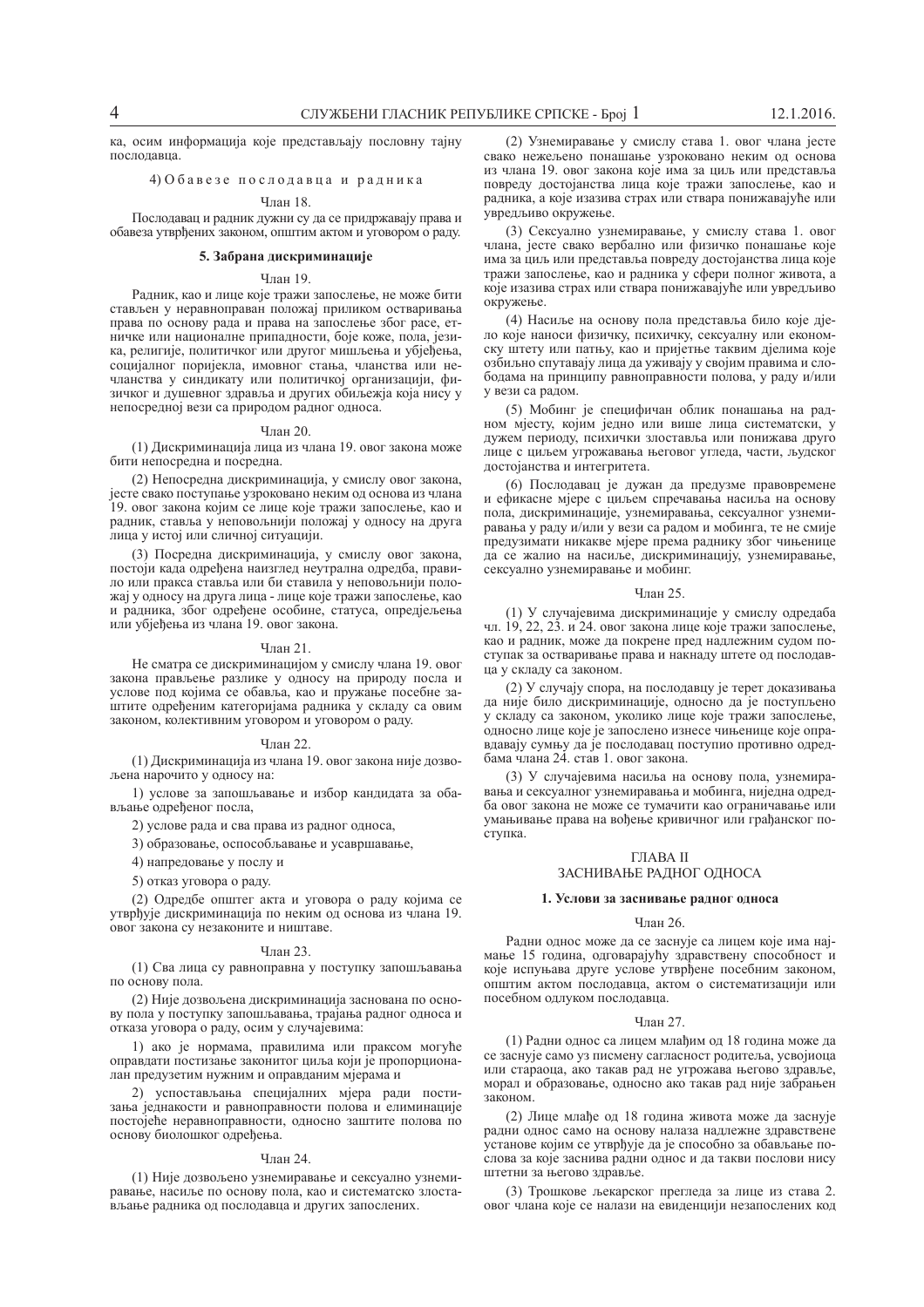ка, осим информација које представљају пословну тајну послодавца.

4) Обавезе послодавца и радника

Члан 18.

Послодавац и радник дужни су да се придржавају права и обавеза утврђених законом, општим актом и уговором о раду.

### 5. Забрана дискриминације

Члан 19.

Радник, као и лице које тражи запослење, не може бити стављен у неравноправан положај приликом остваривања права по основу рада и права на запослење због расе, етничке или националне припадности, боје коже, пола, језика, религије, политичког или другог мишљења и убјеђења, социјалног поријекла, имовног стања, чланства или нечланства у синдикату или политичкој организацији, физичког и душевног здравља и других обиљежја која нису у непосредној вези са природом радног односа.

Члан 20.

(1) Дискриминација лица из члана 19. овог закона може бити непосредна и посредна.

(2) Непосредна дискриминација, у смислу овог закона, јесте свако поступање узроковано неким од основа из члана 19. овог закона којим се лице које тражи запослење, као и радник, ставља у неповољнији положај у односу на друга лица у истој или сличној ситуацији.

(3) Посредна дискриминација, у смислу овог закона, постоји када одређена наизглед неутрална одредба, правило или пракса ставља или би ставила у неповољнији положај у односу на друга лица - лице које тражи запослење, као и радника, због одређене особине, статуса, опредјељења или убјеђења из члана 19. овог закона.

Члан 21.

Не сматра се дискриминацијом у смислу члана 19. овог закона прављење разлике у односу на природу посла и услове под којима се обавља, као и пружање посебне заштите одређеним категоријама радника у складу са овим законом, колективним уговором и уговором о раду.

Члан 22.

(1) Дискриминација из члана 19. овог закона није дозвољена нарочито у односу на:

1) услове за запошљавање и избор кандидата за обављање одређеног посла,

2) услове рада и сва права из радног односа,

3) образовање, оспособљавање и усавршавање,

4) напредовање у послу и

5) отказ уговора о раду.

(2) Одредбе општег акта и уговора о раду којима се утврђује дискриминација по неким од основа из члана 19. овог закона су незаконите и ништаве.

Члан 23.

(1) Сва лица су равноправна у поступку запошљавања по основу пола.

(2) Није дозвољена дискриминација заснована по основу пола у поступку запошљавања, трајања радног односа и отказа уговора о раду, осим у случајевима:

1) ако је нормама, правилима или праксом могуће оправдати постизање законитог циља који је пропорционалан предузетим нужним и оправданим мјерама и

2) успостављања специјалних мјера ради постизања једнакости и равноправности полова и елиминације постојеће неравноправности, односно заштите полова по основу биолошког одређења.

Члан 24.

(1) Није дозвољено узнемиравање и сексуално узнемиравање, насиље по основу пола, као и систематско злостављање радника од послодавца и других запослених.

(2) Узнемиравање у смислу става 1. овог члана јесте свако нежељено понашање узроковано неким од основа из члана 19. овог закона које има за циљ или представља повреду достојанства лица које тражи запослење, као и радника, а које изазива страх или ствара понижавајуће или увредљиво окружење.

(3) Сексуално узнемиравање, у смислу става 1. овог члана, јесте свако вербално или физичко понашање које има за циљ или представља повреду достојанства лица које тражи запослење, као и радника у сфери полног живота, а које изазива страх или ствара понижавајуће или увредљиво окружење.

(4) Насиље на основу пола представља било које дјело које наноси физичку, психичку, сексуалну или економску штету или патњу, као и пријетње таквим дјелима које озбиљно спутавају лица да уживају у својим правима и слободама на принципу равноправности полова, у раду и/или у вези са радом.

(5) Мобинг је специфичан облик понашања на радном мјесту, којим једно или више лица систематски, у дужем периоду, психички злоставља или понижава друго лице с циљем угрожавања његовог угледа, части, људског достојанства и интегритета.

(6) Послодавац је дужан да предузме правовремене и ефикасне мјере с циљем спречавања насиља на основу пола, дискриминације, узнемиравања, сексуалног узнемиравања у раду и/или у вези са радом и мобинга, те не смије предузимати никакве мјере према раднику због чињенице да се жалио на насиље, дискриминацију, узнемиравање, сексуално узнемиравање и мобинг.

Члан 25.

(1) У случајевима дискриминације у смислу одредаба чл. 19, 22, 23. и 24. овог закона лице које тражи запослење, као и радник, може да покрене пред надлежним судом поступак за остваривање права и накнаду штете од послодавца у складу са законом.

(2) У случају спора, на послодавцу је терет доказивања да није било дискриминације, односно да је поступљено у складу са законом, уколико лице које тражи запослење, односно лице које је запослено изнесе чињенице које оправдавају сумњу да је послодавац поступио противно одредбама члана 24. став 1. овог закона.

(3) У случајевима насиља на основу пола, узнемиравања и сексуалног узнемиравања и мобинга, ниједна одредба овог закона не може се тумачити као ограничавање или умањивање права на вођење кривичног или грађанског поступка.

## ГЛАВА II
## ЗАСНИВАЊЕ РАДНОГ ОДНОСА

### 1. Услови за заснивање радног односа

Члан 26.

Радни однос може да се заснује са лицем које има најмање 15 година, одговарајућу здравствену способност и које испуњава друге услове утврђене посебним законом, општим актом послодавца, актом о систематизацији или посебном одлуком послодавца.

Члан 27.

(1) Радни однос са лицем млађим од 18 година може да се заснује само уз писмену сагласност родитеља, усвојиоца или стараоца, ако такав рад не угрожава његово здравље, морал и образовање, односно ако такав рад није забрањен законом.

(2) Лице млађе од 18 година живота може да заснује радни однос само на основу налаза надлежне здравствене установе којим се утврђује да је способно за обављање послова за које заснива радни однос и да такви послови нису штетни за његово здравље.

(3) Трошкове љекарског прегледа за лице из става 2. овог члана које се налази на евиденцији незапослених код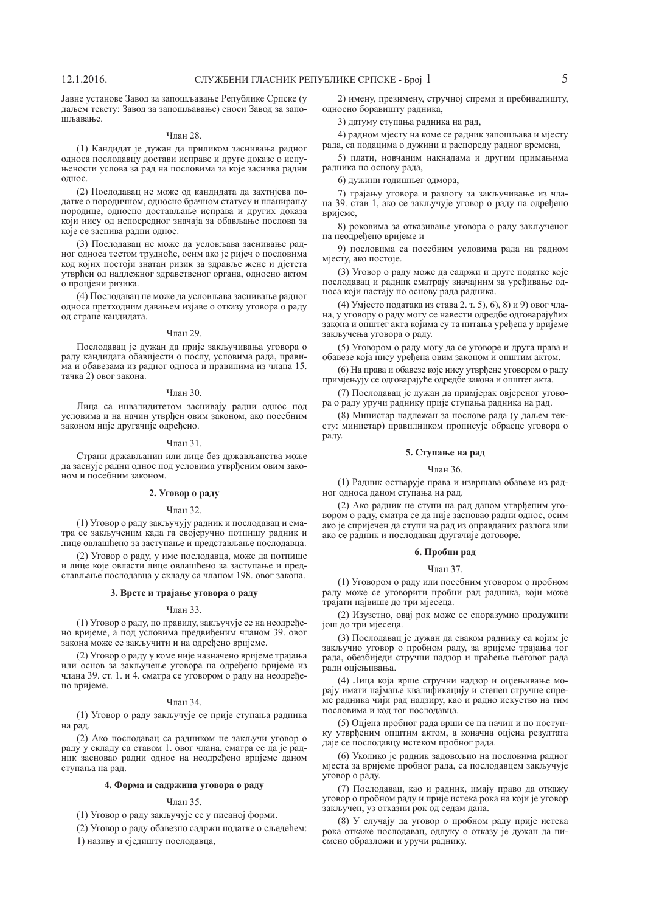Јавне установе Завод за запошљавање Републике Српске (у даљем тексту: Завод за запошљавање) сноси Завод за запошљавање.

Члан 28.

(1) Кандидат је дужан да приликом заснивања радног односа послодавцу достави исправе и друге доказе о испуњености услова за рад на пословима за које заснива радни однос.

(2) Послодавац не може од кандидата да захтијева податке о породичном, односно брачном статусу и планирању породице, односно достављање исправа и других доказа који нису од непосредног значаја за обављање послова за које се заснива радни однос.

(3) Послодавац не може да условљава заснивање радног односа тестом трудноће, осим ако је ријеч о пословима код којих постоји знатан ризик за здравље жене и дјетета утврђен од надлежног здравственог органа, односно актом о процјени ризика.

(4) Послодавац не може да условљава заснивање радног односа претходним давањем изјаве о отказу уговора о раду од стране кандидата.

Члан 29.

Послодавац је дужан да прије закључивања уговора о раду кандидата обавијести о послу, условима рада, правима и обавезама из радног односа и правилима из члана 15. тачка 2) овог закона.

Члан 30.

Лица са инвалидитетом заснивају радни однос под условима и на начин утврђен овим законом, ако посебним законом није другачије одређено.

Члан 31.

Страни држављанин или лице без држављанства може да заснује радни однос под условима утврђеним овим законом и посебним законом.

### 2. Уговор о раду

Члан 32.

(1) Уговор о раду закључују радник и послодавац и сматра се закљученим када га својеручно потпишу радник и лице овлашћено за заступање и представљање послодавца.

(2) Уговор о раду, у име послодавца, може да потпише и лице које овласти лице овлашћено за заступање и представљање послодавца у складу са чланом 198. овог закона.

### 3. Врсте и трајање уговора о раду

Члан 33.

(1) Уговор о раду, по правилу, закључује се на неодређено вријеме, а под условима предвиђеним чланом 39. овог закона може се закључити и на одређено вријеме.

(2) Уговор о раду у коме није назначено вријеме трајања или основ за закључење уговора на одређено вријеме из члана 39. ст. 1. и 4. сматра се уговором о раду на неодређено вријеме.

Члан 34.

(1) Уговор о раду закључује се прије ступања радника на рад.

(2) Ако послодавац са радником не закључи уговор о раду у складу са ставом 1. овог члана, сматра се да је радник засновао радни однос на неодређено вријеме даном ступања на рад.

### 4. Форма и садржина уговора о раду

Члан 35.

(1) Уговор о раду закључује се у писаној форми.

(2) Уговор о раду обавезно садржи податке о сљедећем:

1) називу и сједишту послодавца,

2) имену, презимену, стручној спреми и пребивалишту, односно боравишту радника,

3) датуму ступања радника на рад,

4) радном мјесту на коме се радник запошљава и мјесту рада, са подацима о дужини и распореду радног времена,

5) плати, новчаним накнадама и другим примањима радника по основу рада,

6) дужини годишњег одмора,

7) трајању уговора и разлогу за закључивање из члана 39. став 1, ако се закључује уговор о раду на одређено вријеме,

8) роковима за отказивање уговора о раду закљученог на неодређено вријеме и

9) пословима са посебним условима рада на радном мјесту, ако постоје.

(3) Уговор о раду може да садржи и друге податке које послодавац и радник сматрају значајним за уређивање односа који настају по основу рада радника.

(4) Умјесто података из става 2. т. 5), 6), 8) и 9) овог члана, у уговору о раду могу се навести одредбе одговарајућих закона и општег акта којима су та питања уређена у вријеме закључења уговора о раду.

(5) Уговором о раду могу да се уговоре и друга права и обавезе која нису уређена овим законом и општим актом.

(6) На права и обавезе које нису утврђене уговором о раду примјењују се одговарајуће одредбе закона и општег акта.

(7) Послодавац је дужан да примјерак овјереног уговора о раду уручи раднику прије ступања радника на рад.

(8) Министар надлежан за послове рада (у даљем тексту: министар) правилником прописује обрасце уговора о раду.

### 5. Ступање на рад

Члан 36.

(1) Радник остварује права и извршава обавезе из радног односа даном ступања на рад.

(2) Ако радник не ступи на рад даном утврђеним уговором о раду, сматра се да није засновао радни однос, осим ако је спријечен да ступи на рад из оправданих разлога или ако се радник и послодавац другачије договоре.

### 6. Пробни рад

Члан 37.

(1) Уговором о раду или посебним уговором о пробном раду може се уговорити пробни рад радника, који може трајати највише до три мјесеца.

(2) Изузетно, овај рок може се споразумно продужити још до три мјесеца.

(3) Послодавац је дужан да сваком раднику са којим је закључио уговор о пробном раду, за вријеме трајања тог рада, обезбиједи стручни надзор и праћење његовог рада ради оцјењивања.

(4) Лица која врше стручни надзор и оцјењивање морају имати најмање квалификацију и степен стручне спреме радника чији рад надзиру, као и радно искуство на тим пословима и код тог послодавца.

(5) Оцјена пробног рада врши се на начин и по поступку утврђеним општим актом, а коначна оцјена резултата даје се послодавцу истеком пробног рада.

(6) Уколико је радник задовољио на пословима радног мјеста за вријеме пробног рада, са послодавцем закључује уговор о раду.

(7) Послодавац, као и радник, имају право да откажу уговор о пробном раду и прије истека рока на који је уговор закључен, уз отказни рок од седам дана.

(8) У случају да уговор о пробном раду прије истека рока откаже послодавац, одлуку о отказу је дужан да писмено образложи и уручи раднику.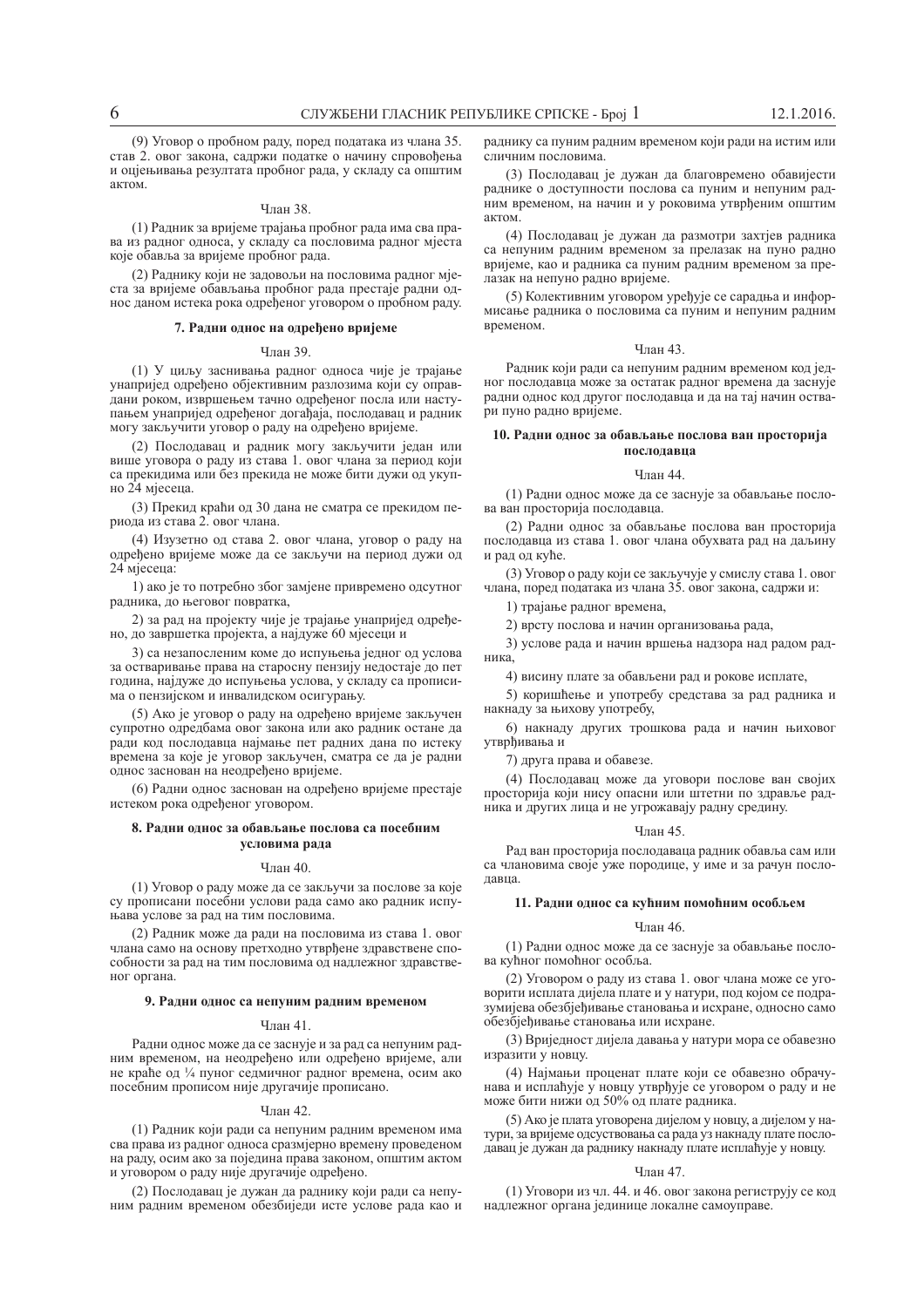(9) Уговор о пробном раду, поред података из члана 35. став 2. овог закона, садржи податке о начину спровођења и оцјењивања резултата пробног рада, у складу са општим актом.

Члан 38.

(1) Радник за вријеме трајања пробног рада има сва права из радног односа, у складу са пословима радног мјеста које обавља за вријеме пробног рада.

(2) Раднику који не задовољи на пословима радног мјеста за вријеме обављања пробног рада престаје радни однос даном истека рока одређеног уговором о пробном раду.

### 7. Радни однос на одређено вријеме

Члан 39.

(1) У циљу заснивања радног односа чије је трајање унапријед одређено објективним разлозима који су оправдани роком, извршењем тачно одређеног посла или наступањем унапријед одређеног догађаја, послодавац и радник могу закључити уговор о раду на одређено вријеме.

(2) Послодавац и радник могу закључити један или више уговора о раду из става 1. овог члана за период који са прекидима или без прекида не може бити дужи од укупно 24 мјесеца.

(3) Прекид краћи од 30 дана не сматра се прекидом периода из става 2. овог члана.

(4) Изузетно од става 2. овог члана, уговор о раду на одређено вријеме може да се закључи на период дужи од 24 мјесеца:

1) ако је то потребно због замјене привремено одсутног радника, до његовог повратка,

2) за рад на пројекту чије је трајање унапријед одређено, до завршетка пројекта, а најдуже 60 мјесеци и

3) са незапосленим коме до испуњења једног од услова за остваривање права на старосну пензију недостаје до пет година, најдуже до испуњења услова, у складу са прописима о пензијском и инвалидском осигурању.

(5) Ако је уговор о раду на одређено вријеме закључен супротно одредбама овог закона или ако радник остане да ради код послодавца најмање пет радних дана по истеку времена за које је уговор закључен, сматра се да је радни однос заснован на неодређено вријеме.

(6) Радни однос заснован на одређено вријеме престаје истеком рока одређеног уговором.

### 8. Радни однос за обављање послова са посебним условима рада

Члан 40.

(1) Уговор о раду може да се закључи за послове за које су прописани посебни услови рада само ако радник испуњава услове за рад на тим пословима.

(2) Радник може да ради на пословима из става 1. овог члана само на основу претходно утврђене здравствене способности за рад на тим пословима од надлежног здравственог органа.

### 9. Радни однос са непуним радним временом

Члан 41.

Радни однос може да се заснује и за рад са непуним радним временом, на неодређено или одређено вријеме, али не краће од ¼ пуног седмичног радног времена, осим ако посебним прописом није другачије прописано.

Члан 42.

(1) Радник који ради са непуним радним временом има сва права из радног односа сразмјерно времену проведеном на раду, осим ако за поједина права законом, општим актом и уговором о раду није другачије одређено.

(2) Послодавац је дужан да раднику који ради са непуним радним временом обезбиједи исте услове рада као и раднику са пуним радним временом који ради на истим или сличним пословима.

(3) Послодавац је дужан да благовремено обавијести раднике о доступности послова са пуним и непуним радним временом, на начин и у роковима утврђеним општим актом.

(4) Послодавац је дужан да размотри захтјев радника са непуним радним временом за прелазак на пуно радно вријеме, као и радника са пуним радним временом за прелазак на непуно радно вријеме.

(5) Колективним уговором уређује се сарадња и информисање радника о пословима са пуним и непуним радним временом.

Члан 43.

Радник који ради са непуним радним временом код једног послодавца може за остатак радног времена да заснује радни однос код другог послодавца и да на тај начин оствари пуно радно вријеме.

### 10. Радни однос за обављање послова ван просторија послодавца

Члан 44.

(1) Радни однос може да се заснује за обављање послова ван просторија послодавца.

(2) Радни однос за обављање послова ван просторија послодавца из става 1. овог члана обухвата рад на даљину и рад од куће.

(3) Уговор о раду који се закључује у смислу става 1. овог члана, поред података из члана 35. овог закона, садржи и:

1) трајање радног времена,

2) врсту послова и начин организовања рада,

3) услове рада и начин вршења надзора над радом радника,

4) висину плате за обављени рад и рокове исплате,

5) коришћење и употребу средстава за рад радника и накнаду за њихову употребу,

6) накнаду других трошкова рада и начин њиховог утврђивања и

7) друга права и обавезе.

(4) Послодавац може да уговори послове ван својих просторија који нису опасни или штетни по здравље радника и других лица и не угрожавају радну средину.

Члан 45.

Рад ван просторија послодаваца радник обавља сам или са члановима своје уже породице, у име и за рачун послодавца.

### 11. Радни однос са кућним помоћним особљем

Члан 46.

(1) Радни однос може да се заснује за обављање послова кућног помоћног особља.

(2) Уговором о раду из става 1. овог члана може се уговорити исплата дијела плате и у натури, под којом се подразумијева обезбјеђивање становања и исхране, односно само обезбјеђивање становања или исхране.

(3) Вриједност дијела давања у натури мора се обавезно изразити у новцу.

(4) Најмањи проценат плате који се обавезно обрачунава и исплаћује у новцу утврђује се уговором о раду и не може бити нижи од 50% од плате радника.

(5) Ако је плата уговорена дијелом у новцу, а дијелом у натури, за вријеме одсуствовања са рада уз накнаду плате послодавац је дужан да раднику накнаду плате исплаћује у новцу.

Члан 47.

(1) Уговори из чл. 44. и 46. овог закона региструју се код надлежног органа јединице локалне самоуправе.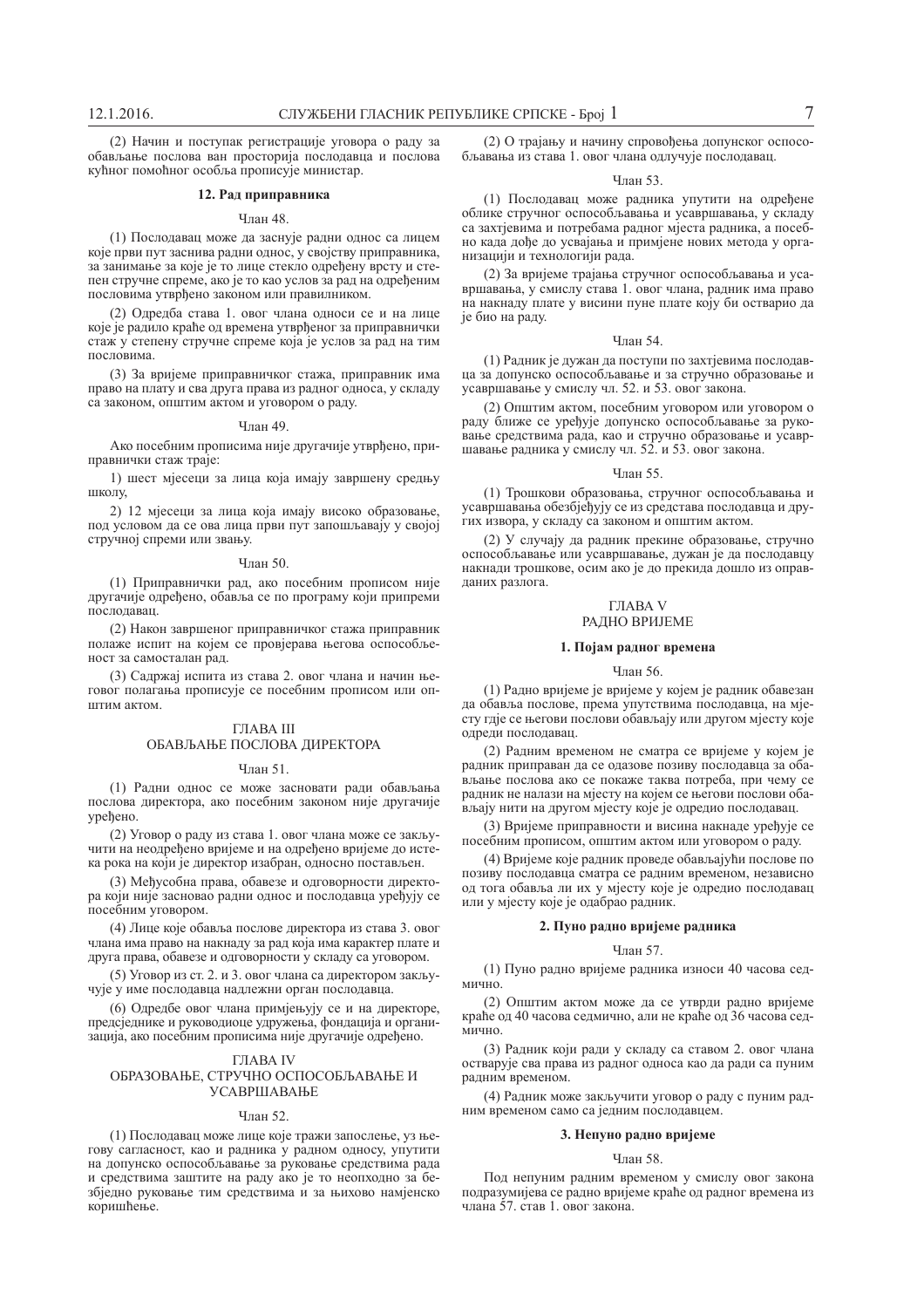(2) Начин и поступак регистрације уговора о раду за обављање послова ван просторија послодавца и послова кућног помоћног особља прописује министар.

### 12. Рад приправника

Члан 48.

(1) Послодавац може да заснује радни однос са лицем које први пут заснива радни однос, у својству приправника, за занимање за које је то лице стекло одређену врсту и степен стручне спреме, ако је то као услов за рад на одређеним пословима утврђено законом или правилником.

(2) Одредба става 1. овог члана односи се и на лице које је радило краће од времена утврђеног за приправнички стаж у степену стручне спреме која је услов за рад на тим пословима.

(3) За вријеме приправничког стажа, приправник има право на плату и сва друга права из радног односа, у складу са законом, општим актом и уговором о раду.

Члан 49.

Ако посебним прописима није другачије утврђено, приправнички стаж траје:

1) шест мјесеци за лица која имају завршену средњу школу,

2) 12 мјесеци за лица која имају високо образовање, под условом да се ова лица први пут запошљавају у својој стручној спреми или звању.

Члан 50.

(1) Приправнички рад, ако посебним прописом није другачије одређено, обавља се по програму који припреми послодавац.

(2) Након завршеног приправничког стажа приправник полаже испит на којем се провјерава његова оспособљеност за самосталан рад.

(3) Садржај испита из става 2. овог члана и начин његовог полагања прописује се посебним прописом или општим актом.

## ГЛАВА III
## ОБАВЉАЊЕ ПОСЛОВА ДИРЕКТОРА

Члан 51.

(1) Радни однос се може засновати ради обављања послова директора, ако посебним законом није другачије уређено.

(2) Уговор о раду из става 1. овог члана може се закључити на неодређено вријеме и на одређено вријеме до истека рока на који је директор изабран, односно постављен.

(3) Међусобна права, обавезе и одговорности директора који није засновао радни однос и послодавца уређују се посебним уговором.

(4) Лице које обавља послове директора из става 3. овог члана има право на накнаду за рад која има карактер плате и друга права, обавезе и одговорности у складу са уговором.

(5) Уговор из ст. 2. и 3. овог члана са директором закључује у име послодавца надлежни орган послодавца.

(6) Одредбе овог члана примјењују се и на директоре, предсједнике и руководиоце удружења, фондација и организација, ако посебним прописима није другачије одређено.

## ГЛАВА IV
## ОБРАЗОВАЊЕ, СТРУЧНО ОСПОСОБЉАВАЊЕ И УСАВРШАВАЊЕ

Члан 52.

(1) Послодавац може лице које тражи запослење, уз његову сагласност, као и радника у радном односу, упутити на допунско оспособљавање за руковање средствима рада и средствима заштите на раду ако је то неопходно за безбједно руковање тим средствима и за њихово намјенско коришћење.

(2) О трајању и начину спровођења допунског оспособљавања из става 1. овог члана одлучује послодавац.

Члан 53.

(1) Послодавац може радника упутити на одређене облике стручног оспособљавања и усавршавања, у складу са захтјевима и потребама радног мјеста радника, а посебно када дође до усвајања и примјене нових метода у организацији и технологији рада.

(2) За вријеме трајања стручног оспособљавања и усавршавања, у смислу става 1. овог члана, радник има право на накнаду плате у висини пуне плате коју би остварио да је био на раду.

Члан 54.

(1) Радник је дужан да поступи по захтјевима послодавца за допунско оспособљавање и за стручно образовање и усавршавање у смислу чл. 52. и 53. овог закона.

(2) Општим актом, посебним уговором или уговором о раду ближе се уређује допунско оспособљавање за руковање средствима рада, као и стручно образовање и усавршавање радника у смислу чл. 52. и 53. овог закона.

Члан 55.

(1) Трошкови образовања, стручног оспособљавања и усавршавања обезбјеђују се из средстава послодавца и других извора, у складу са законом и општим актом.

(2) У случају да радник прекине образовање, стручно оспособљавање или усавршавање, дужан је да послодавцу накнади трошкове, осим ако је до прекида дошло из оправданих разлога.

## ГЛАВА V
## РАДНО ВРИЈЕМЕ

### 1. Појам радног времена

Члан 56.

(1) Радно вријеме је вријеме у којем је радник обавезан да обавља послове, према упутствима послодавца, на мјесту гдје се његови послови обављају или другом мјесту које одреди послодавац.

(2) Радним временом не сматра се вријеме у којем је радник приправан да се одазове позиву послодавца за обављање послова ако се покаже таква потреба, при чему се радник не налази на мјесту на којем се његови послови обављају нити на другом мјесту које је одредио послодавац.

(3) Вријеме приправности и висина накнаде уређује се посебним прописом, општим актом или уговором о раду.

(4) Вријеме које радник проведе обављајући послове по позиву послодавца сматра се радним временом, независно од тога обавља ли их у мјесту које је одредио послодавац или у мјесту које је одабрао радник.

### 2. Пуно радно вријеме радника

Члан 57.

(1) Пуно радно вријеме радника износи 40 часова седмично.

(2) Општим актом може да се утврди радно вријеме краће од 40 часова седмично, али не краће од 36 часова седмично.

(3) Радник који ради у складу са ставом 2. овог члана остварује сва права из радног односа као да ради са пуним радним временом.

(4) Радник може закључити уговор о раду с пуним радним временом само са једним послодавцем.

### 3. Непуно радно вријеме

Члан 58.

Под непуним радним временом у смислу овог закона подразумијева се радно вријеме краће од радног времена из члана 57. став 1. овог закона.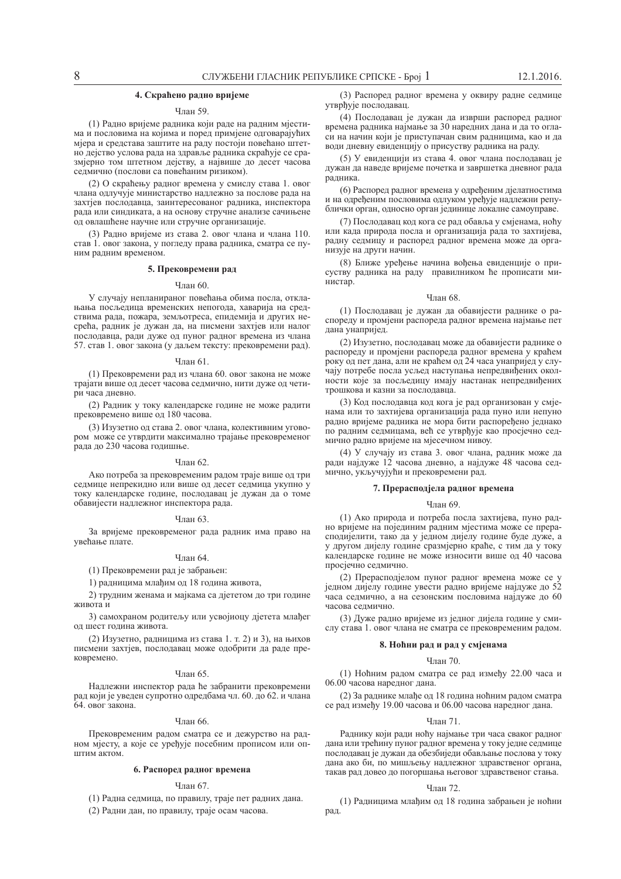### 4. Скраћено радно вријеме

Члан 59.

(1) Радно вријеме радника који раде на радним мјестима и пословима на којима и поред примјене одговарајућих мјера и средстава заштите на раду постоји повећано штетно дејство услова рада на здравље радника скраћује се сразмјерно том штетном дејству, а највише до десет часова седмично (послови са повећаним ризиком).

(2) О скраћењу радног времена у смислу става 1. овог члана одлучује министарство надлежно за послове рада на захтјев послодавца, заинтересованог радника, инспектора рада или синдиката, а на основу стручне анализе сачињене од овлашћене научне или стручне организације.

(3) Радно вријеме из става 2. овог члана и члана 110. став 1. овог закона, у погледу права радника, сматра се пуним радним временом.

### 5. Прековремени рад

Члан 60.

У случају непланираног повећања обима посла, отклањања посљедица временских непогода, хаварија на средствима рада, пожара, земљотреса, епидемија и других несрећа, радник је дужан да, на писмени захтјев или налог послодавца, ради дуже од пуног радног времена из члана 57. став 1. овог закона (у даљем тексту: прековремени рад).

Члан 61.

(1) Прековремени рад из члана 60. овог закона не може трајати више од десет часова седмично, нити дуже од четири часа дневно.

(2) Радник у току календарске године не може радити прековремено више од 180 часова.

(3) Изузетно од става 2. овог члана, колективним уговором може се утврдити максимално трајање прековременог рада до 230 часова годишње.

Члан 62.

Ако потреба за прековременим радом траје више од три седмице непрекидно или више од десет седмица укупно у току календарске године, послодавац је дужан да о томе обавијести надлежног инспектора рада.

Члан 63.

За вријеме прековременог рада радник има право на увећање плате.

Члан 64.

(1) Прековремени рад је забрањен:

1) радницима млађим од 18 година живота,

2) трудним женама и мајкама са дјететом до три године живота и

3) самохраном родитељу или усвојиоцу дјетета млађег од шест година живота.

(2) Изузетно, радницима из става 1. т. 2) и 3), на њихов писмени захтјев, послодавац може одобрити да раде прековремено.

Члан 65.

Надлежни инспектор рада ће забранити прековремени рад који је уведен супротно одредбама чл. 60. до 62. и члана 64. овог закона.

Члан 66.

Прековременим радом сматра се и дежурство на радном мјесту, а које се уређује посебним прописом или општим актом.

### 6. Распоред радног времена

Члан 67.

(1) Радна седмица, по правилу, траје пет радних дана.

(2) Радни дан, по правилу, траје осам часова.

(3) Распоред радног времена у оквиру радне седмице утврђује послодавац.

(4) Послодавац је дужан да изврши распоред радног времена радника најмање за 30 наредних дана и да то огласи на начин који је приступачан свим радницима, као и да води дневну евиденцију о присуству радника на раду.

(5) У евиденцији из става 4. овог члана послодавац је дужан да наведе вријеме почетка и завршетка дневног рада радника.

(6) Распоред радног времена у одређеним дјелатностима и на одређеним пословима одлуком уређује надлежни републички орган, односно орган јединице локалне самоуправе.

(7) Послодавац код кога се рад обавља у смјенама, ноћу или када природа посла и организација рада то захтијева, радну седмицу и распоред радног времена може да организује на други начин.

(8) Ближе уређење начина вођења евиденције о присуству радника на раду правилником ће прописати министар.

Члан 68.

(1) Послодавац је дужан да обавијести раднике о распореду и промјени распореда радног времена најмање пет дана унапријед.

(2) Изузетно, послодавац може да обавијести раднике о распореду и промјени распореда радног времена у краћем року од пет дана, али не краћем од 24 часа унапријед у случају потребе посла усљед наступања непредвиђених околности које за посљедицу имају настанак непредвиђених трошкова и казни за послодавца.

(3) Код послодавца код кога је рад организован у смјенама или то захтијева организација рада пуно или непуно радно вријеме радника не мора бити распоређено једнако по радним седмицама, већ се утврђује као просјечно седмично радно вријеме на мјесечном нивоу.

(4) У случају из става 3. овог члана, радник може да ради најдуже 12 часова дневно, а најдуже 48 часова седмично, укључујући и прековремени рад.

### 7. Прерасподјела радног времена

Члан 69.

(1) Ако природа и потреба посла захтијева, пуно радно вријеме на појединим радним мјестима може се прерасподијелити, тако да у једном дијелу године буде дуже, а у другом дијелу године сразмјерно краће, с тим да у току календарске године не може износити више од 40 часова просјечно седмично.

(2) Прерасподјелом пуног радног времена може се у једном дијелу године увести радно вријеме најдуже до 52 часа седмично, а на сезонским пословима најдуже до 60 часова седмично.

(3) Дуже радно вријеме из једног дијела године у смислу става 1. овог члана не сматра се прековременим радом.

### 8. Ноћни рад и рад у смјенама

Члан 70.

(1) Ноћним радом сматра се рад између 22.00 часа и 06.00 часова наредног дана.

(2) За раднике млађе од 18 година ноћним радом сматра се рад између 19.00 часова и 06.00 часова наредног дана.

Члан 71.

Раднику који ради ноћу најмање три часа сваког радног дана или трећину пуног радног времена у току једне седмице послодавац је дужан да обезбиједи обављање послова у току дана ако би, по мишљењу надлежног здравственог органа, такав рад довео до погоршања његовог здравственог стања.

Члан 72.

(1) Радницима млађим од 18 година забрањен је ноћни рад.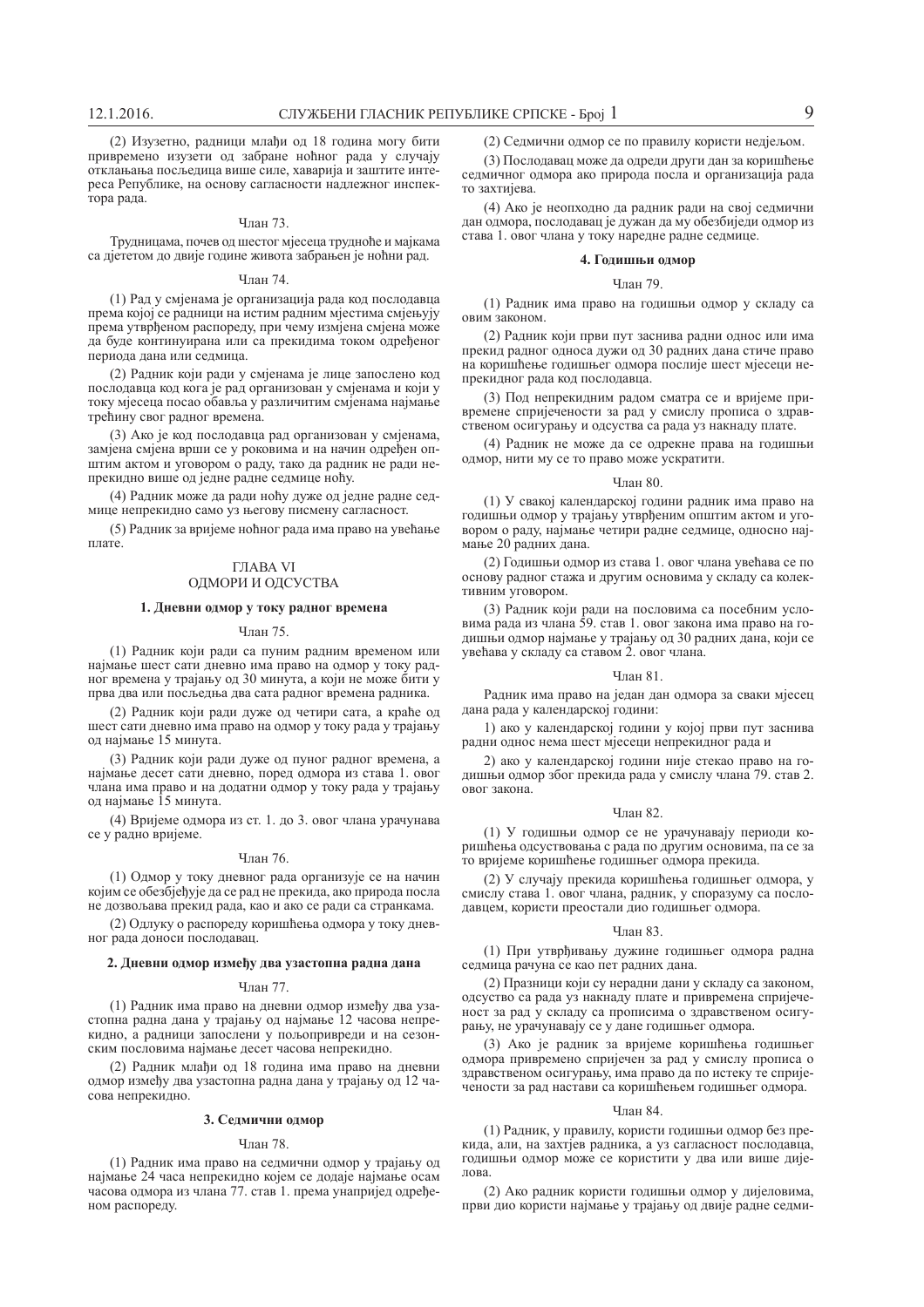(2) Изузетно, радници млађи од 18 година могу бити привремено изузети од забране ноћног рада у случају отклањања посљедица више силе, хаварија и заштите интереса Републике, на основу сагласности надлежног инспектора рада.

Члан 73.

Трудницама, почев од шестог мјесеца трудноће и мајкама са дјететом до двије године живота забрањен је ноћни рад.

Члан 74.

(1) Рад у смјенама је организација рада код послодавца према којој се радници на истим радним мјестима смјењују према утврђеном распореду, при чему измјена смјена може да буде континуирана или са прекидима током одређеног периода дана или седмица.

(2) Радник који ради у смјенама је лице запослено код послодавца код кога је рад организован у смјенама и који у току мјесеца посао обавља у различитим смјенама најмање трећину свог радног времена.

(3) Ако је код послодавца рад организован у смјенама, замјена смјена врши се у роковима и на начин одређен општим актом и уговором о раду, тако да радник не ради непрекидно више од једне радне седмице ноћу.

(4) Радник може да ради ноћу дуже од једне радне седмице непрекидно само уз његову писмену сагласност.

(5) Радник за вријеме ноћног рада има право на увећање плате.

## ГЛАВА VI
## ОДМОРИ И ОДСУСТВА

### 1. Дневни одмор у току радног времена

Члан 75.

(1) Радник који ради са пуним радним временом или најмање шест сати дневно има право на одмор у току радног времена у трајању од 30 минута, а који не може бити у прва два или посљедња два сата радног времена радника.

(2) Радник који ради дуже од четири сата, а краће од шест сати дневно има право на одмор у току рада у трајању од најмање 15 минута.

(3) Радник који ради дуже од пуног радног времена, а најмање десет сати дневно, поред одмора из става 1. овог члана има право и на додатни одмор у току рада у трајању од најмање 15 минута.

(4) Вријеме одмора из ст. 1. до 3. овог члана урачунава се у радно вријеме.

Члан 76.

(1) Одмор у току дневног рада организује се на начин којим се обезбјеђује да се рад не прекида, ако природа посла не дозвољава прекид рада, као и ако се ради са странкама.

(2) Одлуку о распореду коришћења одмора у току дневног рада доноси послодавац.

### 2. Дневни одмор између два узастопна радна дана

Члан 77.

(1) Радник има право на дневни одмор између два узастопна радна дана у трајању од најмање 12 часова непрекидно, а радници запослени у пољопривреди и на сезонским пословима најмање десет часова непрекидно.

(2) Радник млађи од 18 година има право на дневни одмор између два узастопна радна дана у трајању од 12 часова непрекидно.

### 3. Седмични одмор

Члан 78.

(1) Радник има право на седмични одмор у трајању од најмање 24 часа непрекидно којем се додаје најмање осам часова одмора из члана 77. став 1. према унапријед одређеном распореду.

(2) Седмични одмор се по правилу користи недјељом.

(3) Послодавац може да одреди други дан за коришћење седмичног одмора ако природа посла и организација рада то захтијева.

(4) Ако је неопходно да радник ради на свој седмични дан одмора, послодавац је дужан да му обезбиједи одмор из става 1. овог члана у току наредне радне седмице.

### 4. Годишњи одмор

Члан 79.

(1) Радник има право на годишњи одмор у складу са овим законом.

(2) Радник који први пут заснива радни однос или има прекид радног односа дужи од 30 радних дана стиче право на коришћење годишњег одмора послије шест мјесеци непрекидног рада код послодавца.

(3) Под непрекидним радом сматра се и вријеме привремене спријечености за рад у смислу прописа о здравственом осигурању и одсуства са рада уз накнаду плате.

(4) Радник не може да се одрекне права на годишњи одмор, нити му се то право може ускратити.

Члан 80.

(1) У свакој календарској години радник има право на годишњи одмор у трајању утврђеним општим актом и уговором о раду, најмање четири радне седмице, односно најмање 20 радних дана.

(2) Годишњи одмор из става 1. овог члана увећава се по основу радног стажа и другим основима у складу са колективним уговором.

(3) Радник који ради на пословима са посебним условима рада из члана 59. став 1. овог закона има право на годишњи одмор најмање у трајању од 30 радних дана, који се увећава у складу са ставом 2. овог члана.

Члан 81.

Радник има право на један дан одмора за сваки мјесец дана рада у календарској години:

1) ако у календарској години у којој први пут заснива радни однос нема шест мјесеци непрекидног рада и

2) ако у календарској години није стекао право на годишњи одмор због прекида рада у смислу члана 79. став 2. овог закона.

Члан 82.

(1) У годишњи одмор се не урачунавају периоди коришћења одсуствовања с рада по другим основима, па се за то вријеме коришћење годишњег одмора прекида.

(2) У случају прекида коришћења годишњег одмора, у смислу става 1. овог члана, радник, у споразуму са послодавцем, користи преостали дио годишњег одмора.

Члан 83.

(1) При утврђивању дужине годишњег одмора радна седмица рачуна се као пет радних дана.

(2) Празници који су нерадни дани у складу са законом, одсуство са рада уз накнаду плате и привремена спријеченост за рад у складу са прописима о здравственом осигурању, не урачунавају се у дане годишњег одмора.

(3) Ако је радник за вријеме коришћења годишњег одмора привремено спријечен за рад у смислу прописа о здравственом осигурању, има право да по истеку те спријечености за рад настави са коришћењем годишњег одмора.

Члан 84.

(1) Радник, у правилу, користи годишњи одмор без прекида, али, на захтјев радника, а уз сагласност послодавца, годишњи одмор може се користити у два или више дијелова.

(2) Ако радник користи годишњи одмор у дијеловима, први дио користи најмање у трајању од двије радне седми-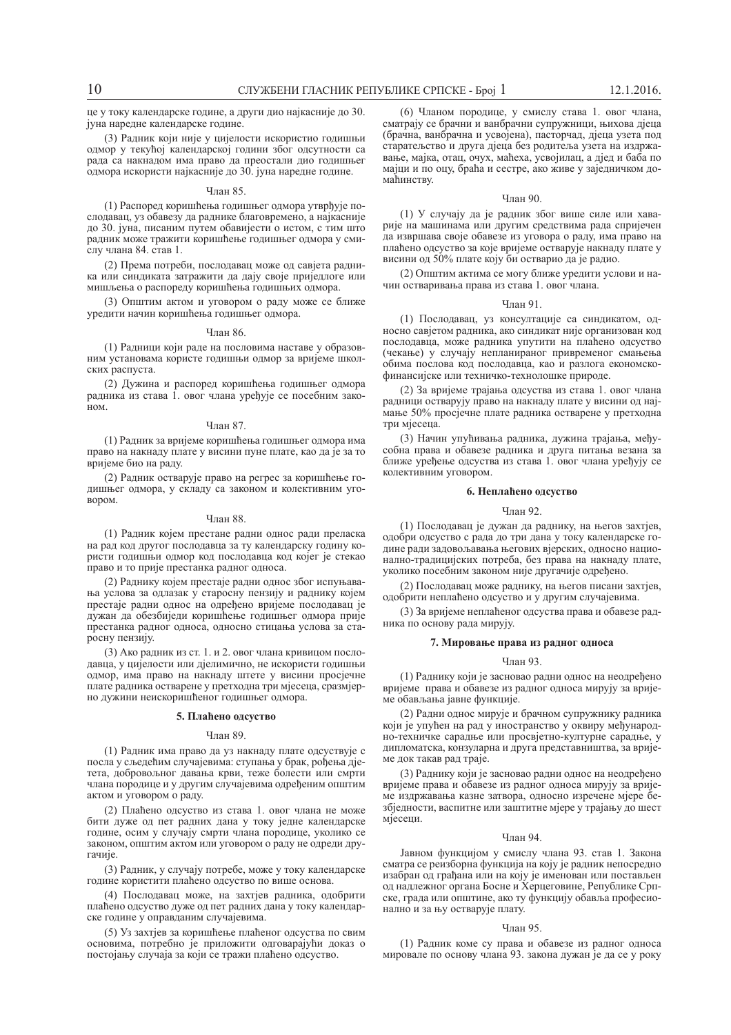це у току календарске године, а други дио најкасније до 30. јуна наредне календарске године.

(3) Радник који није у цијелости искористио годишњи одмор у текућој календарској години због одсутности са рада са накнадом има право да преостали дио годишњег одмора искористи најкасније до 30. јуна наредне године.

Члан 85.

(1) Распоред коришћења годишњег одмора утврђује послодавац, уз обавезу да раднике благовремено, а најкасније до 30. јуна, писаним путем обавијести о истом, с тим што радник може тражити коришћење годишњег одмора у смислу члана 84. став 1.

(2) Према потреби, послодавац може од савјета радника или синдиката затражити да дају своје приједлоге или мишљења о распореду коришћења годишњих одмора.

(3) Општим актом и уговором о раду може се ближе уредити начин коришћења годишњег одмора.

Члан 86.

(1) Радници који раде на пословима наставе у образовним установама користе годишњи одмор за вријеме школских распуста.

(2) Дужина и распоред коришћења годишњег одмора радника из става 1. овог члана уређује се посебним законом.

Члан 87.

(1) Радник за вријеме коришћења годишњег одмора има право на накнаду плате у висини пуне плате, као да је за то вријеме био на раду.

(2) Радник остварује право на регрес за коришћење годишњег одмора, у складу са законом и колективним уговором.

Члан 88.

(1) Радник којем престане радни однос ради преласка на рад код другог послодавца за ту календарску годину користи годишњи одмор код послодавца код којег је стекао право и то прије престанка радног односа.

(2) Раднику којем престаје радни однос због испуњавања услова за одлазак у старосну пензију и раднику којем престаје радни однос на одређено вријеме послодавац је дужан да обезбиједи коришћење годишњег одмора прије престанка радног односа, односно стицања услова за старосну пензију.

(3) Ако радник из ст. 1. и 2. овог члана кривицом послодавца, у цијелости или дјелимично, не искористи годишњи одмор, има право на накнаду штете у висини просјечне плате радника остварене у претходна три мјесеца, сразмјерно дужини неискоришћеног годишњег одмора.

**5. Плаћено одсуство**

Члан 89.

(1) Радник има право да уз накнаду плате одсуствује с посла у сљедећим случајевима: ступања у брак, рођења дјетета, добровољног давања крви, теже болести или смрти члана породице и у другим случајевима одређеним општим актом и уговором о раду.

(2) Плаћено одсуство из става 1. овог члана не може бити дуже од пет радних дана у току једне календарске године, осим у случају смрти члана породице, уколико се законом, општим актом или уговором о раду не одреди другачије.

(3) Радник, у случају потребе, може у току календарске године користити плаћено одсуство по више основа.

(4) Послодавац може, на захтјев радника, одобрити плаћено одсуство дуже од пет радних дана у току календарске године у оправданим случајевима.

(5) Уз захтјев за коришћење плаћеног одсуства по свим основима, потребно је приложити одговарајући доказ о постојању случаја за који се тражи плаћено одсуство.

(6) Чланом породице, у смислу става 1. овог члана, сматрају се брачни и ванбрачни супружници, њихова дјеца (брачна, ванбрачна и усвојена), пасторчад, дјеца узета под старатељство и друга дјеца без родитеља узета на издржавање, мајка, отац, очух, маћеха, усвојилац, а дјед и баба по мајци и по оцу, браћа и сестре, ако живе у заједничком домаћинству.

Члан 90.

(1) У случају да је радник због више силе или хаварије на машинама или другим средствима рада спријечен да извршава своје обавезе из уговора о раду, има право на плаћено одсуство за које вријеме остварује накнаду плате у висини од 50% плате коју би остварио да је радио.

(2) Општим актима се могу ближе уредити услови и начин остваривања права из става 1. овог члана.

Члан 91.

(1) Послодавац, уз консултације са синдикатом, односно савјетом радника, ако синдикат није организован код послодавца, може радника упутити на плаћено одсуство (чекање) у случају непланираног привременог смањења обима послова код послодавца, као и разлога економско-финансијске или техничко-технолошке природе.

(2) За вријеме трајања одсуства из става 1. овог члана радници остварују право на накнаду плате у висини од најмање 50% просјечне плате радника остварене у претходна три мјесеца.

(3) Начин упућивања радника, дужина трајања, међусобна права и обавезе радника и друга питања везана за ближе уређење одсуства из става 1. овог члана уређују се колективним уговором.

**6. Неплаћено одсуство**

Члан 92.

(1) Послодавац је дужан да раднику, на његов захтјев, одобри одсуство с рада до три дана у току календарске године ради задовољавања његових вјерских, односно национално-традицијских потреба, без права на накнаду плате, уколико посебним законом није другачије одређено.

(2) Послодавац може раднику, на његов писани захтјев, одобрити неплаћено одсуство и у другим случајевима.

(3) За вријеме неплаћеног одсуства права и обавезе радника по основу рада мирују.

**7. Мировање права из радног односа**

Члан 93.

(1) Раднику који је засновао радни однос на неодређено вријеме права и обавезе из радног односа мирују за вријеме обављања јавне функције.

(2) Радни однос мирује и брачном супружнику радника који је упућен на рад у иностранство у оквиру међународно-техничке сарадње или просвјетно-културне сарадње, у дипломатска, конзуларна и друга представништва, за вријеме док такав рад траје.

(3) Раднику који је засновао радни однос на неодређено вријеме права и обавезе из радног односа мирују за вријеме издржавања казне затвора, односно изречене мјере безбједности, васпитне или заштитне мјере у трајању до шест мјесеци.

Члан 94.

Јавном функцијом у смислу члана 93. став 1. Закона сматра се реизборна функција на коју је радник непосредно изабран од грађана или на коју је именован или постављен од надлежног органа Босне и Херцеговине, Републике Српске, града или општине, ако ту функцију обавља професионално и за њу остварује плату.

Члан 95.

(1) Радник коме су права и обавезе из радног односа мировале по основу члана 93. закона дужан је да се у року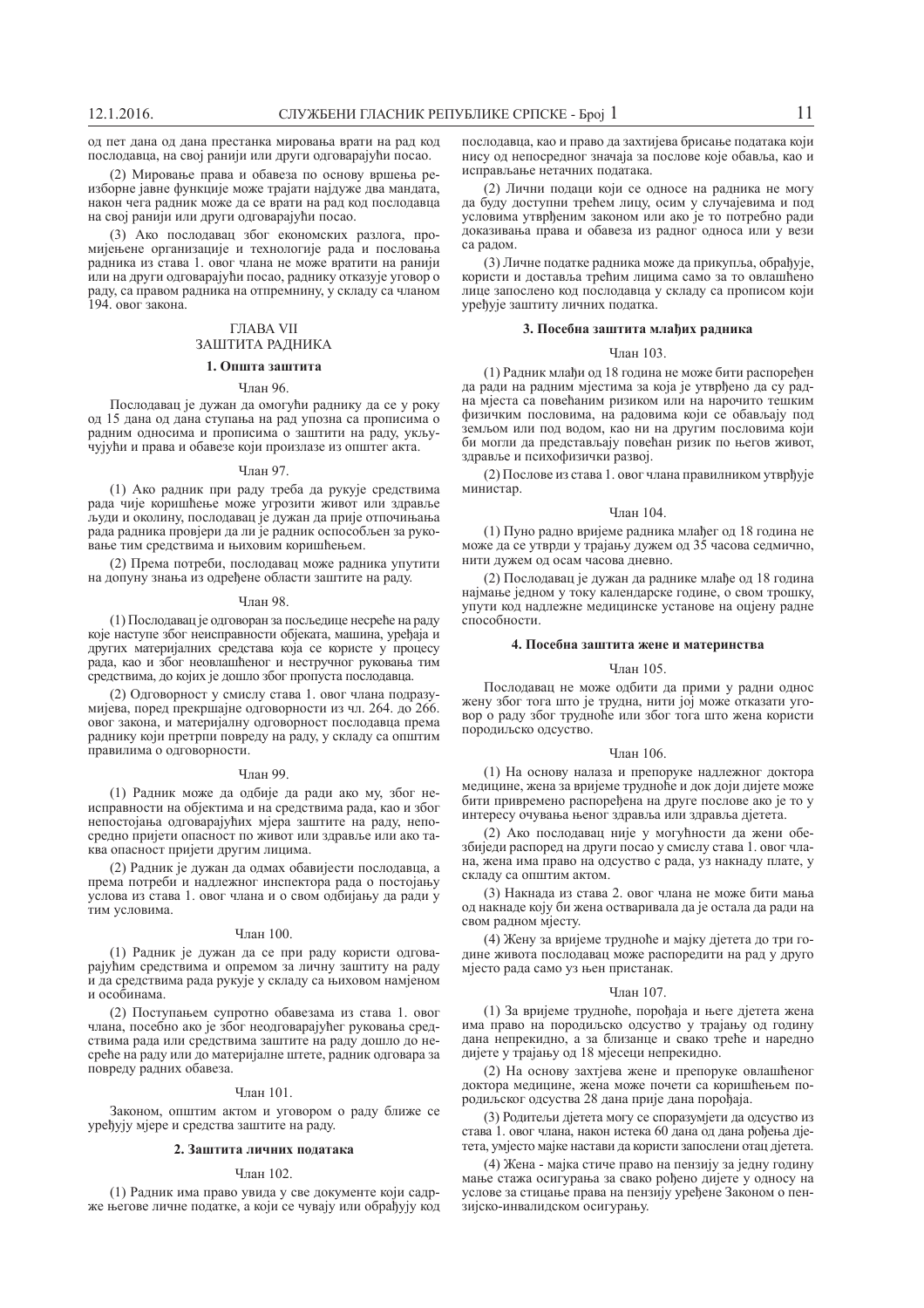од пет дана од дана престанка мировања врати на рад код послодавца, на свој ранији или други одговарајући посао.

(2) Мировање права и обавеза по основу вршења реизборне јавне функције може трајати најдуже два мандата, након чега радник може да се врати на рад код послодавца на свој ранији или други одговарајући посао.

(3) Ако послодавац због економских разлога, промијењене организације и технологије рада и пословања радника из става 1. овог члана не може вратити на ранији или на други одговарајући посао, раднику отказује уговор о раду, са правом радника на отпремнину, у складу са чланом 194. овог закона.

## ГЛАВА VII
## ЗАШТИТА РАДНИКА

### 1. Општа заштита

Члан 96.

Послодавац је дужан да омогући раднику да се у року од 15 дана од дана ступања на рад упозна са прописима о радним односима и прописима о заштити на раду, укључујући и права и обавезе који произлазе из општег акта.

Члан 97.

(1) Ако радник при раду треба да рукује средствима рада чије коришћење може угрозити живот или здравље људи и околину, послодавац је дужан да прије отпочињања рада радника провјери да ли је радник оспособљен за руковање тим средствима и њиховим коришћењем.

(2) Према потреби, послодавац може радника упутити на допуну знања из одређене области заштите на раду.

Члан 98.

(1) Послодавац је одговоран за посљедице несреће на раду које наступе због неисправности објеката, машина, уређаја и других материјалних средстава која се користе у процесу рада, као и због неовлашћеног и нестручног руковања тим средствима, до којих је дошло због пропуста послодавца.

(2) Одговорност у смислу става 1. овог члана подразумијева, поред прекршајне одговорности из чл. 264. до 266. овог закона, и материјалну одговорност послодавца према раднику који претрпи повреду на раду, у складу са општим правилима о одговорности.

Члан 99.

(1) Радник може да одбије да ради ако му, због неисправности на објектима и на средствима рада, као и због непостојања одговарајућих мјера заштите на раду, непосредно пријети опасност по живот или здравље или ако таква опасност пријети другим лицима.

(2) Радник је дужан да одмах обавијести послодавца, а према потреби и надлежног инспектора рада о постојању услова из става 1. овог члана и о свом одбијању да ради у тим условима.

Члан 100.

(1) Радник је дужан да се при раду користи одговарајућим средствима и опремом за личну заштиту на раду и да средствима рада рукује у складу са њиховом намјеном и особинама.

(2) Поступањем супротно обавезама из става 1. овог члана, посебно ако је због неодговарајућег руковања средствима рада или средствима заштите на раду дошло до несреће на раду или до материјалне штете, радник одговара за повреду радних обавеза.

Члан 101.

Законом, општим актом и уговором о раду ближе се уређују мјере и средства заштите на раду.

### 2. Заштита личних података

Члан 102.

(1) Радник има право увида у све документе који садрже његове личне податке, а који се чувају или обрађују код послодавца, као и право да захтијева брисање података који нису од непосредног значаја за послове које обавља, као и исправљање нетачних података.

(2) Лични подаци који се односе на радника не могу да буду доступни трећем лицу, осим у случајевима и под условима утврђеним законом или ако је то потребно ради доказивања права и обавеза из радног односа или у вези са радом.

(3) Личне податке радника може да прикупља, обрађује, користи и доставља трећим лицима само за то овлашћено лице запослено код послодавца у складу са прописом који уређује заштиту личних податка.

### 3. Посебна заштита млађих радника

Члан 103.

(1) Радник млађи од 18 година не може бити распоређен да ради на радним мјестима за која је утврђено да су радна мјеста са повећаним ризиком или на нарочито тешким физичким пословима, на радовима који се обављају под земљом или под водом, као ни на другим пословима који би могли да представљају повећан ризик по његов живот, здравље и психофизички развој.

(2) Послове из става 1. овог члана правилником утврђује министар.

Члан 104.

(1) Пуно радно вријеме радника млађег од 18 година не може да се утврди у трајању дужем од 35 часова седмично, нити дужем од осам часова дневно.

(2) Послодавац је дужан да раднике млађе од 18 година најмање једном у току календарске године, о свом трошку, упути код надлежне медицинске установе на оцјену радне способности.

### 4. Посебна заштита жене и материнства

Члан 105.

Послодавац не може одбити да прими у радни однос жену због тога што је трудна, нити јој може отказати уговор о раду због трудноће или због тога што жена користи породиљско одсуство.

Члан 106.

(1) На основу налаза и препоруке надлежног доктора медицине, жена за вријеме трудноће и док доји дијете може бити привремено распоређена на друге послове ако је то у интересу очувања њеног здравља или здравља дјетета.

(2) Ако послодавац није у могућности да жени обезбиједи распоред на други посао у смислу става 1. овог члана, жена има право на одсуство с рада, уз накнаду плате, у складу са општим актом.

(3) Накнада из става 2. овог члана не може бити мања од накнаде коју би жена остваривала да је остала да ради на свом радном мјесту.

(4) Жену за вријеме трудноће и мајку дјетета до три године живота послодавац може распоредити на рад у друго мјесто рада само уз њен пристанак.

Члан 107.

(1) За вријеме трудноће, порођаја и његе дјетета жена има право на породиљско одсуство у трајању од годину дана непрекидно, а за близанце и свако треће и наредно дијете у трајању од 18 мјесеци непрекидно.

(2) На основу захтјева жене и препоруке овлашћеног доктора медицине, жена може почети са коришћењем породиљског одсуства 28 дана прије дана порођаја.

(3) Родитељи дјетета могу се споразумјети да одсуство из става 1. овог члана, након истека 60 дана од дана рођења дјетета, умјесто мајке настави да користи запослени отац дјетета.

(4) Жена - мајка стиче право на пензију за једну годину мање стажа осигурања за свако рођено дијете у односу на услове за стицање права на пензију уређене Законом о пензијско-инвалидском осигурању.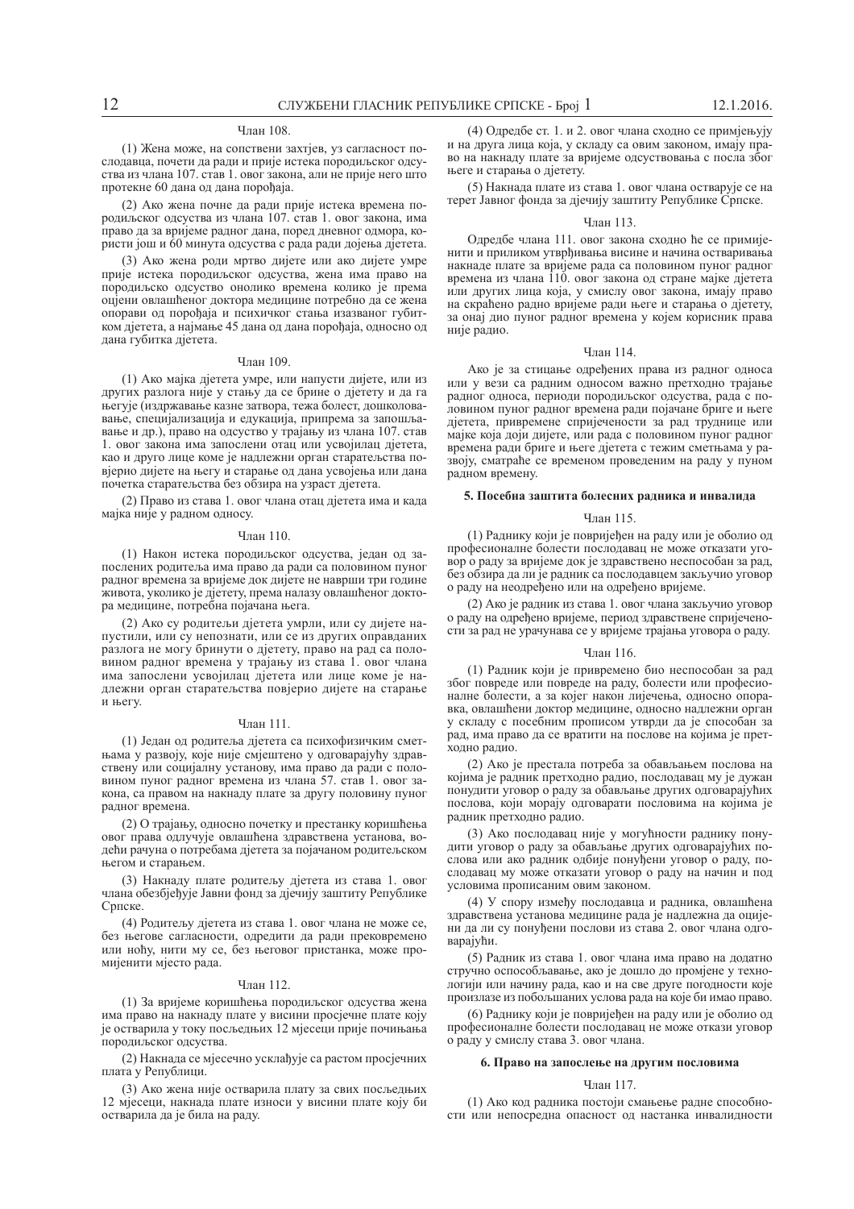Члан 108.

(1) Жена може, на сопствени захтјев, уз сагласност послодавца, почети да ради и прије истека породиљског одсуства из члана 107. став 1. овог закона, али не прије него што протекне 60 дана од дана порођаја.

(2) Ако жена почне да ради прије истека времена породиљског одсуства из члана 107. став 1. овог закона, има право да за вријеме радног дана, поред дневног одмора, користи још и 60 минута одсуства с рада ради дојења дјетета.

(3) Ако жена роди мртво дијете или ако дијете умре прије истека породиљског одсуства, жена има право на породиљско одсуство онолико времена колико је према оцјени овлашћеног доктора медицине потребно да се жена опорави од порођаја и психичког стања изазваног губитком дјетета, а најмање 45 дана од дана порођаја, односно од дана губитка дјетета.

Члан 109.

(1) Ако мајка дјетета умре, или напусти дијете, или из других разлога није у стању да се брине о дјетету и да га његује (издржавање казне затвора, тежа болест, дошколовавање, специјализација и едукација, припрема за запошљавање и др.), право на одсуство у трајању из члана 107. став 1. овог закона има запослени отац или усвојилац дјетета, као и друго лице коме је надлежни орган старатељства повјерио дијете на његу и старање од дана усвојења или дана почетка старатељства без обзира на узраст дјетета.

(2) Право из става 1. овог члана отац дјетета има и када мајка није у радном односу.

Члан 110.

(1) Након истека породиљског одсуства, један од запослених родитеља има право да ради са половином пуног радног времена за вријеме док дијете не наврши три године живота, уколико је дјетету, према налазу овлашћеног доктора медицине, потребна појачана њега.

(2) Ако су родитељи дјетета умрли, или су дијете напустили, или су непознати, или се из других оправданих разлога не могу бринути о дјетету, право на рад са половином радног времена у трајању из става 1. овог члана имају запослени усвојилац дјетета или лице коме је надлежни орган старатељства повјерио дијете на старање и његу.

Члан 111.

(1) Један од родитеља дјетета са психофизичким сметњама у развоју, које није смјештено у одговарајућу здравствену или социјалну установу, има право да ради с половином пуног радног времена из члана 57. став 1. овог закона, са правом на накнаду плате за другу половину пуног радног времена.

(2) О трајању, односно почетку и престанку коришћења овог права одлучује овлашћена здравствена установа, водећи рачуна о потребама дјетета за појачаном родитељском његом и старањем.

(3) Накнаду плате родитељу дјетета из става 1. овог члана обезбјеђује Јавни фонд за дјечију заштиту Републике Српске.

(4) Родитељу дјетета из става 1. овог члана не може се, без његове сагласности, одредити да ради прековремено или ноћу, нити му се, без његовог пристанка, може промијенити мјесто рада.

Члан 112.

(1) За вријеме коришћења породиљског одсуства жена има право на накнаду плате у висини просјечне плате коју је остварила у току посљедњих 12 мјесеци прије почињања породиљског одсуства.

(2) Накнада се мјесечно усклађује са растом просјечних плата у Републици.

(3) Ако жена није остварила плату за свих посљедњих 12 мјесеци, накнада плате износи у висини плате коју би остварила да је била на раду.

(4) Одредбе ст. 1. и 2. овог члана сходно се примјењују и на друга лица која, у складу са овим законом, имају право на накнаду плате за вријеме одсуствовања с посла због његе и старања о дјетету.

(5) Накнада плате из става 1. овог члана остварује се на терет Јавног фонда за дјечију заштиту Републике Српске.

Члан 113.

Одредбе члана 111. овог закона сходно ће се примијенити и приликом утврђивања висине и начина остваривања накнаде плате за вријеме рада са половином пуног радног времена из члана 110. овог закона од стране мајке дјетета или других лица која, у смислу овог закона, имају право на скраћено радно вријеме ради његе и старања о дјетету, за онај дио пуног радног времена у којем корисник права није радио.

Члан 114.

Ако је за стицање одређених права из радног односа или у вези са радним односом важно претходно трајање радног односа, периоди породиљског одсуства, рада с половином пуног радног времена ради појачане бриге и његе дјетета, привремене спријечености за рад труднице или мајке која доји дијете, или рада с половином пуног радног времена ради бриге и његе дјетета с тежим сметњама у развоју, сматраће се временом проведеним на раду у пуном радном времену.

**5. Посебна заштита болесних радника и инвалида**

Члан 115.

(1) Раднику који је повријеђен на раду или је оболио од професионалне болести послодавац не може отказати уговор о раду за вријеме док је здравствено неспособан за рад, без обзира да ли је радник са послодавцем закључио уговор о раду на неодређено или на одређено вријеме.

(2) Ако је радник из става 1. овог члана закључио уговор о раду на одређено вријеме, период здравствене спријечености за рад не урачунава се у вријеме трајања уговора о раду.

Члан 116.

(1) Радник који је привремено био неспособан за рад због повреде или повреде на раду, болести или професионалне болести, а за којег након лијечења, односно опоравка, овлашћени доктор медицине, односно надлежни орган у складу с посебним прописом утврди да је способан за рад, има право да се врати на послове на којима је претходно радио.

(2) Ако је престала потреба за обављањем послова на којима је радник претходно радио, послодавац му је дужан понудити уговор о раду за обављање других одговарајућих послова, који морају одговарати пословима на којима је радник претходно радио.

(3) Ако послодавац није у могућности раднику понудити уговор о раду за обављање других одговарајућих послова или ако радник одбије понуђени уговор о раду, послодавац му може отказати уговор о раду на начин и под условима прописаним овим законом.

(4) У спору између послодавца и радника, овлашћена здравствена установа медицине рада је надлежна да оцијени да ли су понуђени послови из става 2. овог члана одговарајући.

(5) Радник из става 1. овог члана има право на додатно стручно оспособљавање, ако је дошло до промјене у технологији или начину рада, као и на све друге погодности које произлазе из побољшаних услова рада на које би имао право.

(6) Раднику који је повријеђен на раду или је оболио од професионалне болести послодавац не може откази уговор о раду у смислу става 3. овог члана.

**6. Право на запослење на другим пословима**

Члан 117.

(1) Ако код радника постоји смањење радне способности или непосредна опасност од настанка инвалидности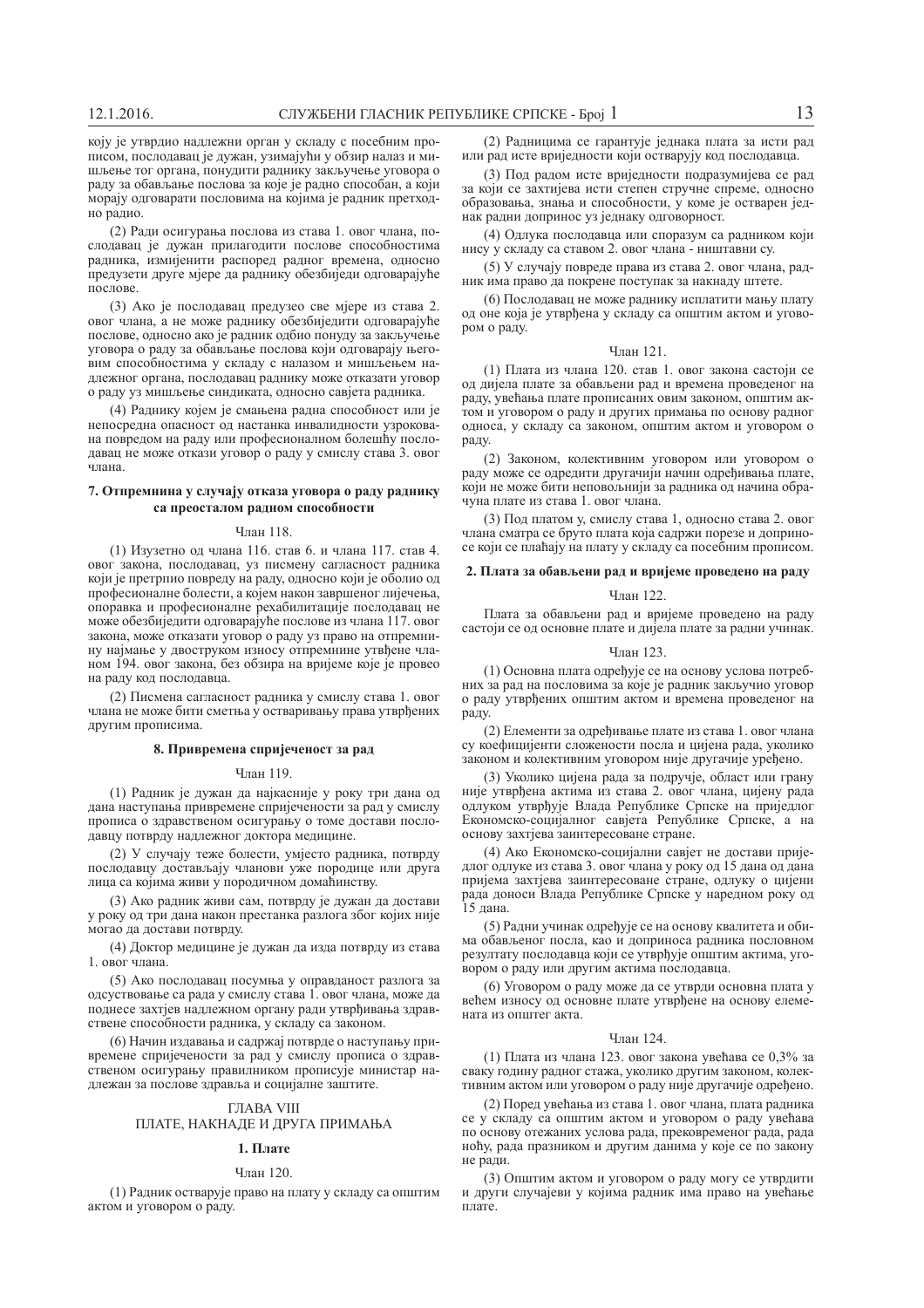коју је утврдио надлежни орган у складу с посебним прописом, послодавац је дужан, узимајући у обзир налаз и мишљење тог органа, понудити раднику закључење уговора о раду за обављање послова за које је радно способан, а који морају одговарати пословима на којима је радник претходно радио.

(2) Ради осигурања послова из става 1. овог члана, послодавац је дужан прилагодити послове способностима радника, измијенити распоред радног времена, односно предузети друге мјере да раднику обезбиједи одговарајуће послове.

(3) Ако је послодавац предузео све мјере из става 2. овог члана, а не може раднику обезбиједити одговарајуће послове, односно ако је радник одбио понуду за закључење уговора о раду за обављање послова који одговарају његовим способностима у складу с налазом и мишљењем надлежног органа, послодавац раднику може отказати уговор о раду уз мишљење синдиката, односно савјета радника.

(4) Раднику којем је смањена радна способност или је непосредна опасност од настанка инвалидности узрокована повредом на раду или професионалном болешћу послодавац не може откази уговор о раду у смислу става 3. овог члана.

### 7. Отпремнина у случају отказа уговора о раду раднику са преосталом радном способности

Члан 118.

(1) Изузетно од члана 116. став 6. и члана 117. став 4. овог закона, послодавац, уз писмену сагласност радника који је претрпио повреду на раду, односно који је оболио од професионалне болести, а којем након завршеног лијечења, опоравка и професионалне рехабилитације послодавац не може обезбиједити одговарајуће послове из члана 117. овог закона, може отказати уговор о раду уз право на отпремнину најмање у двоструком износу отпремнине утвђене чланом 194. овог закона, без обзира на вријеме које је провео на раду код послодавца.

(2) Писмена сагласност радника у смислу става 1. овог члана не може бити сметња у остваривању права утврђених другим прописима.

### 8. Привремена спријеченост за рад

Члан 119.

(1) Радник је дужан да најкасније у року три дана од дана наступања привремене спријечености за рад у смислу прописа о здравственом осигурању о томе достави послодавцу потврду надлежног доктора медицине.

(2) У случају теже болести, умјесто радника, потврду послодавцу достављају чланови уже породице или друга лица са којима живи у породичном домаћинству.

(3) Ако радник живи сам, потврду је дужан да достави у року од три дана након престанка разлога због којих није могао да достави потврду.

(4) Доктор медицине је дужан да изда потврду из става 1. овог члана.

(5) Ако послодавац посумња у оправданост разлога за одсуствовање са рада у смислу става 1. овог члана, може да поднесе захтјев надлежном органу ради утврђивања здравствене способности радника, у складу са законом.

(6) Начин издавања и садржај потврде о наступању привремене спријечености за рад у смислу прописа о здравственом осигурању правилником прописује министар надлежан за послове здравља и социјалне заштите.

## ГЛАВА VIII
## ПЛАТЕ, НАКНАДЕ И ДРУГА ПРИМАЊА

### 1. Плате

Члан 120.

(1) Радник остварује право на плату у складу са општим актом и уговором о раду.

(2) Радницима се гарантује једнака плата за исти рад или рад исте вриједности који остварују код послодавца.

(3) Под радом исте вриједности подразумијева се рад за који се захтијева исти степен стручне спреме, односно образовања, знања и способности, у коме је остварен једнак радни допринос уз једнаку одговорност.

(4) Одлука послодавца или споразум са радником који нису у складу са ставом 2. овог члана - ништавни су.

(5) У случају повреде права из става 2. овог члана, радник има право да покрене поступак за накнаду штете.

(6) Послодавац не може раднику исплатити мању плату од оне која је утврђена у складу са општим актом и уговором о раду.

Члан 121.

(1) Плата из члана 120. став 1. овог закона састоји се од дијела плате за обављени рад и времена проведеног на раду, увећања плате прописаних овим законом, општим актом и уговором о раду и других примања по основу радног односа, у складу са законом, општим актом и уговором о раду.

(2) Законом, колективним уговором или уговором о раду може се одредити другачији начин одређивања плате, који не може бити неповољнији за радника од начина обрачуна плате из става 1. овог члана.

(3) Под платом у, смислу става 1, односно става 2. овог члана сматра се бруто плата која садржи порезе и доприносе који се плаћају на плату у складу са посебним прописом.

### 2. Плата за обављени рад и вријеме проведено на раду

Члан 122.

Плата за обављени рад и вријеме проведено на раду састоји се од основне плате и дијела плате за радни учинак.

Члан 123.

(1) Основна плата одређује се на основу услова потребних за рад на пословима за које је радник закључио уговор о раду утврђених општим актом и времена проведеног на раду.

(2) Елементи за одређивање плате из става 1. овог члана су коефицијенти сложености посла и цијена рада, уколико законом и колективним уговором није другачије уређено.

(3) Уколико цијена рада за подручје, област или грану није утврђена актима из става 2. овог члана, цијену рада одлуком утврђује Влада Републике Српске на приједлог Економско-социјалног савјета Републике Српске, а на основу захтјева заинтересоване стране.

(4) Ако Економско-социјални савјет не достави приједлог одлуке из става 3. овог члана у року од 15 дана од дана пријема захтјева заинтересоване стране, одлуку о цијени рада доноси Влада Републике Српске у наредном року од 15 дана.

(5) Радни учинак одређује се на основу квалитета и обима обављеног посла, као и доприноса радника пословном резултату послодавца који се утврђује општим актима, уговором о раду или другим актима послодавца.

(6) Уговором о раду може да се утврди основна плата у већем износу од основне плате утврђене на основу елемената из општег акта.

Члан 124.

(1) Плата из члана 123. овог закона увећава се 0,3% за сваку годину радног стажа, уколико другим законом, колективним актом или уговором о раду није другачије одређено.

(2) Поред увећања из става 1. овог члана, плата радника се у складу са општим актом и уговором о раду увећава по основу отежаних услова рада, прековременог рада, рада ноћу, рада празником и другим данима у које се по закону не ради.

(3) Општим актом и уговором о раду могу се утврдити и други случајеви у којима радник има право на увећање плате.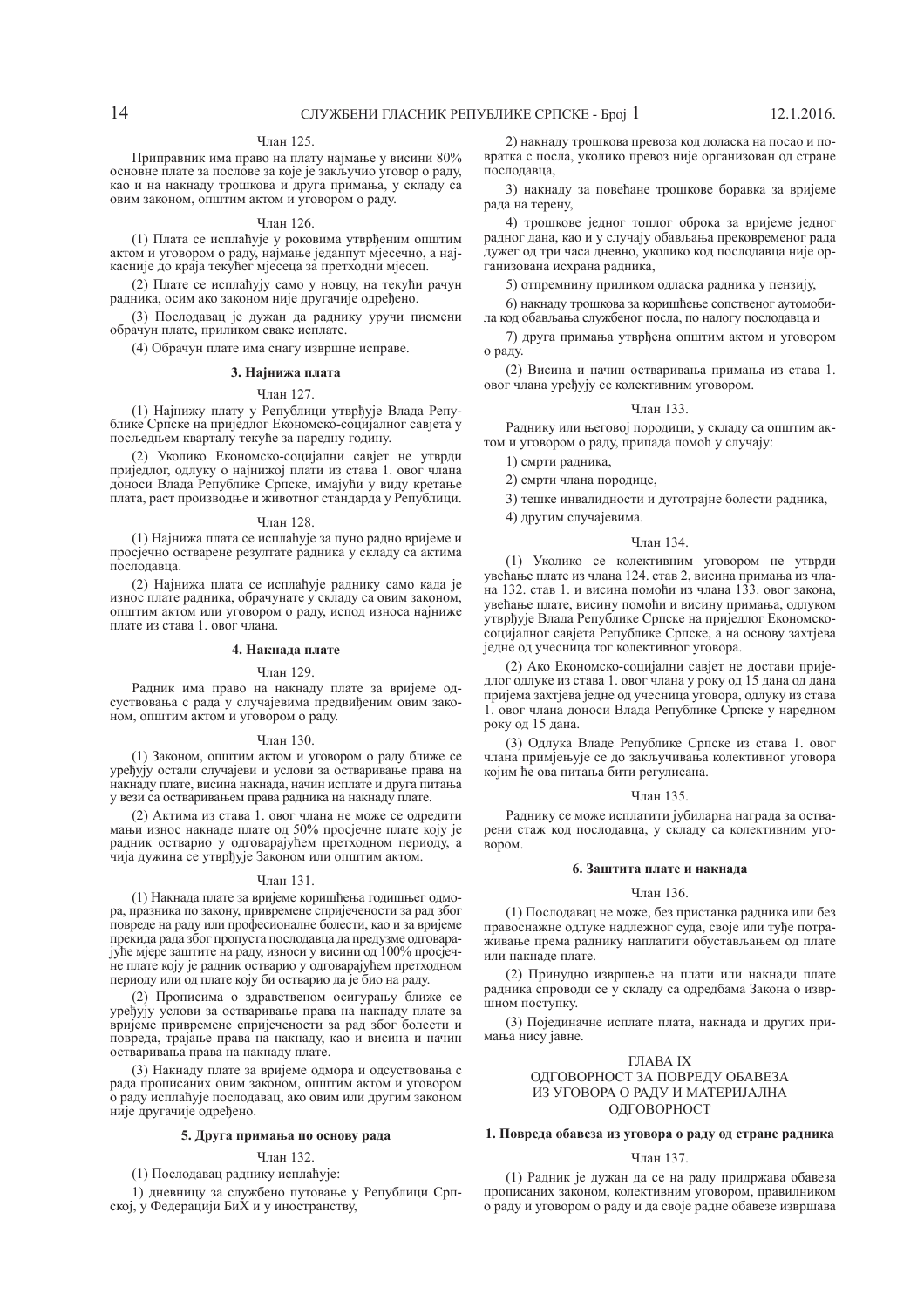Члан 125.

Приправник има право на плату најмање у висини 80% основне плате за послове за које је закључио уговор о раду, као и на накнаду трошкова и друга примања, у складу са овим законом, општим актом и уговором о раду.

Члан 126.

(1) Плата се исплаћује у роковима утврђеним општим актом и уговором о раду, најмање једанпут мјесечно, а најкасније до краја текућег мјесеца за претходни мјесец.

(2) Плате се исплаћују само у новцу, на текући рачун радника, осим ако законом није другачије одређено.

(3) Послодавац је дужан да раднику уручи писмени обрачун плате, приликом сваке исплате.

(4) Обрачун плате има снагу извршне исправе.

### 3. Најнижа плата

Члан 127.

(1) Најнижу плату у Републици утврђује Влада Републике Српске на приједлог Економско-социјалног савјета у посљедњем кварталу текуће за наредну годину.

(2) Уколико Економско-социјални савјет не утврди приједлог, одлуку о најнижој плати из става 1. овог члана доноси Влада Републике Српске, имајући у виду кретање плата, раст производње и животног стандарда у Републици.

Члан 128.

(1) Најнижа плата се исплаћује за пуно радно вријеме и просјечно остварене резултате радника у складу са актима послодавца.

(2) Најнижа плата се исплаћује раднику само када је износ плате радника, обрачунате у складу са овим законом, општим актом или уговором о раду, испод износа најниже плате из става 1. овог члана.

### 4. Накнада плате

Члан 129.

Радник има право на накнаду плате за вријеме одсуствовања с рада у случајевима предвиђеним овим законом, општим актом и уговором о раду.

Члан 130.

(1) Законом, општим актом и уговором о раду ближе се уређују остали случајеви и услови за остваривање права на накнаду плате, висина накнада, начин исплате и друга питања у вези са остваривањем права радника на накнаду плате.

(2) Актима из става 1. овог члана не може се одредити мањи износ накнаде плате од 50% просјечне плате коју је радник остварио у одговарајућем претходном периоду, а чија дужина се утврђује Законом или општим актом.

Члан 131.

(1) Накнада плате за вријеме коришћења годишњег одмора, празника по закону, привремене спријечености за рад због повреде на раду или професионалне болести, као и за вријеме прекида рада због пропуста послодавца да предузме одговарајуће мјере заштите на раду, износи у висини од 100% просјечне плате коју је радник остварио у одговарајућем претходном периоду или од плате коју би остварио да је био на раду.

(2) Прописима о здравственом осигурању ближе се уређују услови за остваривање права на накнаду плате за вријеме привремене спријечености за рад због болести и повреда, трајање права на накнаду, као и висина и начин остваривања права на накнаду плате.

(3) Накнаду плате за вријеме одмора и одсуствовања с рада прописаних овим законом, општим актом и уговором о раду исплаћује послодавац, ако овим или другим законом није другачије одређено.

### 5. Друга примања по основу рада

Члан 132.

(1) Послодавац раднику исплаћује:

1) дневницу за службено путовање у Републици Српској, у Федерацији БиХ и у иностранству,

2) накнаду трошкова превоза код доласка на посао и повратка с посла, уколико превоз није организован од стране послодавца,

3) накнаду за повећане трошкове боравка за вријеме рада на терену,

4) трошкове једног топлог оброка за вријеме једног радног дана, као и у случају обављања прековременог рада дужег од три часа дневно, уколико код послодавца није организована исхрана радника,

5) отпремнину приликом одласка радника у пензију,

6) накнаду трошкова за коришћење сопственог аутомобила код обављања службеног посла, по налогу послодавца и

7) друга примања утврђена општим актом и уговором о раду.

(2) Висина и начин остваривања примања из става 1. овог члана уређују се колективним уговором.

Члан 133.

Раднику или његовој породици, у складу са општим актом и уговором о раду, припада помоћ у случају:

1) смрти радника,

2) смрти члана породице,

3) тешке инвалидности и дуготрајне болести радника,

4) другим случајевима.

Члан 134.

(1) Уколико се колективним уговором не утврди увећање плате из члана 124. став 2, висина примања из члана 132. став 1. и висина помоћи из члана 133. овог закона, увећање плате, висину помоћи и висину примања, одлуком утврђује Влада Републике Српске на приједлог Економско-социјалног савјета Републике Српске, а на основу захтјева једне од учесница тог колективног уговора.

(2) Ако Економско-социјални савјет не достави приједлог одлуке из става 1. овог члана у року од 15 дана од дана пријема захтјева једне од учесница уговора, одлуку из става 1. овог члана доноси Влада Републике Српске у наредном року од 15 дана.

(3) Одлука Владе Републике Српске из става 1. овог члана примјењује се до закључивања колективног уговора којим ће ова питања бити регулисана.

Члан 135.

Раднику се може исплатити јубиларна награда за остварени стаж код послодавца, у складу са колективним уговором.

### 6. Заштита плате и накнада

Члан 136.

(1) Послодавац не може, без пристанка радника или без правоснажне одлуке надлежног суда, своје или туђе потраживање према раднику наплатити обустављањем од плате или накнаде плате.

(2) Принудно извршење на плати или накнади плате радника спроводи се у складу са одредбама Закона о извршном поступку.

(3) Појединачне исплате плата, накнада и других примања нису јавне.

## ГЛАВА IX
## ОДГОВОРНОСТ ЗА ПОВРЕДУ ОБАВЕЗА ИЗ УГОВОРА О РАДУ И МАТЕРИЈАЛНА ОДГОВОРНОСТ

### 1. Повреда обавеза из уговора о раду од стране радника

Члан 137.

(1) Радник је дужан да се на раду придржава обавеза прописаних законом, колективним уговором, правилником о раду и уговором о раду и да своје радне обавезе извршава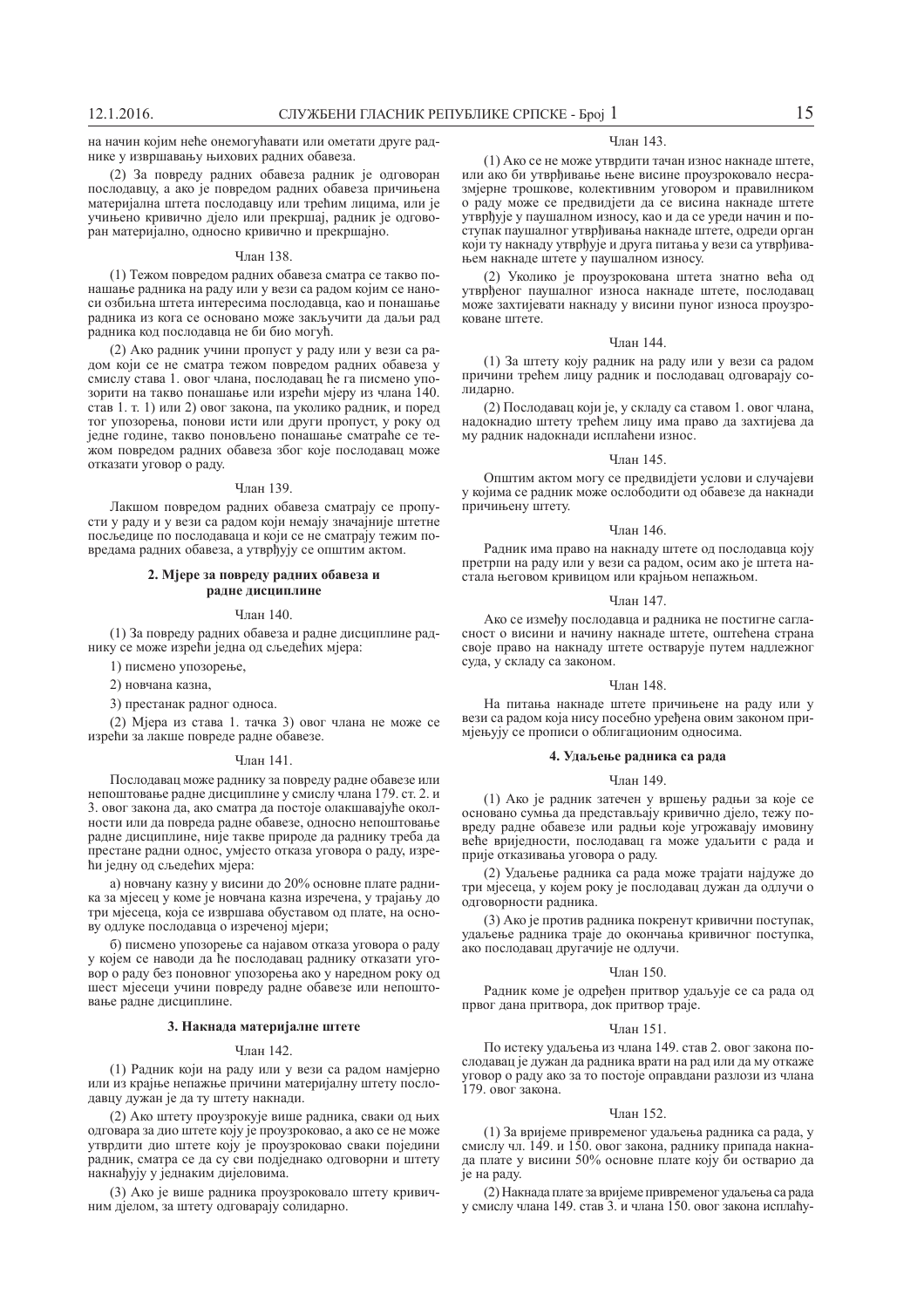на начин којим неће онемогућавати или ометати друге раднике у извршавању њихових радних обавеза.

(2) За повреду радних обавеза радник је одговоран послодавцу, а ако је повредом радних обавеза причињена материјална штета послодавцу или трећим лицима, или је учињено кривично дјело или прекршај, радник је одговоран материјално, односно кривично и прекршајно.

Члан 138.

(1) Тежом повредом радних обавеза сматра се такво понашање радника на раду или у вези са радом којим се наноси озбиљна штета интересима послодавца, као и понашање радника из кога се основано може закључити да даљи рад радника код послодавца не би био могућ.

(2) Ако радник учини пропуст у раду или у вези са радом који се не сматра тежом повредом радних обавеза у смислу става 1. овог члана, послодавац ће га писмено упозорити на такво понашање или изрећи мјеру из члана 140. став 1. т. 1) или 2) овог закона, па уколико радник, и поред тог упозорења, понови исти или други пропуст, у року од једне године, такво поновљено понашање сматраће се тежом повредом радних обавеза због које послодавац може отказати уговор о раду.

Члан 139.

Лакшом повредом радних обавеза сматрају се пропусти у раду и у вези са радом који немају значајније штетне посљедице по послодавца и који се не сматрају тежим повредама радних обавеза, а утврђују се општим актом.

## 2. Мјере за повреду радних обавеза и радне дисциплине

Члан 140.

(1) За повреду радних обавеза и радне дисциплине раднику се може изрећи једна од сљедећих мјера:

1) писмено упозорење,

2) новчана казна,

3) престанак радног односа.

(2) Мјера из става 1. тачка 3) овог члана не може се изрећи за лакше повреде радне обавезе.

Члан 141.

Послодавац може раднику за повреду радне обавезе или непоштовање радне дисциплине у смислу члана 179. ст. 2. и 3. овог закона да, ако сматра да постоје олакшавајуће околности или да повреда радне обавезе, односно непоштовање радне дисциплине, није такве природе да раднику треба да престане радни однос, умјесто отказа уговора о раду, изрећи једну од сљедећих мјера:

а) новчану казну у висини до 20% основне плате радника за мјесец у коме је новчана казна изречена, у трајању до три мјесеца, која се извршава обуставом од плате, на основу одлуке послодавца о изреченој мјери;

б) писмено упозорење са најавом отказа уговора о раду у којем се наводи да ће послодавац раднику отказати уговор о раду без поновног упозорења ако у наредном року од шест мјесеци учини повреду радне обавезе или непоштовање радне дисциплине.

## 3. Накнада материјалне штете

Члан 142.

(1) Радник који на раду или у вези са радом намјерно или из крајње непажње причини материјалну штету послодавцу дужан је да ту штету накнади.

(2) Ако штету проузрокује више радника, сваки од њих одговара за дио штете који је проузроковао, а ако се не може утврдити дио штете коју је проузроковао сваки појединачни радник, сматра се да су сви подједнако одговорни и штету накнађују у једнаким дијеловима.

(3) Ако је више радника проузроковало штету кривичним дјелом, за штету одговарају солидарно.

Члан 143.

(1) Ако се не може утврдити тачан износ накнаде штете, или ако би утврђивање њене висине проузроковало несразмјерне трошкове, колективним уговором и правилником о раду може се предвидјети да се висина накнаде штете утврђује у паушалном износу, као и да се уреди начин и поступак паушалног утврђивања накнаде штете, одреди орган који ту накнаду утврђује и друга питања у вези са утврђивањем накнаде штете у паушалном износу.

(2) Уколико је проузрокована штета знатно већа од утврђеног паушалног износа накнаде штете, послодавац може захтијевати накнаду у висини пуног износа проузроковане штете.

Члан 144.

(1) За штету коју радник на раду или у вези са радом причини трећем лицу радник и послодавац одговарају солидарно.

(2) Послодавац који је, у складу са ставом 1. овог члана, надокнадио штету трећем лицу има право да захтијева да му радник надокнади исплаћени износ.

Члан 145.

Општим актом могу се предвидјети услови и случајеви у којима се радник може ослободити од обавезе да накнади причињену штету.

Члан 146.

Радник има право на накнаду штете од послодавца коју претрпи на раду или у вези са радом, осим ако је штета настала његовом кривицом или крајњом непажњом.

Члан 147.

Ако се између послодавца и радника не постигне сагласност о висини и начину накнаде штете, оштећена страна своје право на накнаду штете остварује путем надлежног суда, у складу са законом.

Члан 148.

На питања накнаде штете причињене на раду или у вези са радом која нису посебно уређена овим законом примјењују се прописи о облигационим односима.

## 4. Удаљење радника са рада

Члан 149.

(1) Ако је радник затечен у вршењу радњи за које се основано сумња да представљају кривично дјело, тешку повреду радне обавезе или радњи које угрожавају имовину веће вриједности, послодавац га може удаљити с рада и прије отказивања уговора о раду.

(2) Удаљење радника са рада може трајати најдуже до три мјесеца, у којем року је послодавац дужан да одлучи о одговорности радника.

(3) Ако је против радника покренут кривични поступак, удаљење радника траје до окончања кривичног поступка, ако послодавац другачије не одлучи.

Члан 150.

Радник коме је одређен притвор удаљује се са рада од првог дана притвора, док притвор траје.

Члан 151.

По истеку удаљења из члана 149. став 2. овог закона послодавац је дужан да радника врати на рад или да му откаже уговор о раду ако за то постоје оправдани разлози из члана 179. овог закона.

Члан 152.

(1) За вријеме привременог удаљења радника са рада, у смислу чл. 149. и 150. овог закона, раднику припада накнада плате у висини 50% основне плате коју би остварио да је на раду.

(2) Накнада плате за вријеме привременог удаљења са рада у смислу члана 149. став 3. и члана 150. овог закона исплаћу-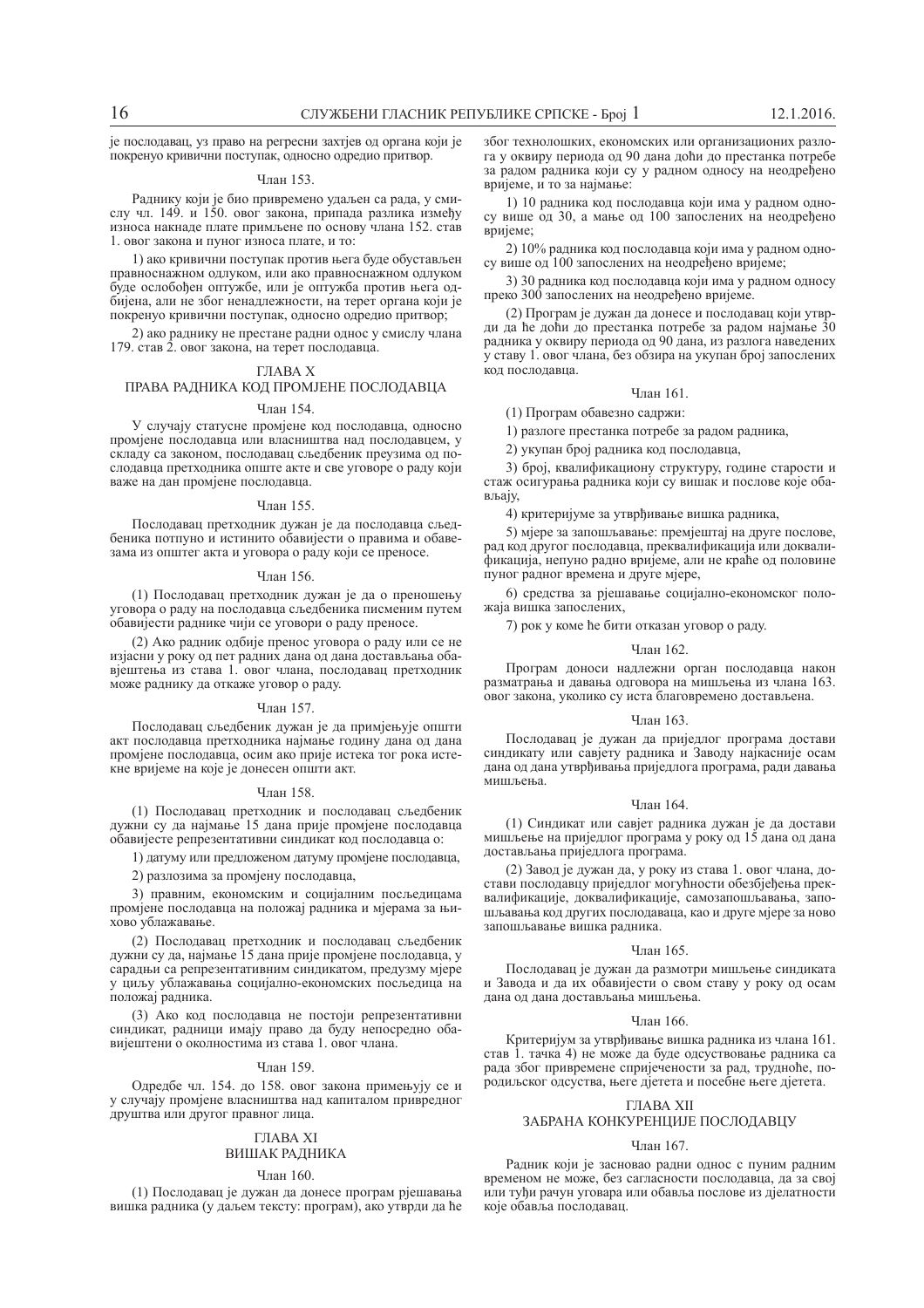је послодавац, уз право на регресни захтјев од органа који је покренуо кривични поступак, односно одредио притвор.

Члан 153.

Раднику који је био привремено удаљен са рада, у смислу чл. 149. и 150. овог закона, припада разлика између износа накнаде плате примљене по основу члана 152. став 1. овог закона и пуног износа плате, и то:

1) ако кривични поступак против њега буде обустављен правноснажном одлуком, или ако правноснажном одлуком буде ослобођен оптужбе, или је оптужба против њега одбијена, али не због ненадлежности, на терет органа који је покренуо кривични поступак, односно одредио притвор;

2) ако раднику не престане радни однос у смислу члана 179. став 2. овог закона, на терет послодавца.

## ГЛАВА X
## ПРАВА РАДНИКА КОД ПРОМЈЕНЕ ПОСЛОДАВЦА

Члан 154.

У случају статусне промјене код послодавца, односно промјене послодавца или власништва над послодавцем, у складу са законом, послодавац сљедбеник преузима од послодавца претходника опште акте и све уговоре о раду који важе на дан промјене послодавца.

Члан 155.

Послодавац претходник дужан је да послодавца сљедбеника потпуно и истинито обавијести о правима и обавезама из општег акта и уговора о раду који се преносе.

Члан 156.

(1) Послодавац претходник дужан је да о преношењу уговора о раду на послодавца сљедбеника писменим путем обавијести раднике чији се уговори о раду преносе.

(2) Ако радник одбије пренос уговора о раду или се не изјасни у року од пет радних дана од дана достављања обавјештења из става 1. овог члана, послодавац претходник може раднику да откаже уговор о раду.

Члан 157.

Послодавац сљедбеник дужан је да примјењује општи акт послодавца претходника најмање годину дана од дана промјене послодавца, осим ако прије истека тог рока истекне вријеме на које је донесен општи акт.

Члан 158.

(1) Послодавац претходник и послодавац сљедбеник дужни су да најмање 15 дана прије промјене послодавца обавијесте репрезентативни синдикат код послодавца о:

1) датуму или предложеном датуму промјене послодавца,

2) разлозима за промјену послодавца,

3) правним, економским и социјалним посљедицама промјене послодавца на положај радника и мјерама за њихово ублажавање.

(2) Послодавац претходник и послодавац сљедбеник дужни су да, најмање 15 дана прије промјене послодавца, у сарадњи са репрезентативним синдикатом, предузму мјере у циљу ублажавања социјално-економских посљедица на положај радника.

(3) Ако код послодавца не постоји репрезентативни синдикат, радници имају право да буду непосредно обавијештени о околностима из става 1. овог члана.

Члан 159.

Одредбе чл. 154. до 158. овог закона примењују се и у случају промјене власништва над капиталом привредног друштва или другог правног лица.

## ГЛАВА XI
## ВИШАК РАДНИКА

Члан 160.

(1) Послодавац је дужан да донесе програм рјешавања вишка радника (у даљем тексту: програм), ако утврди да ће због технолошких, економских или организационих разлога у оквиру периода од 90 дана доћи до престанка потребе за радом радника који су у радном односу на неодређено вријеме, и то за најмање:

1) 10 радника код послодавца који има у радном односу више од 30, а мање од 100 запослених на неодређено вријеме;

2) 10% радника код послодавца који има у радном односу више од 100 запослених на неодређено вријеме;

3) 30 радника код послодавца који има у радном односу преко 300 запослених на неодређено вријеме.

(2) Програм је дужан да донесе и послодавац који утврди да ће доћи до престанка потребе за радом најмање 30 радника у оквиру периода од 90 дана, из разлога наведених у ставу 1. овог члана, без обзира на укупан број запослених код послодавца.

Члан 161.

(1) Програм обавезно садржи:

1) разлоге престанка потребе за радом радника,

2) укупан број радника код послодавца,

3) број, квалификациону структуру, године старости и стаж осигурања радника који су вишак и послове које обављају,

4) критеријуме за утврђивање вишка радника,

5) мјере за запошљавање: премјештај на друге послове, рад код другог послодавца, преквалификација или доквалификација, непуно радно вријеме, али не краће од половине пуног радног времена и друге мјере,

6) средства за рјешавање социјално-економског положаја вишка запослених,

7) рок у коме ће бити отказан уговор о раду.

Члан 162.

Програм доноси надлежни орган послодавца након разматрања и давања одговора на мишљења из члана 163. овог закона, уколико су иста благовремено достављена.

Члан 163.

Послодавац је дужан да приједлог програма достави синдикату или савјету радника и Заводу најкасније осам дана од дана утврђивања приједлога програма, ради давања мишљења.

Члан 164.

(1) Синдикат или савјет радника дужан је да достави мишљење на приједлог програма у року од 15 дана од дана достављања приједлога програма.

(2) Завод је дужан да, у року из става 1. овог члана, достави послодавцу приједлог могућности обезбјеђења преквалификације, доквалификације, самозапошљавања, запошљавања код других послодаваца, као и друге мјере за ново запошљавање вишка радника.

Члан 165.

Послодавац је дужан да размотри мишљење синдиката и Завода и да их обавијести о свом ставу у року од осам дана од дана достављања мишљења.

Члан 166.

Критеријум за утврђивање вишка радника из члана 161. став 1. тачка 4) не може да буде одсуствовање радника са рада због привремене спријечености за рад, трудноће, породиљског одсуства, његе дјетета и посебне његе дјетета.

## ГЛАВА XII
## ЗАБРАНА КОНКУРЕНЦИЈЕ ПОСЛОДАВЦУ

Члан 167.

Радник који је засновао радни однос с пуним радним временом не може, без сагласности послодавца, да за свој или туђи рачун уговара или обавља послове из дјелатности које обавља послодавац.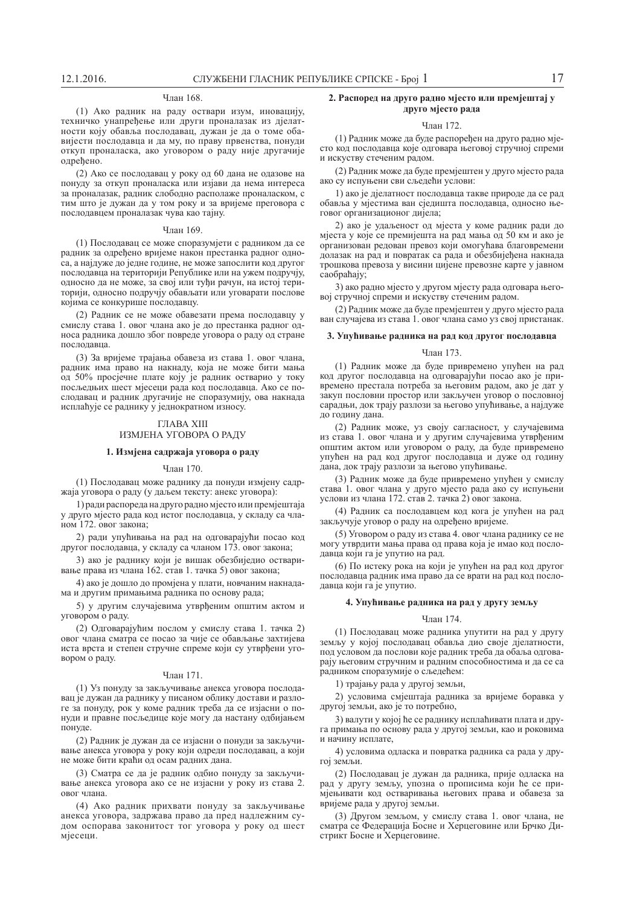Члан 168.

(1) Ако радник на раду оствари изум, иновацију, техничко унапређење или други проналазак из дјелатности коју обавља послодавац, дужан је да о томе обавијести послодавца и да му, по праву првенства, понуди откуп проналаска, ако уговором о раду није другачије одређено.

(2) Ако се послодавац у року од 60 дана не одазове на понуду за откуп проналаска или изјави да нема интереса за проналазак, радник слободно располаже проналаском, с тим што је дужан да у том року и за вријеме преговора с послодавцем проналазак чува као тајну.

Члан 169.

(1) Послодавац се може споразумјети с радником да се радник за одређено вријеме након престанка радног односа, а најдуже до једне године, не може запослити код другог послодавца на територији Републике или на ужем подручју, односно да не може, за свој или туђи рачун, на истој територији, односно подручју обављати или уговарати послове којима се конкурише послодавцу.

(2) Радник се не може обавезати према послодавцу у смислу става 1. овог члана ако је до престанка радног односа радника дошло због повреде уговора о раду од стране послодавца.

(3) За вријеме трајања обавеза из става 1. овог члана, радник има право на накнаду, која не може бити мања од 50% просјечне плате коју је радник остварио у току посљедњих шест мјесеци рада код послодавца. Ако се послодавац и радник другачије не споразумију, ова накнада исплаћује се раднику у једнократном износу.

## ГЛАВА XIII
## ИЗМЈЕНА УГОВОРА О РАДУ

### 1. Измјена садржаја уговора о раду

Члан 170.

(1) Послодавац може раднику да понуди измјену садржаја уговора о раду (у даљем тексту: анекс уговора):

1) ради распореда на друго радно мјесто или премјештаја у друго мјесто рада код истог послодавца, у складу са чланом 172. овог закона;

2) ради упућивања на рад на одговарајући посао код другог послодавца, у складу са чланом 173. овог закона;

3) ако је раднику који је вишак обезбиједио остваривање права из члана 162. став 1. тачка 5) овог закона;

4) ако је дошло до промјена у плати, новчаним накнадама и другим примањима радника по основу рада;

5) у другим случајевима утврђеним општим актом и уговором о раду.

(2) Одговарајућим послом у смислу става 1. тачка 2) овог члана сматра се посао за чије се обављање захтијева иста врста и степен стручне спреме који су утврђени уговором о раду.

Члан 171.

(1) Уз понуду за закључивање анекса уговора послодавац је дужан да раднику у писаном облику достави и разлоге за понуду, рок у коме радник треба да се изјасни о понуди и правне посљедице које могу да настану одбијањем понуде.

(2) Радник је дужан да се изјасни о понуди за закључивање анекса уговора у року који одреди послодавац, а који не може бити краћи од осам радних дана.

(3) Сматра се да је радник одбио понуду за закључивање анекса уговора ако се не изјасни у року из става 2. овог члана.

(4) Ако радник прихвати понуду за закључивање анекса уговора, задржава право да пред надлежним судом оспорава законитост тог уговора у року од шест мјесеци.

### 2. Распоред на друго радно мјесто или премјештај у друго мјесто рада

Члан 172.

(1) Радник може да буде распоређен на друго радно мјесто код послодавца које одговара његовој стручној спреми и искуству стеченим радом.

(2) Радник може да буде премјештен у друго мјесто рада ако су испуњени сви сљедећи услови:

1) ако је дјелатност послодавца такве природе да се рад обавља у мјестима ван сједишта послодавца, односно његовог организационог дијела;

2) ако је удаљеност од мјеста у коме радник ради до мјеста у које се премјешта на рад мања од 50 км и ако је организован редован превоз који омогућава благовремени долазак на рад и повратак са рада и обезбијеђена накнада трошкова превоза у висини цијене превозне карте у јавном саобраћају;

3) ако радно мјесто у другом мјесту рада одговара његовој стручној спреми и искуству стеченим радом.

(2) Радник може да буде премјештен у друго мјесто рада ван случајева из става 1. овог члана само уз свој пристанак.

### 3. Упућивање радника на рад код другог послодавца

Члан 173.

(1) Радник може да буде привремено упућен на рад код другог послодавца на одговарајући посао ако је привремено престала потреба за његовим радом, ако је дат у закуп пословни простор или закључен уговор о пословној сарадњи, док трају разлози за његово упућивање, а најдуже до годину дана.

(2) Радник може, уз своју сагласност, у случајевима из става 1. овог члана и у другим случајевима утврђеним општим актом или уговором о раду, да буде привремено упућен на рад код другог послодавца и дуже од годину дана, док трају разлози за његово упућивање.

(3) Радник може да буде привремено упућен у смислу става 1. овог члана у друго мјесто рада ако су испуњени услови из члана 172. став 2. тачка 2) овог закона.

(4) Радник са послодавцем код кога је упућен на рад закључује уговор о раду на одређено вријеме.

(5) Уговором о раду из става 4. овог члана раднику се не могу утврдити мања права од права која је имао код послодавца који га је упутио на рад.

(6) По истеку рока на који је упућен на рад код другог послодавца радник има право да се врати на рад код послодавца који га је упутио.

### 4. Упућивање радника на рад у другу земљу

Члан 174.

(1) Послодавац може радника упутити на рад у другу земљу у којој послодавац обавља дио своје дјелатности, под условом да послови које радник треба да обавља одговарају његовим стручним и радним способностима и да се са радником споразумије о сљедећем:

1) трајању рада у другој земљи,

2) условима смјештаја радника за вријеме боравка у другој земљи, ако је то потребно,

3) валути у којој ће се раднику исплаћивати плата и друга примања по основу рада у другој земљи, као и роковима и начину исплате,

4) условима одласка и повратка радника са рада у другој земљи.

(2) Послодавац је дужан да радника, прије одласка на рад у другу земљу, упозна о прописима који ће се примјењивати код остваривања његових права и обавеза за вријеме рада у другој земљи.

(3) Другом земљом, у смислу става 1. овог члана, не сматра се Федерација Босне и Херцеговине или Брчко Дистрикт Босне и Херцеговине.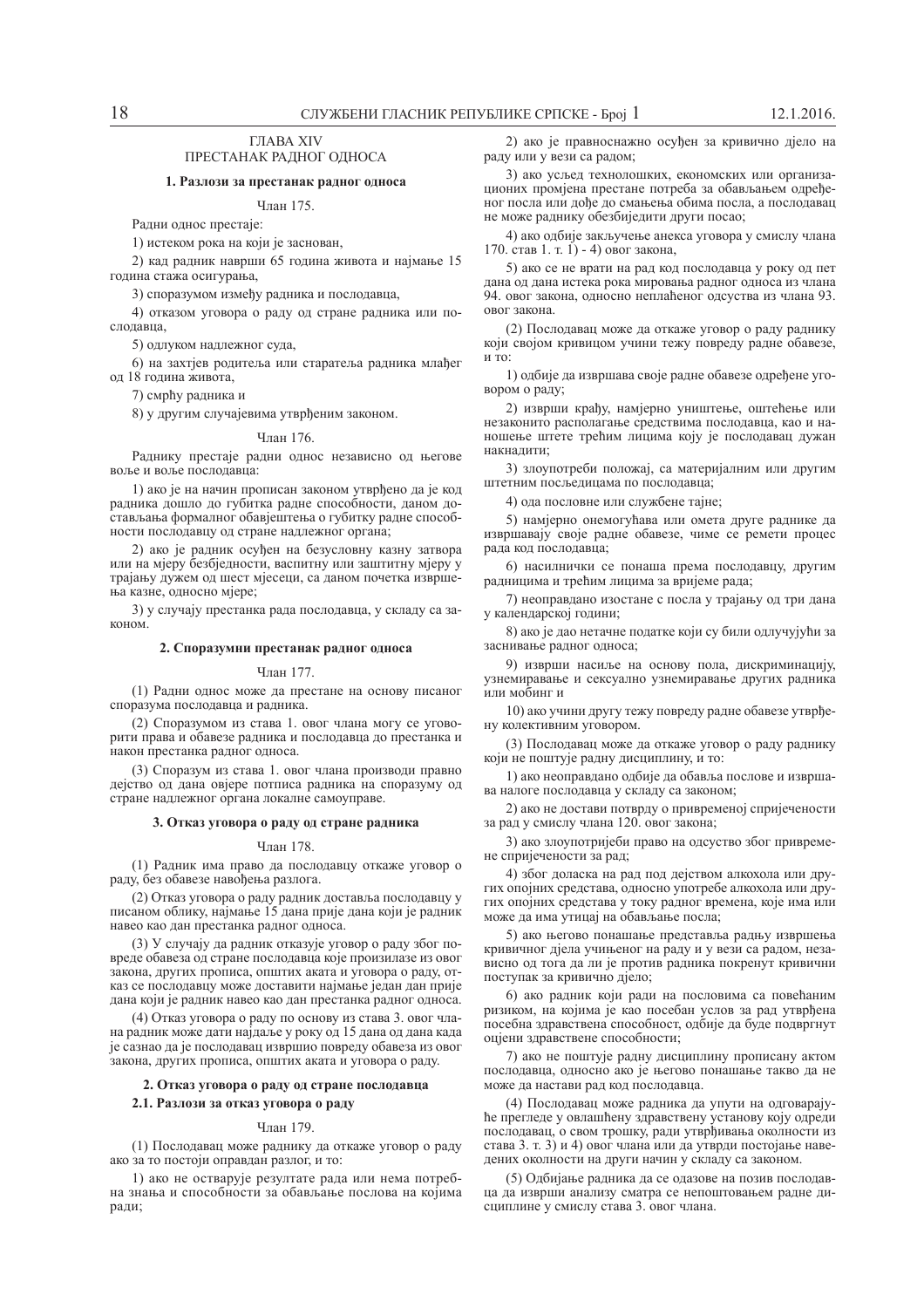## ГЛАВА XIV
## ПРЕСТАНАК РАДНОГ ОДНОСА

### 1. Разлози за престанак радног односа

Члан 175.

Радни однос престаје:

1) истеком рока на који је заснован,

2) кад радник наврши 65 година живота и најмање 15 година стажа осигурања,

3) споразумом између радника и послодавца,

4) отказом уговора о раду од стране радника или послодавца,

5) одлуком надлежног суда,

6) на захтјев родитеља или старатеља радника млађег од 18 година живота,

7) смрћу радника и

8) у другим случајевима утврђеним законом.

Члан 176.

Раднику престаје радни однос независно од његове воље и воље послодавца:

1) ако је на начин прописан законом утврђено да је код радника дошло до губитка радне способности, даном достављања формалног обавјештења о губитку радне способности послодавцу од стране надлежног органа;

2) ако је радник осуђен на безусловну казну затвора или на мјеру безбједности, васпитну или заштитну мјеру у трајању дужем од шест мјесеци, са даном почетка извршења казне, односно мјере;

3) у случају престанка рада послодавца, у складу са законом.

### 2. Споразумни престанак радног односа

Члан 177.

(1) Радни однос може да престане на основу писаног споразума послодавца и радника.

(2) Споразумом из става 1. овог члана могу се уговорити права и обавезе радника и послодавца до престанка и након престанка радног односа.

(3) Споразум из става 1. овог члана производи правно дејство од дана овјере потписа радника на споразуму од стране надлежног органа локалне самоуправе.

### 3. Отказ уговора о раду од стране радника

Члан 178.

(1) Радник има право да послодавцу откаже уговор о раду, без обавезе навођења разлога.

(2) Отказ уговора о раду радник доставља послодавцу у писаном облику, најмање 15 дана прије дана који је радник навео као дан престанка радног односа.

(3) У случају да радник отказује уговор о раду због повреде обавеза од стране послодавца које произлазе из овог закона, других прописа, општих аката и уговора о раду, отказ се послодавцу може доставити најмање један дан прије дана који је радник навео као дан престанка радног односа.

(4) Отказ уговора о раду по основу из става 3. овог члана радник може дати најдаље у року од 15 дана од дана када је сазнао да је послодавац извршио повреду обавеза из овог закона, других прописа, општих аката и уговора о раду.

### 2. Отказ уговора о раду од стране послодавца

### 2.1. Разлози за отказ уговора о раду

Члан 179.

(1) Послодавац може раднику да откаже уговор о раду ако за то постоји оправдан разлог, и то:

1) ако не остварује резултате рада или нема потребна знања и способности за обављање послова на којима ради;

2) ако је правноснажно осуђен за кривично дјело на раду или у вези са радом;

3) ако усљед технолошких, економских или организационих промјена престане потреба за обављањем одређеног посла или дође до смањења обима посла, а послодавац не може раднику обезбиједити други посао;

4) ако одбије закључење анекса уговора у смислу члана 170. став 1. т. 1) - 4) овог закона,

5) ако се не врати на рад код послодавца у року од пет дана од дана истека рока мировања радног односа из члана 94. овог закона, односно неплаћеног одсуства из члана 93. овог закона.

(2) Послодавац може да откаже уговор о раду раднику који својом кривицом учини тежу повреду радне обавезе, и то:

1) одбије да извршава своје радне обавезе одређене уговором о раду;

2) изврши крађу, намјерно уништење, оштећење или незаконито располагање средствима послодавца, као и наношење штете трећим лицима коју је послодавац дужан накнадити;

3) злоупотреби положај, са материјалним или другим штетним посљедицама по послодавца;

4) ода пословне или службене тајне;

5) намјерно онемогућава или омета друге раднике да извршавају своје радне обавезе, чиме се ремети процес рада код послодавца;

6) насилнички се понаша према послодавцу, другим радницима и трећим лицима за вријеме рада;

7) неоправдано изостане с посла у трајању од три дана у календарској години;

8) ако је дао нетачне податке који су били одлучујући за заснивање радног односа;

9) изврши насиље на основу пола, дискриминацију, узнемиравање и сексуално узнемиравање других радника или мобинг и

10) ако учини другу тежу повреду радне обавезе утврђену колективним уговором.

(3) Послодавац може да откаже уговор о раду раднику који не поштује радну дисциплину, и то:

1) ако неоправдано одбије да обавља послове и извршава налоге послодавца у складу са законом;

2) ако не достави потврду о привременој спријечености за рад у смислу члана 120. овог закона;

3) ако злоупотријеби право на одсуство због привремене спријечености за рад;

4) због доласка на рад под дејством алкохола или других опојних средстава, односно употребе алкохола или других опојних средстава у току радног времена, које има или може да има утицај на обављање посла;

5) ако његово понашање представља радњу извршења кривичног дјела учињеног на раду и у вези са радом, независно од тога да ли је против радника покренут кривични поступак за кривично дјело;

6) ако радник који ради на пословима са повећаним ризиком, на којима је као посебан услов за рад утврђена посебна здравствена способност, одбије да буде подвргнут оцјени здравствене способности;

7) ако не поштује радну дисциплину прописану актом послодавца, односно ако је његово понашање такво да не може да настави рад код послодавца.

(4) Послодавац може радника да упути на одговарајуће прегледе у овлашћену здравствену установу коју одреди послодавац, о свом трошку, ради утврђивања околности из става 3. т. 3) и 4) овог члана или да утврди постојање наведених околности на други начин у складу са законом.

(5) Одбијање радника да се одазове на позив послодавца да изврши анализу сматра се непоштовањем радне дисциплине у смислу става 3. овог члана.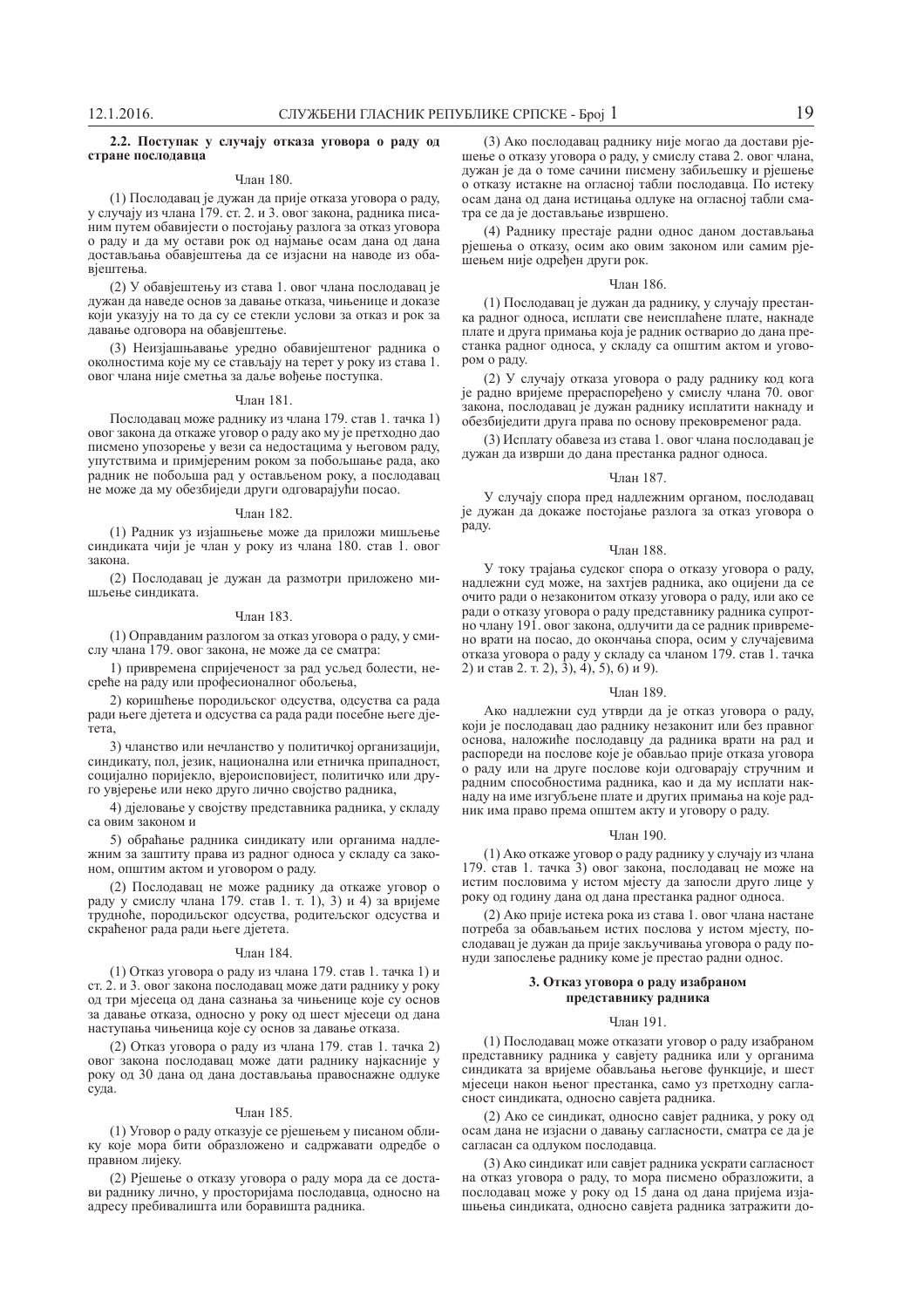### 2.2. Поступак у случају отказа уговора о раду од стране послодавца

Члан 180.

(1) Послодавац је дужан да прије отказа уговора о раду, у случају из члана 179. ст. 2. и 3. овог закона, радника писаним путем обавијести о постојању разлога за отказ уговора о раду и да му остави рок од најмање осам дана од дана достављања обавјештења да се изјасни на наводе из обавјештења.

(2) У обавјештењу из става 1. овог члана послодавац је дужан да наведе основ за давање отказа, чињенице и доказе који указују на то да су се стекли услови за отказ и рок за давање одговора на обавјештење.

(3) Неизјашњавање уредно обавијештеног радника о околностима које му се стављају на терет у року из става 1. овог члана није сметња за даље вођење поступка.

Члан 181.

Послодавац може раднику из члана 179. став 1. тачка 1) овог закона да откаже уговор о раду ако му је претходно дао писмено упозорење у вези са недостацима у његовом раду, упутствима и примјереним роком за побољшање рада, ако радник не побољша рад у остављеном року, а послодавац не може да му обезбиједи други одговарајући посао.

Члан 182.

(1) Радник уз изјашњење може да приложи мишљење синдиката чији је члан у року из члана 180. став 1. овог закона.

(2) Послодавац је дужан да размотри приложено мишљење синдиката.

Члан 183.

(1) Оправданим разлогом за отказ уговора о раду, у смислу члана 179. овог закона, не може да се сматра:

1) привремена спријеченост за рад услијед болести, несреће на раду или професионалног обољења,

2) коришћење породиљског одсуства, одсуства са рада ради његе дјетета и одсуства са рада ради посебне његе дјетета,

3) чланство или нечланство у политичкој организацији, синдикату, пол, језик, национална или етничка припадност, социјално поријекло, вјероисповијест, политичко или друго увјерење или неко друго лично својство радника,

4) дјеловање у својству представника радника, у складу са овим законом и

5) обраћање радника синдикату или органима надлежним за заштиту права из радног односа у складу са законом, општим актом и уговором о раду.

(2) Послодавац не може раднику да откаже уговор о раду у смислу члана 179. став 1. т. 1), 3) и 4) за вријеме трудноће, породиљског одсуства, родитељског одсуства и скраћеног рада ради његе дјетета.

Члан 184.

(1) Отказ уговора о раду из члана 179. став 1. тачка 1) и ст. 2. и 3. овог закона послодавац може дати раднику у року од три мјесеца од дана сазнања за чињенице које су основ за давање отказа, односно у року од шест мјесеци од дана наступања чињеница које су основ за давање отказа.

(2) Отказ уговора о раду из члана 179. став 1. тачка 2) овог закона послодавац може дати раднику најкасније у року од 30 дана од дана достављања правоснажне одлуке суда.

Члан 185.

(1) Уговор о раду отказује се рјешењем у писаном облику које мора бити образложено и садржавати одредбе о правном лијеку.

(2) Рјешење о отказу уговора о раду мора да се достави раднику лично, у просторијама послодавца, односно на адресу пребивалишта или боравишта радника.

(3) Ако послодавац раднику није могао да достави рјешење о отказу уговора о раду, у смислу става 2. овог члана, дужан је да о томе сачини писмену забиљешку и рјешење о отказу истакне на огласној табли послодавца. По истеку осам дана од дана истицања одлуке на огласној табли сматра се да је достављање извршено.

(4) Раднику престаје радни однос даном достављања рјешења о отказу, осим ако овим законом или самим рјешењем није одређен други рок.

Члан 186.

(1) Послодавац је дужан да раднику, у случају престанка радног односа, исплати све неисплаћене плате, накнаде плате и друга примања која је радник остварио до дана престанка радног односа, у складу са општим актом и уговором о раду.

(2) У случају отказа уговора о раду раднику код кога је радно вријеме прерасподијељено у смислу члана 70. овог закона, послодавац је дужан раднику исплатити накнаду и обезбиједити друга права по основу прековременог рада.

(3) Исплату обавеза из става 1. овог члана послодавац је дужан да изврши до дана престанка радног односа.

Члан 187.

У случају спора пред надлежним органом, послодавац је дужан да докаже постојање разлога за отказ уговора о раду.

Члан 188.

У току трајања судског спора о отказу уговора о раду, надлежни суд може, на захтјев радника, ако оцијени да се очито ради о незаконитом отказу уговора о раду, или ако се ради о отказу уговора о раду представнику радника супротно члану 191. овог закона, одлучити да се радник привремено врати на посао, до окончања спора, осим у случајевима отказа уговора о раду у складу са чланом 179. став 1. тачка 2) и став 2. т. 2), 3), 4), 5), 6) и 9).

Члан 189.

Ако надлежни суд утврди да је отказ уговора о раду, који је послодавац дао раднику незаконит или без правног основа, наложиће послодавцу да радника врати на рад и распореди на послове које је обављао прије отказа уговора о раду или на друге послове који одговарају стручним и радним способностима радника, као и да му исплати накнаду на име изгубљене плате и других примања на које радник има право према општем акту и уговору о раду.

Члан 190.

(1) Ако откаже уговор о раду раднику у случају из члана 179. став 1. тачка 3) овог закона, послодавац не може на истим пословима у истом мјесту да запосли друго лице у року од годину дана од дана престанка радног односа.

(2) Ако прије истека рока из става 1. овог члана настане потреба за обављањем истих послова у истом мјесту, послодавац је дужан да прије закључивања уговора о раду понуди запослење раднику коме је престао радни однос.

### 3. Отказ уговора о раду изабраном представнику радника

Члан 191.

(1) Послодавац може отказати уговор о раду изабраном представнику радника у савјету радника или у органима синдиката за вријеме обављања његове функције, и шест мјесеци након њеног престанка, само уз претходну сагласност синдиката, односно савјета радника.

(2) Ако се синдикат, односно савјет радника, у року од осам дана не изјасни о давању сагласности, сматра се да је сагласан са одлуком послодавца.

(3) Ако синдикат или савјет радника ускрати сагласност на отказ уговора о раду, то мора писмено образложити, а послодавац може у року од 15 дана од дана пријема изјашњења синдиката, односно савјета радника затражити до-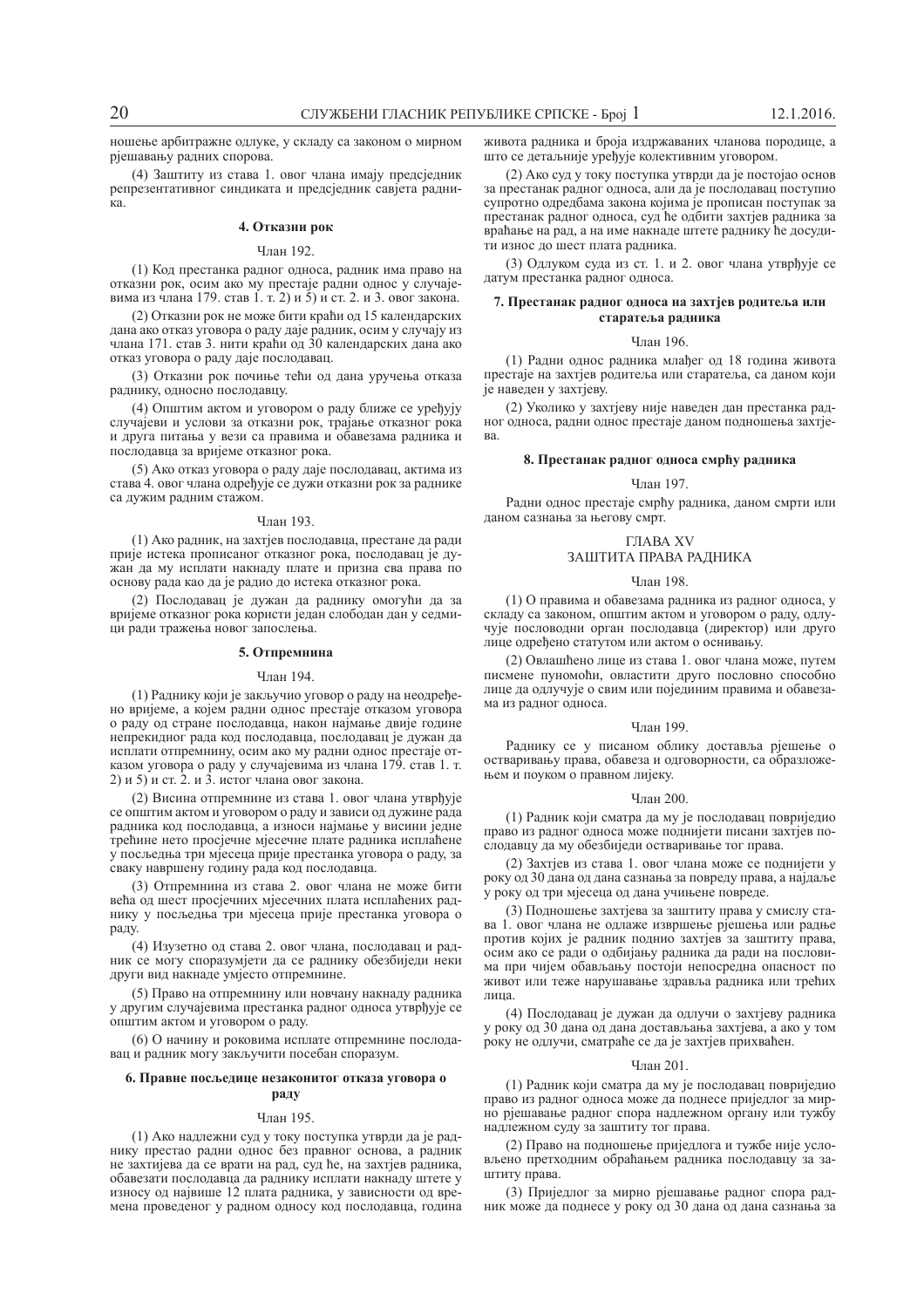ношење арбитражне одлуке, у складу са законом о мирном рјешавању радних спорова.

(4) Заштиту из става 1. овог члана имају предсједник репрезентативног синдиката и предсједник савјета радника.

#### 4. Отказни рок

Члан 192.

(1) Код престанка радног односа, радник има право на отказни рок, осим ако му престаје радни однос у случајевима из члана 179. став 1. т. 2) и 5) и ст. 2. и 3. овог закона.

(2) Отказни рок не може бити краћи од 15 календарских дана ако отказ уговора о раду даје радник, осим у случају из члана 171. став 3. нити краћи од 30 календарских дана ако отказ уговора о раду даје послодавац.

(3) Отказни рок почиње тећи од дана уручења отказа раднику, односно послодавцу.

(4) Општим актом и уговором о раду ближе се уређују случајеви и услови за отказни рок, трајање отказног рока и друга питања у вези са правима и обавезама радника и послодавца за вријеме отказног рока.

(5) Ако отказ уговора о раду даје послодавац, актима из става 4. овог члана одређује се дужи отказни рок за раднике са дужим радним стажом.

Члан 193.

(1) Ако радник, на захтјев послодавца, престане да ради прије истека прописаног отказног рока, послодавац је дужан да му исплати накнаду плате и призна сва права по основу рада као да је радио до истека отказног рока.

(2) Послодавац је дужан да раднику омогући да за вријеме отказног рока користи један слободан дан у седмици ради тражења новог запослења.

#### 5. Отпремнина

Члан 194.

(1) Раднику који је закључио уговор о раду на неодређено вријеме, а којем радни однос престаје отказом уговора о раду од стране послодавца, након најмање двије године непрекидног рада код послодавца, послодавац је дужан да исплати отпремнину, осим ако му радни однос престаје отказом уговора о раду у случајевима из члана 179. став 1. т. 2) и 5) и ст. 2. и 3. истог члана овог закона.

(2) Висина отпремнине из става 1. овог члана утврђује се општим актом и уговором о раду и зависи од дужине рада радника код послодавца, а износи најмање у висини једне трећине нето просјечне мјесечне плате радника исплаћене у посљедња три мјесеца прије престанка уговора о раду, за сваку навршену годину рада код послодавца.

(3) Отпремнина из става 2. овог члана не може бити већа од шест просјечних мјесечних плата исплаћених раднику у посљедња три мјесеца прије престанка уговора о раду.

(4) Изузетно од става 2. овог члана, послодавац и радник се могу споразумјети да се раднику обезбиједи неки други вид накнаде умјесто отпремнине.

(5) Право на отпремнину или новчану накнаду радника у другим случајевима престанка радног односа утврђује се општим актом и уговором о раду.

(6) О начину и роковима исплате отпремнине послодавац и радник могу закључити посебан споразум.

#### 6. Правне посљедице незаконитог отказа уговора о раду

Члан 195.

(1) Ако надлежни суд у току поступка утврди да је раднику престао радни однос без правног основа, а радник не захтијева да се врати на рад, суд ће, на захтјев радника, обавезати послодавца да раднику исплати накнаду штете у износу од највише 12 плата радника, у зависности од времена проведеног у радном односу код послодавца, година живота радника и броја издржаваних чланова породице, а што се детаљније уређује колективним уговором.

(2) Ако суд у току поступка утврди да је постојао основ за престанак радног односа, али да је послодавац поступио супротно одредбама закона којима је прописан поступак за престанак радног односа, суд ће одбити захтјев радника за враћање на рад, а на име накнаде штете раднику ће досудити износ до шест плата радника.

(3) Одлуком суда из ст. 1. и 2. овог члана утврђује се датум престанка радног односа.

#### 7. Престанак радног односа на захтјев родитеља или старатеља радника

Члан 196.

(1) Радни однос радника млађег од 18 година живота престаје на захтјев родитеља или старатеља, са даном који је наведен у захтјеву.

(2) Уколико у захтјеву није наведен дан престанка радног односа, радни однос престаје даном подношења захтјева.

#### 8. Престанак радног односа смрћу радника

Члан 197.

Радни однос престаје смрћу радника, даном смрти или даном сазнања за његову смрт.

## ГЛАВА XV
## ЗАШТИТА ПРАВА РАДНИКА

Члан 198.

(1) О правима и обавезама радника из радног односа, у складу са законом, општим актом и уговором о раду, одлучује пословодни орган послодавца (директор) или друго лице одређено статутом или актом о оснивању.

(2) Овлашћено лице из става 1. овог члана може, путем писмене пуномоћи, овластити друго пословно способно лице да одлучује о свим или појединим правима и обавезама из радног односа.

Члан 199.

Раднику се у писаном облику доставља рјешење о остваривању права, обавеза и одговорности, са образложењем и поуком о правном лијеку.

Члан 200.

(1) Радник који сматра да му је послодавац повриједио право из радног односа може поднијети писани захтјев послодавцу да му обезбиједи остваривање тог права.

(2) Захтјев из става 1. овог члана може се поднијети у року од 30 дана од дана сазнања за повреду права, а најдаље у року од три мјесеца од дана учињене повреде.

(3) Подношење захтјева за заштиту права у смислу става 1. овог члана не одлаже извршење рјешења или радње против којих је радник поднио захтјев за заштиту права, осим ако се ради о одбијању радника да ради на пословима при чијем обављању постоји непосредна опасност по живот или теже нарушавање здравља радника или трећих лица.

(4) Послодавац је дужан да одлучи о захтјеву радника у року од 30 дана од дана достављања захтјева, а ако у том року не одлучи, сматраће се да је захтјев прихваћен.

Члан 201.

(1) Радник који сматра да му је послодавац повриједио право из радног односа може да поднесе приједлог за мирно рјешавање радног спора надлежном органу или тужбу надлежном суду за заштиту тог права.

(2) Право на подношење приједлога и тужбе није условљено претходним обраћањем радника послодавцу за заштиту права.

(3) Приједлог за мирно рјешавање радног спора радник може да поднесе у року од 30 дана од дана сазнања за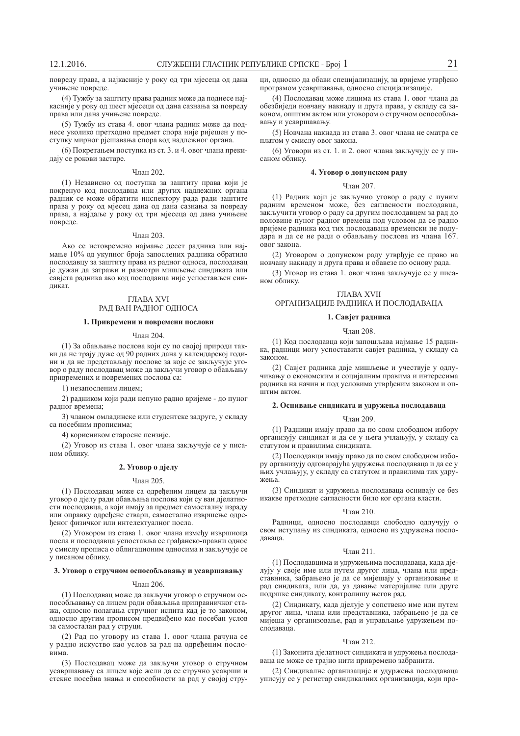повреду права, а најкасније у року од три мјесеца од дана учињене повреде.

(4) Тужбу за заштиту права радник може да поднесе најкасније у року од шест мјесеци од дана сазнања за повреду права или дана учињене повреде.

(5) Тужбу из става 4. овог члана радник може да поднесе уколико претходно предмет спора није ријешен у поступку мирног рјешавања спора код надлежног органа.

(6) Покретањем поступка из ст. 3. и 4. овог члана прекидају се рокови застаре.

Члан 202.

(1) Независно од поступка за заштиту права који је покренуо код послодавца или других надлежних органа радник се може обратити инспектору рада ради заштите права у року од мјесец дана од дана сазнања за повреду права, а најдаље у року од три мјесеца од дана учињене повреде.

Члан 203.

Ако се истовремено најмање десет радника или најмање 10% од укупног броја запослених радника обратило послодавцу за заштиту права из радног односа, послодавац је дужан да затражи и размотри мишљење синдиката или савјета радника ако код послодавца није успостављен синдикат.

## ГЛАВА XVI
## РАД ВАН РАДНОГ ОДНОСА

### 1. Привремени и повремени послови

Члан 204.

(1) За обављање послова који су по својој природи такви да не трају дуже од 90 радних дана у календарској години и да не представљају послове за које се закључује уговор о раду послодавац може да закључи уговор о обављању привремених и повремених послова са:

1) незапосленим лицем;

2) радником који ради непуно радно вријеме - до пуног радног времена;

3) чланом омладинске или студентске задруге, у складу са посебним прописима;

4) корисником старосне пензије.

(2) Уговор из става 1. овог члана закључује се у писаном облику.

### 2. Уговор о дјелу

Члан 205.

(1) Послодавац може са одређеним лицем да закључи уговор о дјелу ради обављања послова који су ван дјелатности послодавца, а који имају за предмет самосталну израду или оправку одређене ствари, самостално извршење одређеног физичког или интелектуалног посла.

(2) Уговором из става 1. овог члана између извршиоца посла и послодавца успоставља се грађанско-правни однос у смислу прописа о облигационим односима и закључује се у писаном облику.

### 3. Уговор о стручном оспособљавању и усавршавању

Члан 206.

(1) Послодавац може да закључи уговор о стручном оспособљавању са лицем ради обављања приправничког стажа, односно полагања стручног испита кад је то законом, односно другим прописом предвиђено као посебан услов за самосталан рад у струци.

(2) Рад по уговору из става 1. овог члана рачуна се у радно искуство као услов за рад на одређеним пословима.

(3) Послодавац може да закључи уговор о стручном усавршавању са лицем које жели да се стручно усаврши и стекне посебна знања и способности за рад у својој струци, односно да обави специјализацију, за вријеме утврђено програмом усавршавања, односно специјализације.

(4) Послодавац може лицима из става 1. овог члана да обезбиједи новчану накнаду и друга права, у складу са законом, општим актом или уговором о стручном оспособљавању и усавршавању.

(5) Новчана накнада из става 3. овог члана не сматра се платом у смислу овог закона.

(6) Уговори из ст. 1. и 2. овог члана закључују се у писаном облику.

### 4. Уговор о допунском раду

Члан 207.

(1) Радник који је закључио уговор о раду с пуним радним временом може, без сагласности послодавца, закључити уговор о раду са другим послодавцем за рад до половине пуног радног времена под условом да се радно вријеме радника код тих послодаваца временски не подудара и да се не ради о обављању послова из члана 167. овог закона.

(2) Уговором о допунском раду утврђује се право на новчану накнаду и друга права и обавезе по основу рада.

(3) Уговор из става 1. овог члана закључује се у писаном облику.

## ГЛАВА XVII
## ОРГАНИЗАЦИЈЕ РАДНИКА И ПОСЛОДАВАЦА

### 1. Савјет радника

Члан 208.

(1) Код послодавца који запошљава најмање 15 радника, радници могу успоставити савјет радника, у складу са законом.

(2) Савјет радника даје мишљење и учествује у одлучивању о економским и социјалним правима и интересима радника на начин и под условима утврђеним законом и општим актом.

### 2. Оснивање синдиката и удружења послодаваца

Члан 209.

(1) Радници имају право да по свом слободном избору организују синдикат и да се у њега учлањују, у складу са статутом и правилима синдиката.

(2) Послодавци имају право да по свом слободном избору организују одговарајућа удружења послодаваца и да се у њих учлањују, у складу са статутом и правилима тих удружења.

(3) Синдикат и удружења послодаваца оснивају се без икакве претходне сагласности било ког органа власти.

Члан 210.

Радници, односно послодавци слободно одлучују о свом иступању из синдиката, односно из удружења послодаваца.

Члан 211.

(1) Послодавцима и удружењима послодаваца, када дјелују у своје име или путем другог лица, члана или представника, забрањено је да се мијешају у организовање и рад синдиката, или да, уз давање материјалне или друге подршке синдикату, контролишу његов рад.

(2) Синдикату, када дјелује у сопствено име или путем другог лица, члана или представника, забрањено је да се мијеша у организовање, рад и управљање удружењем послодаваца.

Члан 212.

(1) Законита дјелатност синдиката и удружења послодаваца не може се трајно нити привремено забранити.

(2) Синдикалне организације и удружења послодаваца уписују се у регистар синдикалних организација, који про-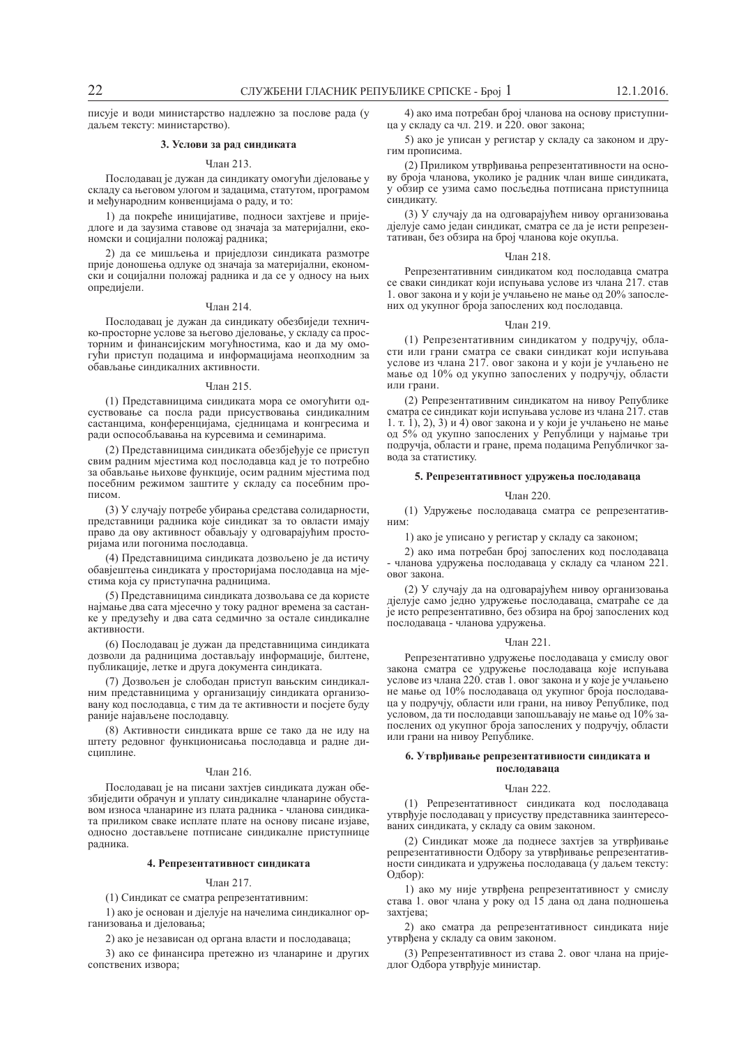писује и води министарство надлежно за послове рада (у даљем тексту: министарство).

### 3. Услови за рад синдиката

Члан 213.

Послодавац је дужан да синдикату омогући дјеловање у складу са његовом улогом и задацима, статутом, програмом и међународним конвенцијама о раду, и то:

1) да покреће иницијативе, подноси захтјеве и приједлоге и да заузима ставове од значаја за материјални, економски и социјални положај радника;

2) да се мишљења и приједлози синдиката размотре прије доношења одлуке од значаја за материјални, економски и социјални положај радника и да се у односу на њих опредијели.

Члан 214.

Послодавац је дужан да синдикату обезбиједи техничко-просторне услове за његово дјеловање, у складу са просторним и финансијским могућностима, као и да му омогући приступ подацима и информацијама неопходним за обављање синдикалних активности.

Члан 215.

(1) Представницима синдиката мора се омогућити одсуствовање са посла ради присуствовања синдикалним састанцима, конференцијама, сједницама и конгресима и ради оспособљавања на курсевима и семинарима.

(2) Представницима синдиката обезбјеђује се приступ свим радним мјестима код послодавца кад је то потребно за обављање њихове функције, осим радним мјестима под посебним режимом заштите у складу са посебним прописом.

(3) У случају потребе убирања средстава солидарности, представници радника које синдикат за то овласти имају право да ову активност обављају у одговарајућим просторијама или погонима послодавца.

(4) Представницима синдиката дозвољено је да истичу обавјештења синдиката у просторијама послодавца на мјестима која су приступачна радницима.

(5) Представницима синдиката дозвољава се да користе најмање два сата мјесечно у току радног времена за састанке у предузећу и два сата седмично за остале синдикалне активности.

(6) Послодавац је дужан да представницима синдиката дозволи да радницима достављају информације, билтене, публикације, летке и друга документа синдиката.

(7) Дозвољен је слободан приступ ваљским синдикалним представницима у организацију синдиката организовану код послодавца, с тим да те активности и посјете буду раније најављене послодавцу.

(8) Активности синдиката врше се тако да не иду на штету редовног функционисања послодавца и радне дисциплине.

Члан 216.

Послодавац је на писани захтјев синдиката дужан обезбиједити обрачун и уплату синдикалне чланарине обуставом износа чланарине из плата радника - чланова синдиката приликом сваке исплате плате на основу писане изјаве, односно достављене потписане синдикалне приступнице радника.

### 4. Репрезентативност синдиката

Члан 217.

(1) Синдикат се сматра репрезентативним:

1) ако је основан и дјелује на начелима синдикалног организовања и дјеловања;

2) ако је независан од органа власти и послодаваца;

3) ако се финансира претежно из чланарине и других сопствених извора;

4) ако има потребан број чланова на основу приступница у складу са чл. 219. и 220. овог закона;

5) ако је уписан у регистар у складу са законом и другим прописима.

(2) Приликом утврђивања репрезентативности на основу броја чланова, уколико је радник члан више синдиката, у обзир се узима само посљедња потписана приступница синдикату.

(3) У случају да на одговарајућем нивоу организовања дјелује само један синдикат, сматра се да је исти репрезентативан, без обзира на број чланова које окупља.

Члан 218.

Репрезентативним синдикатом код послодавца сматра се сваки синдикат који испуњава услове из члана 217. став 1. овог закона и у који је учлањено не мање од 20% запослених од укупног броја запослених код послодавца.

Члан 219.

(1) Репрезентативним синдикатом у подручју, области или грани сматра се сваки синдикат који испуњава услове из члана 217. овог закона и у који је учлањено не мање од 10% од укупно запослених у подручју, области или грани.

(2) Репрезентативним синдикатом на нивоу Републике сматра се синдикат који испуњава услове из члана 217. став 1. т. 1), 2), 3) и 4) овог закона и у који је учлањено не мање од 5% од укупно запослених у Републици у најмање три подручја, области и гране, према подацима Републичког завода за статистику.

### 5. Репрезентативност удружења послодаваца

Члан 220.

(1) Удружење послодаваца сматра се репрезентативним:

1) ако је уписано у регистар у складу са законом;

2) ако има потребан број запослених код послодаваца - чланова удружења послодаваца у складу са чланом 221. овог закона.

(2) У случају да на одговарајућем нивоу организовања дјелује само једно удружење послодаваца, сматраће се да је исто репрезентативно, без обзира на број запослених код послодаваца - чланова удружења.

Члан 221.

Репрезентативно удружење послодаваца у смислу овог закона сматра се удружење послодаваца које испуњава услове из члана 220. став 1. овог закона и у које је учлањено не мање од 10% послодаваца од укупног броја послодаваца у подручју, области или грани, на нивоу Републике, под условом, да ти послодавци запошљавају не мање од 10% запослених од укупног броја запослених у подручју, области или грани на нивоу Републике.

### 6. Утврђивање репрезентативности синдиката и послодаваца

Члан 222.

(1) Репрезентативност синдиката код послодаваца утврђује послодавац у присуству представника заинтересованих синдиката, у складу са овим законом.

(2) Синдикат може да поднесе захтјев за утврђивање репрезентативности Одбору за утврђивање репрезентативности синдиката и удружења послодаваца (у даљем тексту: Одбор):

1) ако му није утврђена репрезентативност у смислу става 1. овог члана у року од 15 дана од дана подношења захтјева;

2) ако сматра да репрезентативност синдиката није утврђена у складу са овим законом.

(3) Репрезентативност из става 2. овог члана на приједлог Одбора утврђује министар.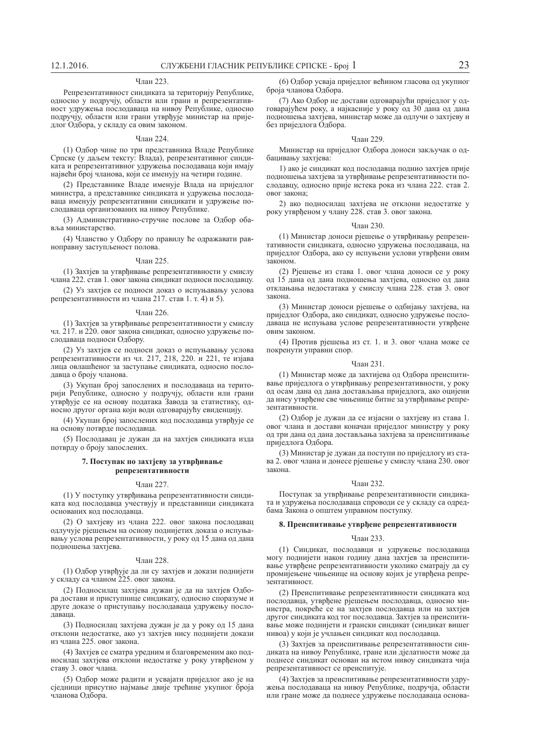Члан 223.

Репрезентативност синдиката за територију Републике, односно у подручју, области или грани и репрезентативност удружења послодаваца на нивоу Републике, односно подручју, области или грани утврђује министар на приједлог Одбора, у складу са овим законом.

Члан 224.

(1) Одбор чине по три представника Владе Републике Српске (у даљем тексту: Влада), репрезентативног синдиката и репрезентативног удружења послодаваца који имају највећи број чланова, који се именују на четири године.

(2) Представнике Владе именује Влада на приједлог министра, а представнике синдиката и удружења послодаваца именују репрезентативни синдикати и удружење послодаваца организованих на нивоу Републике.

(3) Административно-стручне послове за Одбор обавља министарство.

(4) Чланство у Одбору по правилу ће одражавати равноправну заступљеност полова.

Члан 225.

(1) Захтјев за утврђивање репрезентативности у смислу члана 222. став 1. овог закона синдикат подноси послодавцу.

(2) Уз захтјев се подноси доказ о испуњавању услова репрезентативности из члана 217. став 1. т. 4) и 5).

Члан 226.

(1) Захтјев за утврђивање репрезентативности у смислу чл. 217. и 220. овог закона синдикат, односно удружење послодаваца подноси Одбору.

(2) Уз захтјев се подноси доказ о испуњавању услова репрезентативности из чл. 217, 218, 220. и 221, те изјава лица овлашћеног за заступање синдиката, односно послодавца о броју чланова.

(3) Укупан број запослених и послодаваца на територији Републике, односно у подручју, области или грани утврђује се на основу података Завода за статистику, односно другог органа који води одговарајућу евиденцију.

(4) Укупан број запослених код послодавца утврђује се на основу потврде послодавца.

(5) Послодавац је дужан да на захтјев синдиката изда потврду о броју запослених.

**7. Поступак по захтјеву за утврђивање репрезентативности**

Члан 227.

(1) У поступку утврђивања репрезентативности синдиката код послодавца учествују и представници синдиката основаних код послодавца.

(2) О захтјеву из члана 222. овог закона послодавац одлучује рјешењем на основу поднијетих доказа о испуњавању услова репрезентативности, у року од 15 дана од дана подношења захтјева.

Члан 228.

(1) Одбор утврђује да ли су захтјев и докази поднијети у складу са чланом 225. овог закона.

(2) Подносилац захтјева дужан је да на захтјев Одбора достави и приступнице синдикату, односно споразуме и друге доказе о приступању послодаваца удружењу послодаваца.

(3) Подносилац захтјева дужан је да у року од 15 дана отклони недостатке, ако уз захтјев нису поднијети докази из члана 225. овог закона.

(4) Захтјев се сматра уредним и благовременим ако подносилац захтјева отклони недостатке у року утврђеном у ставу 3. овог члана.

(5) Одбор може радити и усвајати приједлог ако је на сједници присутно најмање двије трећине укупног броја чланова Одбора.

(6) Одбор усваја приједлог већином гласова од укупног броја чланова Одбора.

(7) Ако Одбор не достави одговарајући приједлог у одговарајућем року, а најкасније у року од 30 дана од дана подношења захтјева, министар може да одлучи о захтјеву и без приједлога Одбора.

Члан 229.

Министар на приједлог Одбора доноси закључак о одбацивању захтјева:

1) ако је синдикат код послодавца поднио захтјев прије подношења захтјева за утврђивање репрезентативности послодавцу, односно прије истека рока из члана 222. став 2. овог закона;

2) ако подносилац захтјева не отклони недостатке у року утврђеном у члану 228. став 3. овог закона.

Члан 230.

(1) Министар доноси рјешење о утврђивању репрезентативности синдиката, односно удружења послодаваца, на приједлог Одбора, ако су испуњени услови утврђени овим законом.

(2) Рјешење из става 1. овог члана доноси се у року од 15 дана од дана подношења захтјева, односно од дана отклањања недостатака у смислу члана 228. став 3. овог закона.

(3) Министар доноси рјешење о одбијању захтјева, на приједлог Одбора, ако синдикат, односно удружење послодаваца не испуњава услове репрезентативности утврђене овим законом.

(4) Против рјешења из ст. 1. и 3. овог члана може се покренути управни спор.

Члан 231.

(1) Министар може да захтијева од Одбора преиспитивање приједлога о утврђивању репрезентативности, у року од осам дана од дана достављања приједлога, ако оцијени да нису утврђене све чињенице битне за утврђивање репрезентативности.

(2) Одбор је дужан да се изјасни о захтјеву из става 1. овог члана и достави коначан приједлог министру у року од три дана од дана достављања захтјева за преиспитивање приједлога Одбора.

(3) Министар је дужан да поступи по приједлогу из става 2. овог члана и донесе рјешење у смислу члана 230. овог закона.

Члан 232.

Поступак за утврђивање репрезентативности синдиката и удружења послодаваца спроводи се у складу са одредбама Закона о општем управном поступку.

**8. Преиспитивање утврђене репрезентативности**

Члан 233.

(1) Синдикат, послодавци и удружење послодаваца могу поднијети након годину дана захтјев за преиспитивање утврђене репрезентативности уколико сматрају да су промијењене чињенице на основу којих је утврђена репрезентативност.

(2) Преиспитивање репрезентативности синдиката код послодавца, утврђене рјешењем послодавца, односно министра, покреће се на захтјев послодавца или на захтјев другог синдиката код тог послодавца. Захтјев за преиспитивање може поднијети и грански синдикат (синдикат вишег нивоа) у који је учлањен синдикат код послодавца.

(3) Захтјев за преиспитивање репрезентативности синдиката на нивоу Републике, гране или дјелатности може да поднесе синдикат основан на истом нивоу синдиката чија репрезентативност се преиспитује.

(4) Захтјев за преиспитивање репрезентативности удружења послодаваца на нивоу Републике, подручја, области или гране може да поднесе удружење послодаваца основа-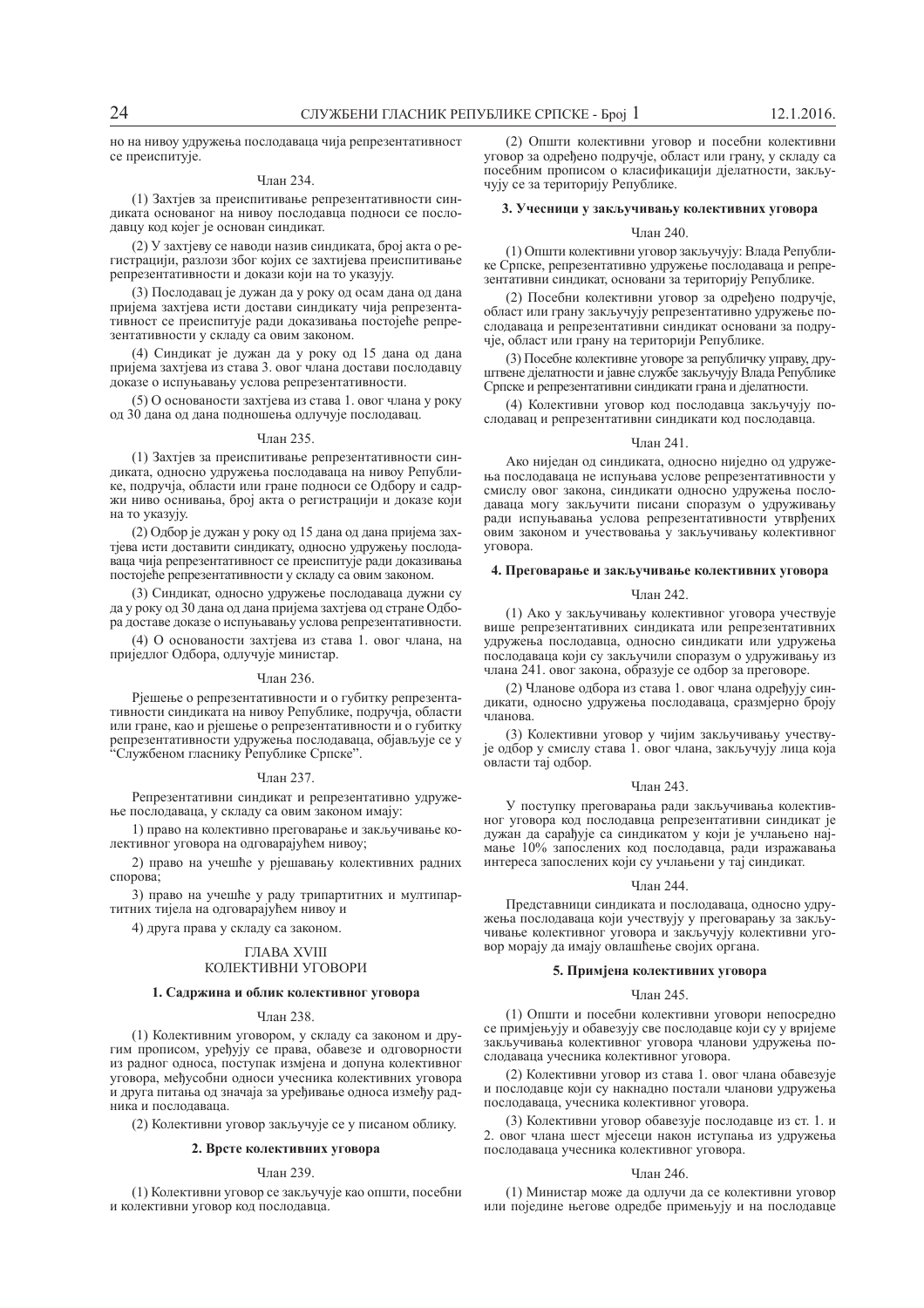но на нивоу удружења послодаваца чија репрезентативност се преиспитује.

Члан 234.

(1) Захтјев за преиспитивање репрезентативности синдиката основаног на нивоу послодавца подноси се послодавцу код којег је основан синдикат.

(2) У захтјеву се наводи назив синдиката, број акта о регистрацији, разлози због којих се захтијева преиспитивање репрезентативности и докази који на то указују.

(3) Послодавац је дужан да у року од осам дана од дана пријема захтјева исти достави синдикату чија репрезентативност се преиспитује ради доказивања постојеће репрезентативности у складу са овим законом.

(4) Синдикат је дужан да у року од 15 дана од дана пријема захтјева из става 3. овог члана достави послодавцу доказе о испуњавању услова репрезентативности.

(5) О основаности захтјева из става 1. овог члана у року од 30 дана од дана подношења одлучује послодавац.

Члан 235.

(1) Захтјев за преиспитивање репрезентативности синдиката, односно удружења послодаваца на нивоу Републике, подручја, области или гране подноси се Одбору и садржи ниво оснивања, број акта о регистрацији и доказе који на то указују.

(2) Одбор је дужан у року од 15 дана од дана пријема захтјева исти доставити синдикату, односно удружењу послодаваца чија репрезентативност се преиспитује ради доказивања постојеће репрезентативности у складу са овим законом.

(3) Синдикат, односно удружење послодаваца дужни су да у року од 30 дана од дана пријема захтјева од стране Одбора доставе доказе о испуњавању услова репрезентативности.

(4) О основаности захтјева из става 1. овог члана, на приједлог Одбора, одлучује министар.

Члан 236.

Рјешење о репрезентативности и о губитку репрезентативности синдиката на нивоу Републике, подручја, области или гране, као и рјешење о репрезентативности и о губитку репрезентативности удружења послодаваца, објављује се у "Службеном гласнику Републике Српске".

Члан 237.

Репрезентативни синдикат и репрезентативно удружење послодаваца, у складу са овим законом имају:

1) право на колективно преговарање и закључивање колективног уговора на одговарајућем нивоу;

2) право на учешће у рјешавању колективних радних спорова;

3) право на учешће у раду трипартитних и мултипартитних тијела на одговарајућем нивоу и

4) друга права у складу са законом.

## ГЛАВА XVIII
## КОЛЕКТИВНИ УГОВОРИ

### 1. Садржина и облик колективног уговора

Члан 238.

(1) Колективним уговором, у складу са законом и другим прописом, уређују се права, обавезе и одговорности из радног односа, поступак измјена и допуна колективног уговора, међусобни односи учесника колективних уговора и друга питања од значаја за уређивање односа између радника и послодаваца.

(2) Колективни уговор закључује се у писаном облику.

### 2. Врсте колективних уговора

Члан 239.

(1) Колективни уговор се закључује као општи, посебни и колективни уговор код послодавца.

(2) Општи колективни уговор и посебни колективни уговор за одређено подручје, област или грану, у складу са посебним прописом о класификацији дјелатности, закључују се за територију Републике.

### 3. Учесници у закључивању колективних уговора

Члан 240.

(1) Општи колективни уговор закључују: Влада Републике Српске, репрезентативно удружење послодаваца и репрезентативни синдикат, основани за територију Републике.

(2) Посебни колективни уговор за одређено подручје, област или грану закључују репрезентативно удружење послодаваца и репрезентативни синдикат основани за подручје, област или грану на територији Републике.

(3) Посебне колективне уговоре за републичку управу, друштвене дјелатности и јавне службе закључују Влада Републике Српске и репрезентативни синдикати грана и дјелатности.

(4) Колективни уговор код послодавца закључују послодавац и репрезентативни синдикати код послодавца.

Члан 241.

Ако ниједан од синдиката, односно ниједно од удружења послодаваца не испуњава услове репрезентативности у смислу овог закона, синдикати односно удружења послодаваца могу закључити писани споразум о удруживању ради испуњавања услова репрезентативности утврђених овим законом и учествовања у закључивању колективног уговора.

### 4. Преговарање и закључивање колективних уговора

Члан 242.

(1) Ако у закључивању колективног уговора учествује више репрезентативних синдиката или репрезентативних удружења послодаваца, односно синдикати или удружења послодаваца који су закључили споразум о удруживању из члана 241. овог закона, образује се одбор за преговоре.

(2) Чланове одбора из става 1. овог члана одређују синдикати, односно удружења послодаваца, сразмјерно броју чланова.

(3) Колективни уговор у чијим закључивању учествује одбор у смислу става 1. овог члана, закључују лица која овласти тај одбор.

Члан 243.

У поступку преговарања ради закључивања колективног уговора код послодавца репрезентативни синдикат је дужан да сарађује са синдикатом у који је учлањено најмање 10% запослених код послодавца, ради изражавања интереса запослених који су учлањени у тај синдикат.

Члан 244.

Представници синдиката и послодаваца, односно удружења послодаваца који учествују у преговарању за закључивање колективног уговора и закључују колективни уговор морају да имају овлашћење својих органа.

### 5. Примјена колективних уговора

Члан 245.

(1) Општи и посебни колективни уговори непосредно се примјењују и обавезују све послодавце који су у вријеме закључивања колективног уговора чланови удружења послодаваца учесника колективног уговора.

(2) Колективни уговор из става 1. овог члана обавезује и послодавце који су накнадно постали чланови удружења послодаваца, учесника колективног уговора.

(3) Колективни уговор обавезује послодавце из ст. 1. и 2. овог члана шест мјесеци након иступања из удружења послодаваца учесника колективног уговора.

Члан 246.

(1) Министар може да одлучи да се колективни уговор или поједине његове одредбе примењују и на послодавце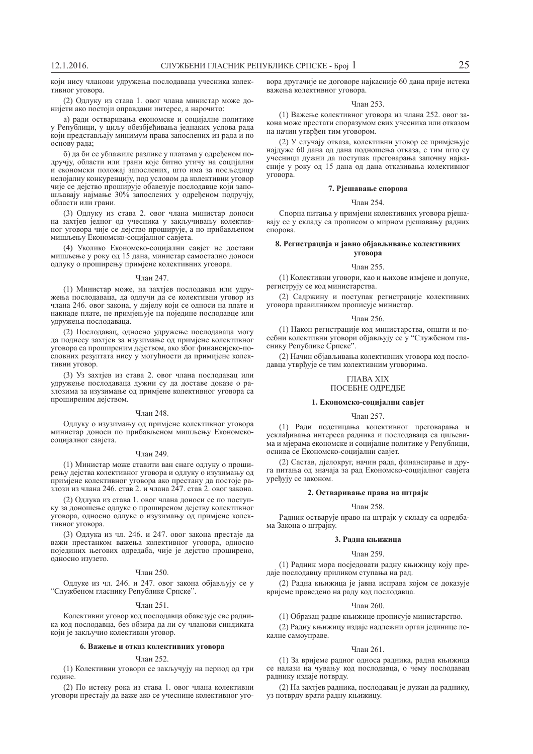који нису чланови удружења послодаваца учесника колективног уговора.

(2) Одлуку из става 1. овог члана министар може донијети ако постоји оправдани интерес, а нарочито:

а) ради остваривања економске и социјалне политике у Републици, у циљу обезбјеђивања једнаких услова рада који представљају минимум права запослених из рада и по основу рада;

б) да би се ублажиле разлике у платама у одређеном подручју, области или грани које битно утичу на социјални и економски положај запослених, што има за посљедицу нелојалну конкуренцију, под условом да колективни уговор чије се дејство проширује обавезује послодавце који запошљавају најмање 30% запослених у одређеном подручју, области или грани.

(3) Одлуку из става 2. овог члана министар доноси на захтјев једног од учесника у закључивању колективног уговора чије се дејство проширује, а по прибављеном мишљењу Економско-социјалног савјета.

(4) Уколико Економско-социјални савјет не достави мишљење у року од 15 дана, министар самостално доноси одлуку о проширењу примјене колективних уговора.

Члан 247.

(1) Министар може, на захтјев послодавца или удружења послодаваца, да одлучи да се колективни уговор из члана 246. овог закона, у дијелу који се односи на плате и накнаде плате, не примјењује на поједине послодавце или удружења послодаваца.

(2) Послодавац, односно удружење послодаваца могу да поднесу захтјев за изузимање од примјене колективног уговора са проширеним дејством, ако због финансијско-пословних резултата нису у могућности да примијене колективни уговор.

(3) Уз захтјев из става 2. овог члана послодавац или удружење послодаваца дужни су да доставе доказе о разлозима за изузимање од примјене колективног уговора са проширеним дејством.

Члан 248.

Одлуку о изузимању од примјене колективног уговора министар доноси по прибављеном мишљењу Економско-социјалног савјета.

Члан 249.

(1) Министар може ставити ван снаге одлуку о проширењу дејства колективног уговора и одлуку о изузимању од примјене колективног уговора ако престану да постоје разлози из члана 246. став 2. и члана 247. став 2. овог закона.

(2) Одлука из става 1. овог члана доноси се по поступку за доношење одлуке о проширеном дејству колективног уговора, односно одлуке о изузимању од примјене колективног уговора.

(3) Одлука из чл. 246. и 247. овог закона престаје да важи престанком важења колективног уговора, односно појединих његових одредаба, чије је дејство проширено, односно изузето.

Члан 250.

Одлуке из чл. 246. и 247. овог закона објављују се у "Службеном гласнику Републике Српске".

Члан 251.

Колективни уговор код послодавца обавезује све раднике код послодавца, без обзира да ли су чланови синдиката који је закључио колективни уговор.

#### 6. Важење и отказ колективних уговора

Члан 252.

(1) Колективни уговори се закључују на период од три године.

(2) По истеку рока из става 1. овог члана колективни уговори престају да важе ако се учеснице колективног уговора другачије не договоре најкасније 60 дана прије истека важења колективног уговора.

Члан 253.

(1) Важење колективног уговора из члана 252. овог закона може престати споразумом свих учесника или отказом на начин утврђен тим уговором.

(2) У случају отказа, колективни уговор се примјењује најдуже 60 дана од дана подношења отказа, с тим што су учесници дужни да поступак преговарања започну најкасније у року од 15 дана од дана отказивања колективног уговора.

#### 7. Рјешавање спорова

Члан 254.

Спорна питања у примјени колективних уговора рјешавају се у складу са прописом о мирном рјешавању радних спорова.

#### 8. Регистрација и јавно објављивање колективних уговора

Члан 255.

(1) Колективни уговори, као и њихове измјене и допуне, региструју се код министарства.

(2) Садржину и поступак регистрације колективних уговора правилником прописује министар.

Члан 256.

(1) Након регистрације код министарства, општи и посебни колективни уговори објављују се у "Службеном гласнику Републике Српске".

(2) Начин објављивања колективних уговора код послодавца утврђује се тим колективним уговорима.

## ГЛАВА XIX
## ПОСЕБНЕ ОДРЕДБЕ

#### 1. Економско-социјални савјет

Члан 257.

(1) Ради подстицања колективног преговарања и усклађивања интереса радника и послодаваца са циљевима и мјерама економске и социјалне политике у Републици, оснива се Економско-социјални савјет.

(2) Састав, дјелокруг, начин рада, финансирање и друга питања од значаја за рад Економско-социјалног савјета уређују се законом.

#### 2. Остваривање права на штрајк

Члан 258.

Радник остварује право на штрајк у складу са одредбама Закона о штрајку.

#### 3. Радна књижица

Члан 259.

(1) Радник мора посједовати радну књижицу коју предаје послодавцу приликом ступања на рад.

(2) Радна књижица је јавна исправа којом се доказује вријеме проведено на раду код послодавца.

Члан 260.

(1) Образац радне књижице прописује министарство.

(2) Радну књижицу издаје надлежни орган јединице локалне самоуправе.

Члан 261.

(1) За вријеме радног односа радника, радна књижица се налази на чувању код послодавца, о чему послодавац раднику издаје потврду.

(2) На захтјев радника, послодавац је дужан да раднику, уз потврду врати радну књижицу.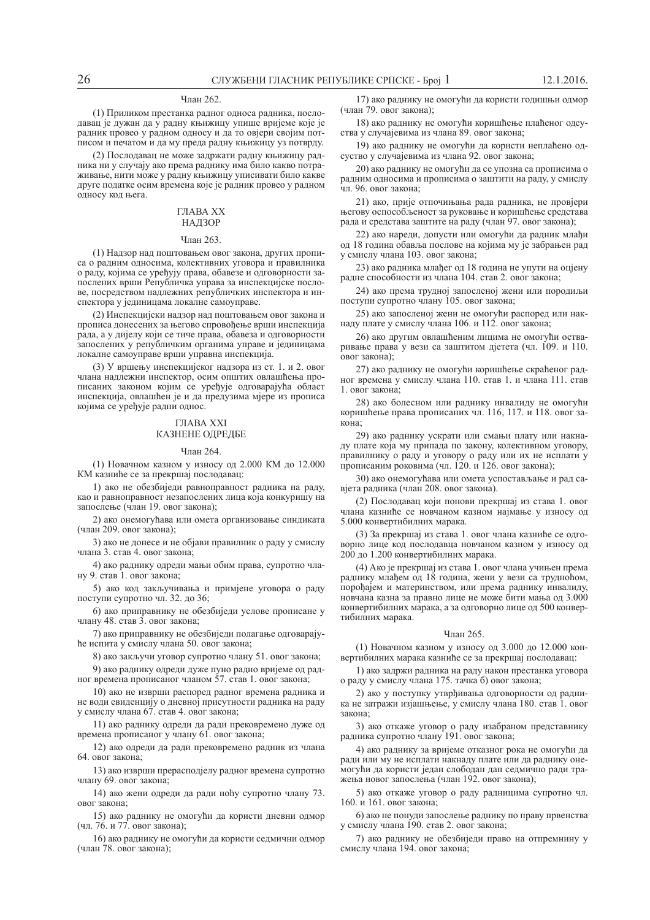Члан 262.

(1) Приликом престанка радног односа радника, послодавац је дужан да у радну књижицу упише вријеме које је радник провео у радном односу и да то овјери својим потписом и печатом и да му преда радну књижицу уз потврду.

(2) Послодавац не може задржати радну књижицу радника ни у случају ако према раднику има било какво потраживање, нити може у радну књижицу уписивати било какве друге податке осим времена које је радник провео у радном односу код њега.

## ГЛАВА XX
## НАДЗОР

Члан 263.

(1) Надзор над поштовањем овог закона, других прописа о радним односима, колективних уговора и правилника о раду, којима се уређују права, обавезе и одговорности запослених врши Републичка управа за инспекцијске послове, посредством надлежних републичких инспектора и инспектора у јединицама локалне самоуправе.

(2) Инспекцијски надзор над поштовањем овог закона и прописа донесених за његово спровођење врши инспекција рада, а у дијелу који се тиче права, обавеза и одговорности запослених у републичким органима управе и јединицама локалне самоуправе врши управна инспекција.

(3) У вршењу инспекцијског надзора из ст. 1. и 2. овог члана надлежни инспектор, осим општих овлашћења прописаних законом којим се уређује одговарајућа област инспекција, овлашћен је и да предузима мјере из прописа којима се уређује радни однос.

## ГЛАВА XXI
## КАЗНЕНЕ ОДРЕДБЕ

Члан 264.

(1) Новчаном казном у износу од 2.000 КМ до 12.000 КМ казниће се за прекршај послодавац:

1) ако не обезбиједи равноправност радника на раду, као и равноправност незапослених лица која конкуришу на запослење (члан 19. овог закона);

2) ако онемогућава или омета организовање синдиката (члан 209. овог закона);

3) ако не донесе и не објави правилник о раду у смислу члана 3. став 4. овог закона;

4) ако раднику одреди мањи обим права, супротно члану 9. став 1. овог закона;

5) ако код закључивања и примјене уговора о раду поступи супротно чл. 32. до 36;

6) ако приправнику не обезбиједи услове прописане у члану 48. став 3. овог закона;

7) ако приправнику не обезбиједи полагање одговарајуће испита у смислу члана 50. овог закона;

8) ако закључи уговор супротно члану 51. овог закона;

9) ако раднику одреди дуже пуно радно вријеме од радног времена прописаног чланом 57. став 1. овог закона;

10) ако не изврши распоред радног времена радника и не води евиденцију о дневној присутности радника на раду у смислу члана 67. став 4. овог закона;

11) ако раднику одреди да ради прековремено дуже од времена прописаног у члану 61. овог закона;

12) ако одреди да ради прековремено радник из члана 64. овог закона;

13) ако изврши прерасподјелу радног времена супротно члану 69. овог закона;

14) ако жени одреди да ради ноћу супротно члану 73. овог закона;

15) ако раднику не омогући да користи дневни одмор (чл. 76. и 77. овог закона);

16) ако раднику не омогући да користи седмични одмор (члан 78. овог закона);

17) ако раднику не омогући да користи годишњи одмор (члан 79. овог закона);

18) ако раднику не омогући коришћење плаћеног одсуства у случајевима из члана 89. овог закона;

19) ако раднику не омогући да користи неплаћено одсуство у случајевима из члана 92. овог закона;

20) ако раднику не омогући да се упозна са прописима о радним односима и прописима о заштити на раду, у смислу чл. 96. овог закона;

21) ако, прије отпочињања рада радника, не провјери његову оспособљеност за руковање и коришћење средстава рада и средстава заштите на раду (члан 97. овог закона);

22) ако нареди, допусти или омогући да радник млађи од 18 година обавља послове на којима му је забрањен рад у смислу члана 103. овог закона;

23) ако радника млађег од 18 година не упути на оцјену радне способности из члана 104. став 2. овог закона;

24) ако према трудној запосленој жени или породиљи поступи супротно члану 105. овог закона;

25) ако запосленој жени не омогући распоред или накнаду плате у смислу члана 106. и 112. овог закона;

26) ако другим овлашћеним лицима не омогући остваривање права у вези са заштитом дјетета (чл. 109. и 110. овог закона);

27) ако раднику не омогући коришћење скраћеног радног времена у смислу члана 110. став 1. и члана 111. став 1. овог закона;

28) ако болесном или раднику инвалиду не омогући коришћење права прописаних чл. 116, 117. и 118. овог закона;

29) ако раднику ускрати или смањи плату или накнаду плате која му припада по закону, колективном уговору, правилнику о раду и уговору о раду или их не исплати у прописаним роковима (чл. 120. и 126. овог закона);

30) ако онемогућава или омета успостављање и рад савјета радника (члан 208. овог закона).

(2) Послодавац који понови прекршај из става 1. овог члана казниће се новчаном казном најмање у износу од 5.000 конвертибилних марака.

(3) За прекршај из става 1. овог члана казниће се одговорно лице код послодавца новчаном казном у износу од 200 до 1.200 конвертибилних марака.

(4) Ако је прекршај из става 1. овог члана учињен према раднику млађем од 18 година, жени у вези са трудноћом, порођајем и материнством, или према раднику инвалиду, новчана казна за правно лице не може бити мања од 3.000 конвертибилних марака, а за одговорно лице од 500 конвертибилних марака.

Члан 265.

(1) Новчаном казном у износу од 3.000 до 12.000 конвертибилних марака казниће се за прекршај послодавац:

1) ако задржи радника на раду након престанка уговора о раду у смислу члана 175. тачка б) овог закона;

2) ако у поступку утврђивања одговорности од радника не затражи изјашњење, у смислу члана 180. став 1. овог закона;

3) ако откаже уговор о раду изабраном представнику радника супротно члану 191. овог закона;

4) ако раднику за вријеме отказног рока не омогући да ради или му не исплати накнаду плате или да раднику онемогући да користи један слободан дан седмично ради тражења новог запослења (члан 192. овог закона);

5) ако откаже уговор о раду радницима супротно чл. 160. и 161. овог закона;

6) ако не понуди запослење раднику по праву првенства у смислу члана 190. став 2. овог закона;

7) ако раднику не обезбиједи право на отпремнину у смислу члана 194. овог закона;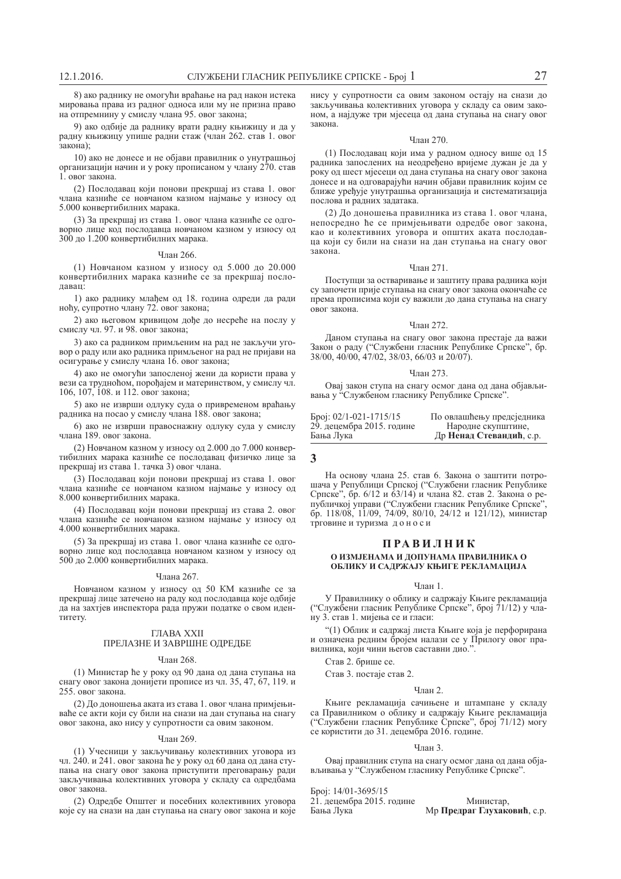8) ако раднику не омогући враћање на рад након истека мировања права из радног односа или му не призна право на отпремнину у смислу члана 95. овог закона;

9) ако одбије да раднику врати радну књижицу и да у радну књижицу упише радни стаж (члан 262. став 1. овог закона);

10) ако не донесе и не објави правилник о унутрашњој организацији начин и у року прописаном у члану 270. став 1. овог закона.

(2) Послодавац који понови прекршај из става 1. овог члана казниће се новчаном казном најмање у износу од 5.000 конвертибилних марака.

(3) За прекршај из става 1. овог члана казниће се одговорно лице код послодавца новчаном казном у износу од 300 до 1.200 конвертибилних марака.

Члан 266.

(1) Новчаном казном у износу од 5.000 до 20.000 конвертибилних марака казниће се за прекршај послодавац:

1) ако раднику млађем од 18. година одреди да ради ноћу, супротно члану 72. овог закона;

2) ако његовом кривицом дође до несреће на послу у смислу чл. 97. и 98. овог закона;

3) ако са радником примљеним на рад не закључи уговор о раду или ако радника примљеног на рад не пријави на осигурање у смислу члана 16. овог закона;

4) ако не омогући запосленој жени да користи права у вези са трудноћом, порођајем и материнством, у смислу чл. 106, 107, 108. и 112. овог закона;

5) ако не изврши одлуку суда о привременом враћању радника на посао у смислу члана 188. овог закона;

6) ако не изврши правоснажну одлуку суда у смислу члана 189. овог закона.

(2) Новчаном казном у износу од 2.000 до 7.000 конвертибилних марака казниће се послодавац физичко лице за прекршај из става 1. тачка 3) овог члана.

(3) Послодавац који понови прекршај из става 1. овог члана казниће се новчаном казном најмање у износу од 8.000 конвертибилних марака.

(4) Послодавац који понови прекршај из става 2. овог члана казниће се новчаном казном најмање у износу од 4.000 конвертибилних марака.

(5) За прекршај из става 1. овог члана казниће се одговорно лице код послодавца новчаном казном у износу од 500 до 2.000 конвертибилних марака.

Члана 267.

Новчаном казном у износу од 50 КМ казниће се за прекршај лице затечено на раду код послодавца које одбије да на захтјев инспектора рада пружи податке о свом идентитету.

ГЛАВА XXII
ПРЕЛАЗНЕ И ЗАВРШНЕ ОДРЕДБЕ

Члан 268.

(1) Министар ће у року од 90 дана од дана ступања на снагу овог закона донијети прописе из чл. 35, 47, 67, 119. и 255. овог закона.

(2) До доношења аката из става 1. овог члана примјењиваће се акти који су били на снази на дан ступања на снагу овог закона, ако нису у супротности са овим законом.

Члан 269.

(1) Учесници у закључивању колективних уговора из чл. 240. и 241. овог закона ће у року од 60 дана од дана ступања на снагу овог закона приступити преговарању ради закључивања колективних уговора у складу са одредбама овог закона.

(2) Одредбе Општег и посебних колективних уговора које су на снази на дан ступања на снагу овог закона и које нису у супротности са овим законом остају на снази до закључивања колективних уговора у складу са овим законом, а најдуже три мјесеца од дана ступања на снагу овог закона.

Члан 270.

(1) Послодавац који има у радном односу више од 15 радника запослених на неодређено вријеме дужан је да у року од шест мјесеци од дана ступања на снагу овог закона донесе и на одговарајући начин објави правилник којим се ближе уређује унутрашња организација и систематизација послова и радних задатака.

(2) До доношења правилника из става 1. овог члана, непосредно ће се примјењивати одредбе овог закона, као и колективних уговора и општих аката послодавца који су били на снази на дан ступања на снагу овог закона.

Члан 271.

Поступци за остваривање и заштиту права радника који су започети прије ступања на снагу овог закона окончаће се према прописима који су важили до дана ступања на снагу овог закона.

Члан 272.

Даном ступања на снагу овог закона престаје да важи Закон о раду ("Службени гласник Републике Српске", бр. 38/00, 40/00, 47/02, 38/03, 66/03 и 20/07).

Члан 273.

Овај закон ступа на снагу осмог дана од дана објављивања у "Службеном гласнику Републике Српске".

| | |
|---|---|
| Број: 02/1-021-1715/15 | По овлашћењу предсједника |
| 29. децембра 2015. године | Народне скупштине, |
| Бања Лука | Др **Ненад Стевандић**, с.р. |

**3**

На основу члана 25. став 6. Закона о заштити потрошача у Републици Српској ("Службени гласник Републике Српске", бр. 6/12 и 63/14) и члана 82. став 2. Закона о републичкој управи ("Службени гласник Републике Српске", бр. 118/08, 11/09, 74/09, 80/10, 24/12 и 121/12), министар трговине и туризма доноси

## ПРАВИЛНИК
### О ИЗМЈЕНАМА И ДОПУНАМА ПРАВИЛНИКА О ОБЛИКУ И САДРЖАЈУ КЊИГЕ РЕКЛАМАЦИЈА

Члан 1.

У Правилнику о облику и садржају Књиге рекламација ("Службени гласник Републике Српске", број 71/12) у члану 3. став 1. мијења се и гласи:

"(1) Облик и садржај листа Књиге која је перфорирана и означена редним бројем налази се у Прилогу овог правилника, који чини његов саставни дио.".

Став 2. брише се.

Став 3. постаје став 2.

Члан 2.

Књиге рекламација сачињене и штампане у складу са Правилником о облику и садржају Књиге рекламација ("Службени гласник Републике Српске", број 71/12) могу се користити до 31. децембра 2016. године.

Члан 3.

Овај правилник ступа на снагу осмог дана од дана објављивања у "Службеном гласнику Републике Српске".

| | |
|---|---|
| Број: 14/01-3695/15 | |
| 21. децембра 2015. године | Министар, |
| Бања Лука | Мр **Предраг Глухаковић**, с.р. |